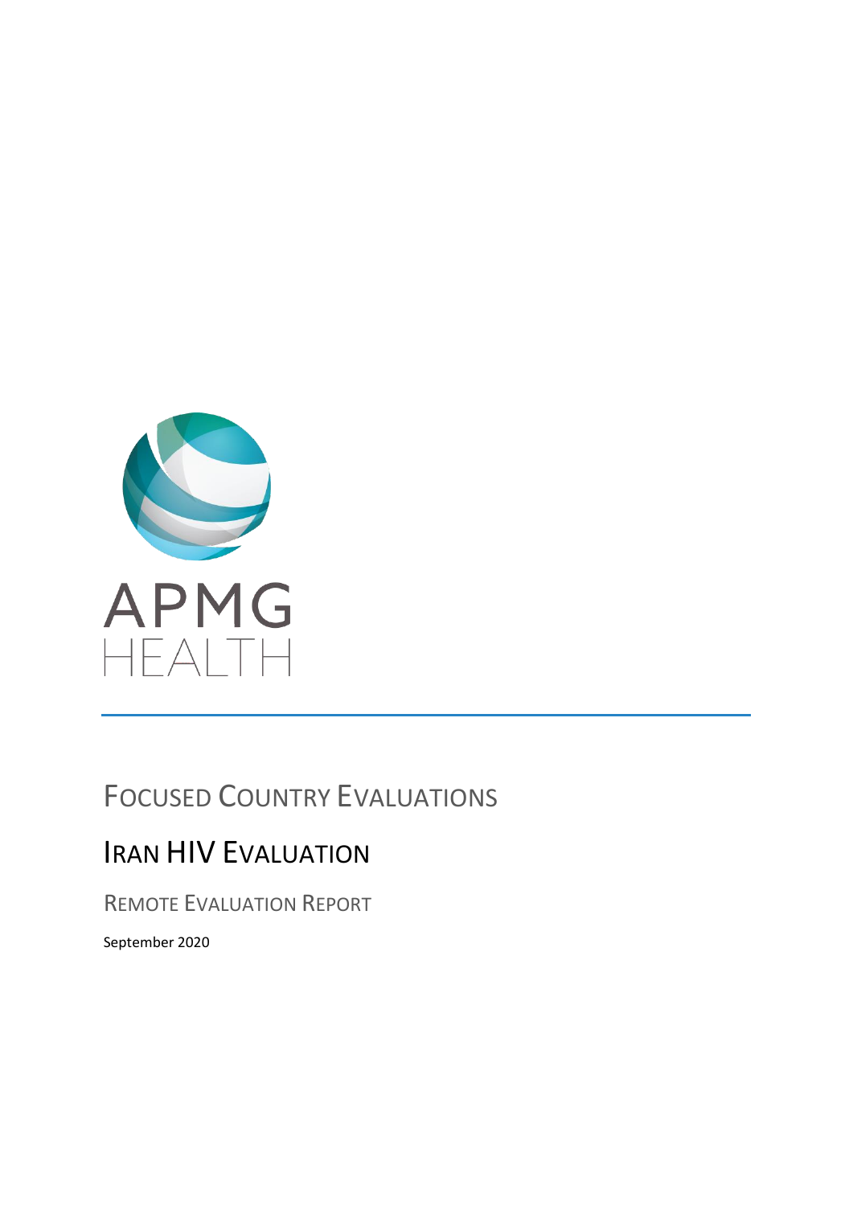APMG
HEALTH

# Focused Country Evaluations

## Iran HIV Evaluation

### Remote Evaluation Report

September 2020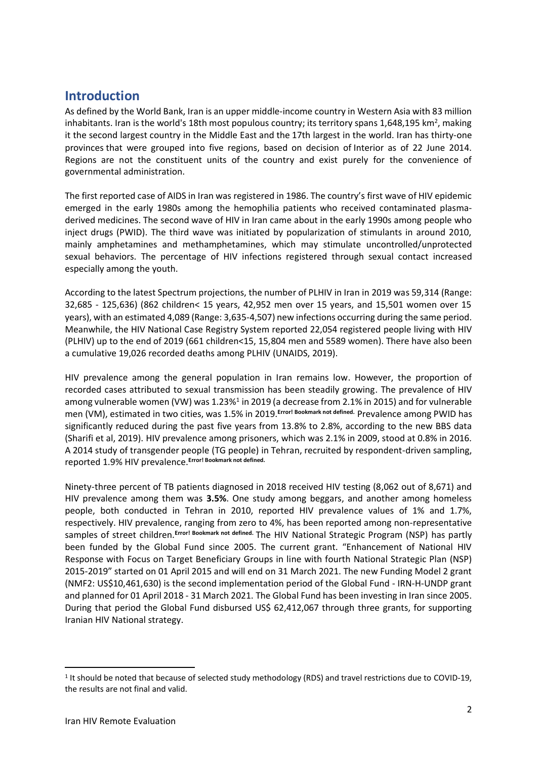## Introduction

As defined by the World Bank, Iran is an upper middle-income country in Western Asia with 83 million inhabitants. Iran is the world's 18th most populous country; its territory spans 1,648,195 km$^2$, making it the second largest country in the Middle East and the 17th largest in the world. Iran has thirty-one provinces that were grouped into five regions, based on decision of Interior as of 22 June 2014. Regions are not the constituent units of the country and exist purely for the convenience of governmental administration.

The first reported case of AIDS in Iran was registered in 1986. The country's first wave of HIV epidemic emerged in the early 1980s among the hemophilia patients who received contaminated plasma-derived medicines. The second wave of HIV in Iran came about in the early 1990s among people who inject drugs (PWID). The third wave was initiated by popularization of stimulants in around 2010, mainly amphetamines and methamphetamines, which may stimulate uncontrolled/unprotected sexual behaviors. The percentage of HIV infections registered through sexual contact increased especially among the youth.

According to the latest Spectrum projections, the number of PLHIV in Iran in 2019 was 59,314 (Range: 32,685 - 125,636) (862 children< 15 years, 42,952 men over 15 years, and 15,501 women over 15 years), with an estimated 4,089 (Range: 3,635-4,507) new infections occurring during the same period. Meanwhile, the HIV National Case Registry System reported 22,054 registered people living with HIV (PLHIV) up to the end of 2019 (661 children<15, 15,804 men and 5589 women). There have also been a cumulative 19,026 recorded deaths among PLHIV (UNAIDS, 2019).

HIV prevalence among the general population in Iran remains low. However, the proportion of recorded cases attributed to sexual transmission has been steadily growing. The prevalence of HIV among vulnerable women (VW) was 1.23%[1] in 2019 (a decrease from 2.1% in 2015) and for vulnerable men (VM), estimated in two cities, was 1.5% in 2019.**Error! Bookmark not defined.** Prevalence among PWID has significantly reduced during the past five years from 13.8% to 2.8%, according to the new BBS data (Sharifi et al, 2019). HIV prevalence among prisoners, which was 2.1% in 2009, stood at 0.8% in 2016. A 2014 study of transgender people (TG people) in Tehran, recruited by respondent-driven sampling, reported 1.9% HIV prevalence.**Error! Bookmark not defined.**

Ninety-three percent of TB patients diagnosed in 2018 received HIV testing (8,062 out of 8,671) and HIV prevalence among them was **3.5%**. One study among beggars, and another among homeless people, both conducted in Tehran in 2010, reported HIV prevalence values of 1% and 1.7%, respectively. HIV prevalence, ranging from zero to 4%, has been reported among non-representative samples of street children.**Error! Bookmark not defined.** The HIV National Strategic Program (NSP) has partly been funded by the Global Fund since 2005. The current grant. "Enhancement of National HIV Response with Focus on Target Beneficiary Groups in line with fourth National Strategic Plan (NSP) 2015-2019" started on 01 April 2015 and will end on 31 March 2021. The new Funding Model 2 grant (NMF2: US$10,461,630) is the second implementation period of the Global Fund - IRN-H-UNDP grant and planned for 01 April 2018 - 31 March 2021. The Global Fund has been investing in Iran since 2005. During that period the Global Fund disbursed US$ 62,412,067 through three grants, for supporting Iranian HIV National strategy.

---

[1] It should be noted that because of selected study methodology (RDS) and travel restrictions due to COVID-19, the results are not final and valid.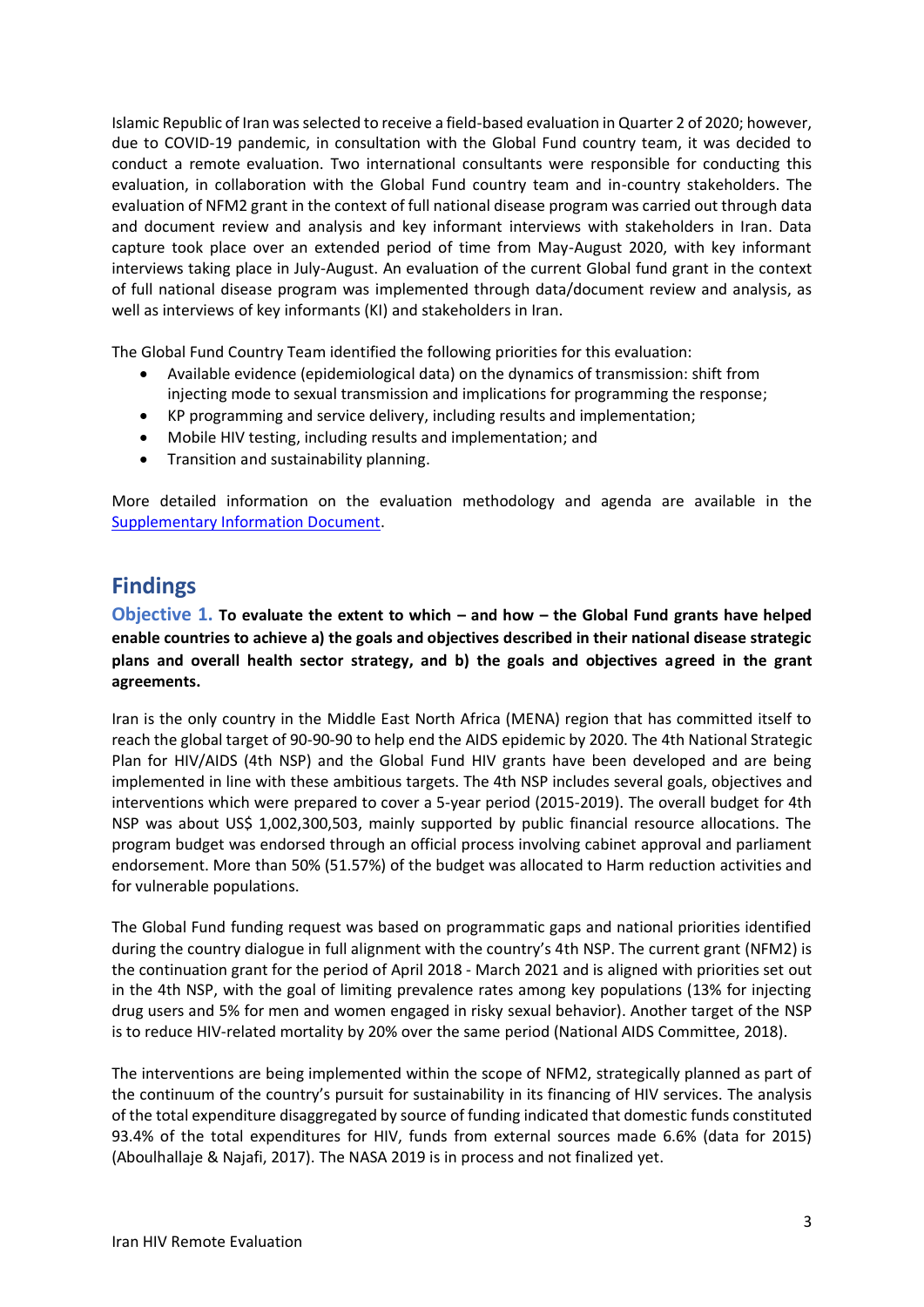Islamic Republic of Iran was selected to receive a field-based evaluation in Quarter 2 of 2020; however, due to COVID-19 pandemic, in consultation with the Global Fund country team, it was decided to conduct a remote evaluation. Two international consultants were responsible for conducting this evaluation, in collaboration with the Global Fund country team and in-country stakeholders. The evaluation of NFM2 grant in the context of full national disease program was carried out through data and document review and analysis and key informant interviews with stakeholders in Iran. Data capture took place over an extended period of time from May-August 2020, with key informant interviews taking place in July-August. An evaluation of the current Global fund grant in the context of full national disease program was implemented through data/document review and analysis, as well as interviews of key informants (KI) and stakeholders in Iran.

The Global Fund Country Team identified the following priorities for this evaluation:

- Available evidence (epidemiological data) on the dynamics of transmission: shift from injecting mode to sexual transmission and implications for programming the response;
- KP programming and service delivery, including results and implementation;
- Mobile HIV testing, including results and implementation; and
- Transition and sustainability planning.

More detailed information on the evaluation methodology and agenda are available in the Supplementary Information Document.

# Findings

## Objective 1. To evaluate the extent to which – and how – the Global Fund grants have helped enable countries to achieve a) the goals and objectives described in their national disease strategic plans and overall health sector strategy, and b) the goals and objectives agreed in the grant agreements.

Iran is the only country in the Middle East North Africa (MENA) region that has committed itself to reach the global target of 90-90-90 to help end the AIDS epidemic by 2020. The 4th National Strategic Plan for HIV/AIDS (4th NSP) and the Global Fund HIV grants have been developed and are being implemented in line with these ambitious targets. The 4th NSP includes several goals, objectives and interventions which were prepared to cover a 5-year period (2015-2019). The overall budget for 4th NSP was about US$ 1,002,300,503, mainly supported by public financial resource allocations. The program budget was endorsed through an official process involving cabinet approval and parliament endorsement. More than 50% (51.57%) of the budget was allocated to Harm reduction activities and for vulnerable populations.

The Global Fund funding request was based on programmatic gaps and national priorities identified during the country dialogue in full alignment with the country's 4th NSP. The current grant (NFM2) is the continuation grant for the period of April 2018 - March 2021 and is aligned with priorities set out in the 4th NSP, with the goal of limiting prevalence rates among key populations (13% for injecting drug users and 5% for men and women engaged in risky sexual behavior). Another target of the NSP is to reduce HIV-related mortality by 20% over the same period (National AIDS Committee, 2018).

The interventions are being implemented within the scope of NFM2, strategically planned as part of the continuum of the country's pursuit for sustainability in its financing of HIV services. The analysis of the total expenditure disaggregated by source of funding indicated that domestic funds constituted 93.4% of the total expenditures for HIV, funds from external sources made 6.6% (data for 2015) (Aboulhallaje & Najafi, 2017). The NASA 2019 is in process and not finalized yet.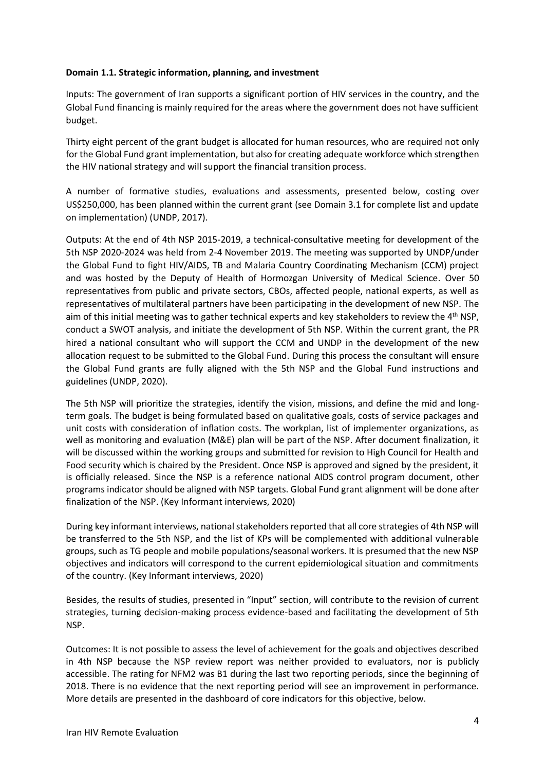**Domain 1.1. Strategic information, planning, and investment**

Inputs: The government of Iran supports a significant portion of HIV services in the country, and the Global Fund financing is mainly required for the areas where the government does not have sufficient budget.

Thirty eight percent of the grant budget is allocated for human resources, who are required not only for the Global Fund grant implementation, but also for creating adequate workforce which strengthen the HIV national strategy and will support the financial transition process.

A number of formative studies, evaluations and assessments, presented below, costing over US$250,000, has been planned within the current grant (see Domain 3.1 for complete list and update on implementation) (UNDP, 2017).

Outputs: At the end of 4th NSP 2015-2019, a technical-consultative meeting for development of the 5th NSP 2020-2024 was held from 2-4 November 2019. The meeting was supported by UNDP/under the Global Fund to fight HIV/AIDS, TB and Malaria Country Coordinating Mechanism (CCM) project and was hosted by the Deputy of Health of Hormozgan University of Medical Science. Over 50 representatives from public and private sectors, CBOs, affected people, national experts, as well as representatives of multilateral partners have been participating in the development of new NSP. The aim of this initial meeting was to gather technical experts and key stakeholders to review the 4th NSP, conduct a SWOT analysis, and initiate the development of 5th NSP. Within the current grant, the PR hired a national consultant who will support the CCM and UNDP in the development of the new allocation request to be submitted to the Global Fund. During this process the consultant will ensure the Global Fund grants are fully aligned with the 5th NSP and the Global Fund instructions and guidelines (UNDP, 2020).

The 5th NSP will prioritize the strategies, identify the vision, missions, and define the mid and long-term goals. The budget is being formulated based on qualitative goals, costs of service packages and unit costs with consideration of inflation costs. The workplan, list of implementer organizations, as well as monitoring and evaluation (M&E) plan will be part of the NSP. After document finalization, it will be discussed within the working groups and submitted for revision to High Council for Health and Food security which is chaired by the President. Once NSP is approved and signed by the president, it is officially released. Since the NSP is a reference national AIDS control program document, other programs indicator should be aligned with NSP targets. Global Fund grant alignment will be done after finalization of the NSP. (Key Informant interviews, 2020)

During key informant interviews, national stakeholders reported that all core strategies of 4th NSP will be transferred to the 5th NSP, and the list of KPs will be complemented with additional vulnerable groups, such as TG people and mobile populations/seasonal workers. It is presumed that the new NSP objectives and indicators will correspond to the current epidemiological situation and commitments of the country. (Key Informant interviews, 2020)

Besides, the results of studies, presented in "Input" section, will contribute to the revision of current strategies, turning decision-making process evidence-based and facilitating the development of 5th NSP.

Outcomes: It is not possible to assess the level of achievement for the goals and objectives described in 4th NSP because the NSP review report was neither provided to evaluators, nor is publicly accessible. The rating for NFM2 was B1 during the last two reporting periods, since the beginning of 2018. There is no evidence that the next reporting period will see an improvement in performance. More details are presented in the dashboard of core indicators for this objective, below.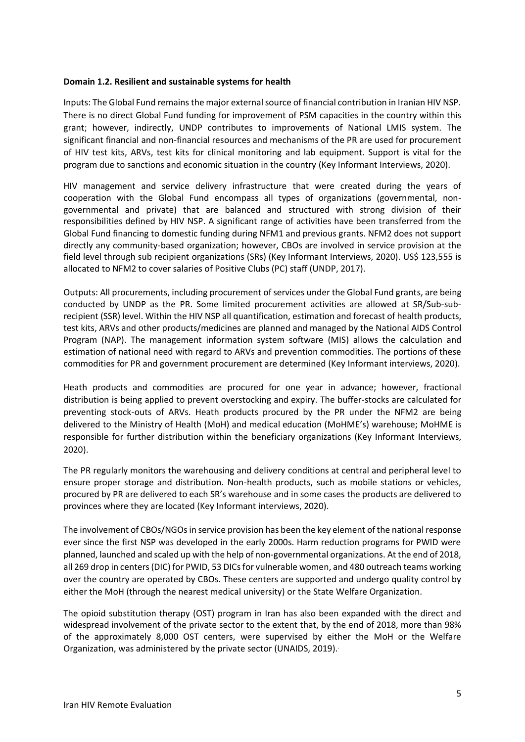**Domain 1.2. Resilient and sustainable systems for health**

Inputs: The Global Fund remains the major external source of financial contribution in Iranian HIV NSP. There is no direct Global Fund funding for improvement of PSM capacities in the country within this grant; however, indirectly, UNDP contributes to improvements of National LMIS system. The significant financial and non-financial resources and mechanisms of the PR are used for procurement of HIV test kits, ARVs, test kits for clinical monitoring and lab equipment. Support is vital for the program due to sanctions and economic situation in the country (Key Informant Interviews, 2020).

HIV management and service delivery infrastructure that were created during the years of cooperation with the Global Fund encompass all types of organizations (governmental, non-governmental and private) that are balanced and structured with strong division of their responsibilities defined by HIV NSP. A significant range of activities have been transferred from the Global Fund financing to domestic funding during NFM1 and previous grants. NFM2 does not support directly any community-based organization; however, CBOs are involved in service provision at the field level through sub recipient organizations (SRs) (Key Informant Interviews, 2020). US$ 123,555 is allocated to NFM2 to cover salaries of Positive Clubs (PC) staff (UNDP, 2017).

Outputs: All procurements, including procurement of services under the Global Fund grants, are being conducted by UNDP as the PR. Some limited procurement activities are allowed at SR/Sub-sub-recipient (SSR) level. Within the HIV NSP all quantification, estimation and forecast of health products, test kits, ARVs and other products/medicines are planned and managed by the National AIDS Control Program (NAP). The management information system software (MIS) allows the calculation and estimation of national need with regard to ARVs and prevention commodities. The portions of these commodities for PR and government procurement are determined (Key Informant interviews, 2020).

Heath products and commodities are procured for one year in advance; however, fractional distribution is being applied to prevent overstocking and expiry. The buffer-stocks are calculated for preventing stock-outs of ARVs. Heath products procured by the PR under the NFM2 are being delivered to the Ministry of Health (MoH) and medical education (MoHME's) warehouse; MoHME is responsible for further distribution within the beneficiary organizations (Key Informant Interviews, 2020).

The PR regularly monitors the warehousing and delivery conditions at central and peripheral level to ensure proper storage and distribution. Non-health products, such as mobile stations or vehicles, procured by PR are delivered to each SR's warehouse and in some cases the products are delivered to provinces where they are located (Key Informant interviews, 2020).

The involvement of CBOs/NGOs in service provision has been the key element of the national response ever since the first NSP was developed in the early 2000s. Harm reduction programs for PWID were planned, launched and scaled up with the help of non-governmental organizations. At the end of 2018, all 269 drop in centers (DIC) for PWID, 53 DICs for vulnerable women, and 480 outreach teams working over the country are operated by CBOs. These centers are supported and undergo quality control by either the MoH (through the nearest medical university) or the State Welfare Organization.

The opioid substitution therapy (OST) program in Iran has also been expanded with the direct and widespread involvement of the private sector to the extent that, by the end of 2018, more than 98% of the approximately 8,000 OST centers, were supervised by either the MoH or the Welfare Organization, was administered by the private sector (UNAIDS, 2019).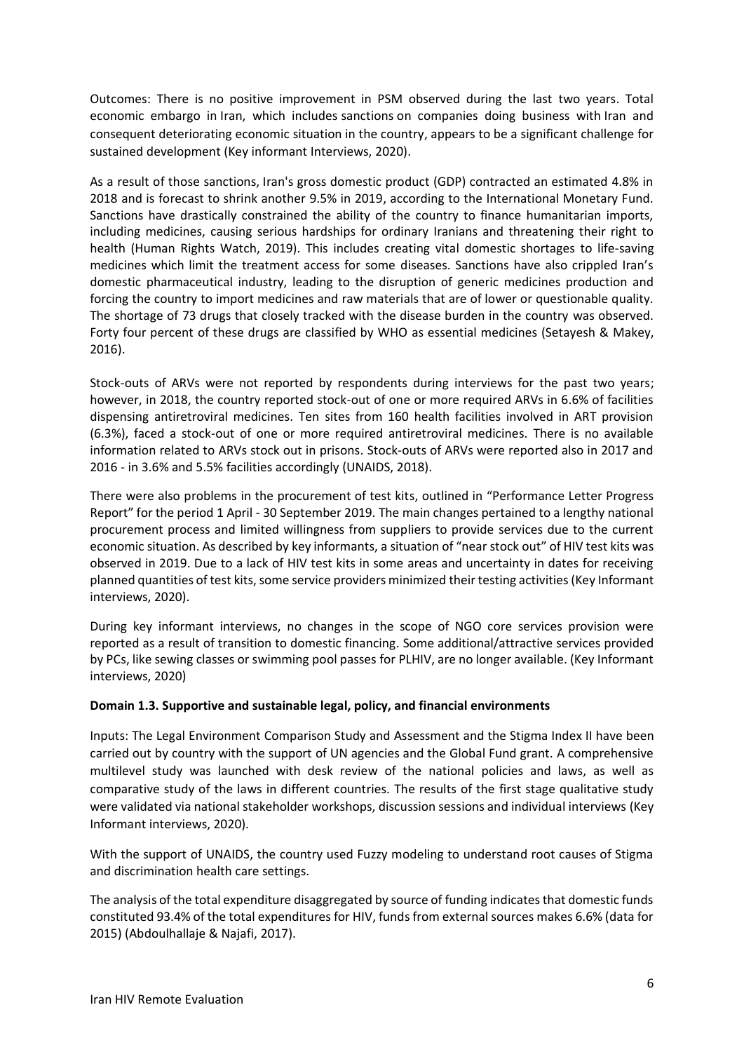Outcomes: There is no positive improvement in PSM observed during the last two years. Total economic embargo in Iran, which includes sanctions on companies doing business with Iran and consequent deteriorating economic situation in the country, appears to be a significant challenge for sustained development (Key informant Interviews, 2020).

As a result of those sanctions, Iran's gross domestic product (GDP) contracted an estimated 4.8% in 2018 and is forecast to shrink another 9.5% in 2019, according to the International Monetary Fund. Sanctions have drastically constrained the ability of the country to finance humanitarian imports, including medicines, causing serious hardships for ordinary Iranians and threatening their right to health (Human Rights Watch, 2019). This includes creating vital domestic shortages to life-saving medicines which limit the treatment access for some diseases. Sanctions have also crippled Iran's domestic pharmaceutical industry, leading to the disruption of generic medicines production and forcing the country to import medicines and raw materials that are of lower or questionable quality. The shortage of 73 drugs that closely tracked with the disease burden in the country was observed. Forty four percent of these drugs are classified by WHO as essential medicines (Setayesh & Makey, 2016).

Stock-outs of ARVs were not reported by respondents during interviews for the past two years; however, in 2018, the country reported stock-out of one or more required ARVs in 6.6% of facilities dispensing antiretroviral medicines. Ten sites from 160 health facilities involved in ART provision (6.3%), faced a stock-out of one or more required antiretroviral medicines. There is no available information related to ARVs stock out in prisons. Stock-outs of ARVs were reported also in 2017 and 2016 - in 3.6% and 5.5% facilities accordingly (UNAIDS, 2018).

There were also problems in the procurement of test kits, outlined in "Performance Letter Progress Report" for the period 1 April - 30 September 2019. The main changes pertained to a lengthy national procurement process and limited willingness from suppliers to provide services due to the current economic situation. As described by key informants, a situation of "near stock out" of HIV test kits was observed in 2019. Due to a lack of HIV test kits in some areas and uncertainty in dates for receiving planned quantities of test kits, some service providers minimized their testing activities (Key Informant interviews, 2020).

During key informant interviews, no changes in the scope of NGO core services provision were reported as a result of transition to domestic financing. Some additional/attractive services provided by PCs, like sewing classes or swimming pool passes for PLHIV, are no longer available. (Key Informant interviews, 2020)

**Domain 1.3. Supportive and sustainable legal, policy, and financial environments**

Inputs: The Legal Environment Comparison Study and Assessment and the Stigma Index II have been carried out by country with the support of UN agencies and the Global Fund grant. A comprehensive multilevel study was launched with desk review of the national policies and laws, as well as comparative study of the laws in different countries. The results of the first stage qualitative study were validated via national stakeholder workshops, discussion sessions and individual interviews (Key Informant interviews, 2020).

With the support of UNAIDS, the country used Fuzzy modeling to understand root causes of Stigma and discrimination health care settings.

The analysis of the total expenditure disaggregated by source of funding indicates that domestic funds constituted 93.4% of the total expenditures for HIV, funds from external sources makes 6.6% (data for 2015) (Abdoulhallaje & Najafi, 2017).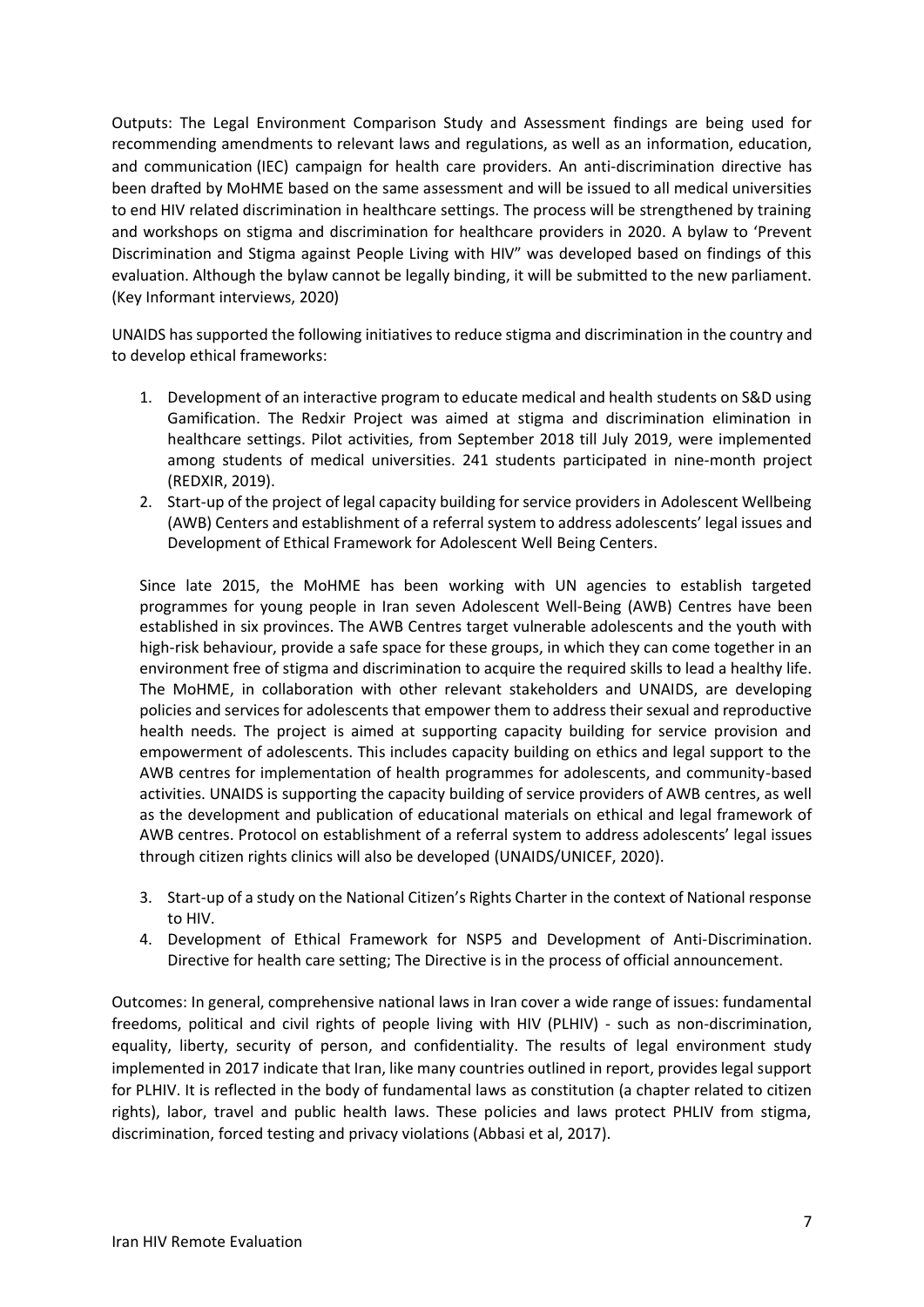Outputs: The Legal Environment Comparison Study and Assessment findings are being used for recommending amendments to relevant laws and regulations, as well as an information, education, and communication (IEC) campaign for health care providers. An anti-discrimination directive has been drafted by MoHME based on the same assessment and will be issued to all medical universities to end HIV related discrimination in healthcare settings. The process will be strengthened by training and workshops on stigma and discrimination for healthcare providers in 2020. A bylaw to 'Prevent Discrimination and Stigma against People Living with HIV" was developed based on findings of this evaluation. Although the bylaw cannot be legally binding, it will be submitted to the new parliament. (Key Informant interviews, 2020)

UNAIDS has supported the following initiatives to reduce stigma and discrimination in the country and to develop ethical frameworks:

1. Development of an interactive program to educate medical and health students on S&D using Gamification. The Redxir Project was aimed at stigma and discrimination elimination in healthcare settings. Pilot activities, from September 2018 till July 2019, were implemented among students of medical universities. 241 students participated in nine-month project (REDXIR, 2019).
2. Start-up of the project of legal capacity building for service providers in Adolescent Wellbeing (AWB) Centers and establishment of a referral system to address adolescents' legal issues and Development of Ethical Framework for Adolescent Well Being Centers.

   Since late 2015, the MoHME has been working with UN agencies to establish targeted programmes for young people in Iran seven Adolescent Well-Being (AWB) Centres have been established in six provinces. The AWB Centres target vulnerable adolescents and the youth with high-risk behaviour, provide a safe space for these groups, in which they can come together in an environment free of stigma and discrimination to acquire the required skills to lead a healthy life. The MoHME, in collaboration with other relevant stakeholders and UNAIDS, are developing policies and services for adolescents that empower them to address their sexual and reproductive health needs. The project is aimed at supporting capacity building for service provision and empowerment of adolescents. This includes capacity building on ethics and legal support to the AWB centres for implementation of health programmes for adolescents, and community-based activities. UNAIDS is supporting the capacity building of service providers of AWB centres, as well as the development and publication of educational materials on ethical and legal framework of AWB centres. Protocol on establishment of a referral system to address adolescents' legal issues through citizen rights clinics will also be developed (UNAIDS/UNICEF, 2020).

3. Start-up of a study on the National Citizen's Rights Charter in the context of National response to HIV.
4. Development of Ethical Framework for NSP5 and Development of Anti-Discrimination. Directive for health care setting; The Directive is in the process of official announcement.

Outcomes: In general, comprehensive national laws in Iran cover a wide range of issues: fundamental freedoms, political and civil rights of people living with HIV (PLHIV) - such as non-discrimination, equality, liberty, security of person, and confidentiality. The results of legal environment study implemented in 2017 indicate that Iran, like many countries outlined in report, provides legal support for PLHIV. It is reflected in the body of fundamental laws as constitution (a chapter related to citizen rights), labor, travel and public health laws. These policies and laws protect PHLIV from stigma, discrimination, forced testing and privacy violations (Abbasi et al, 2017).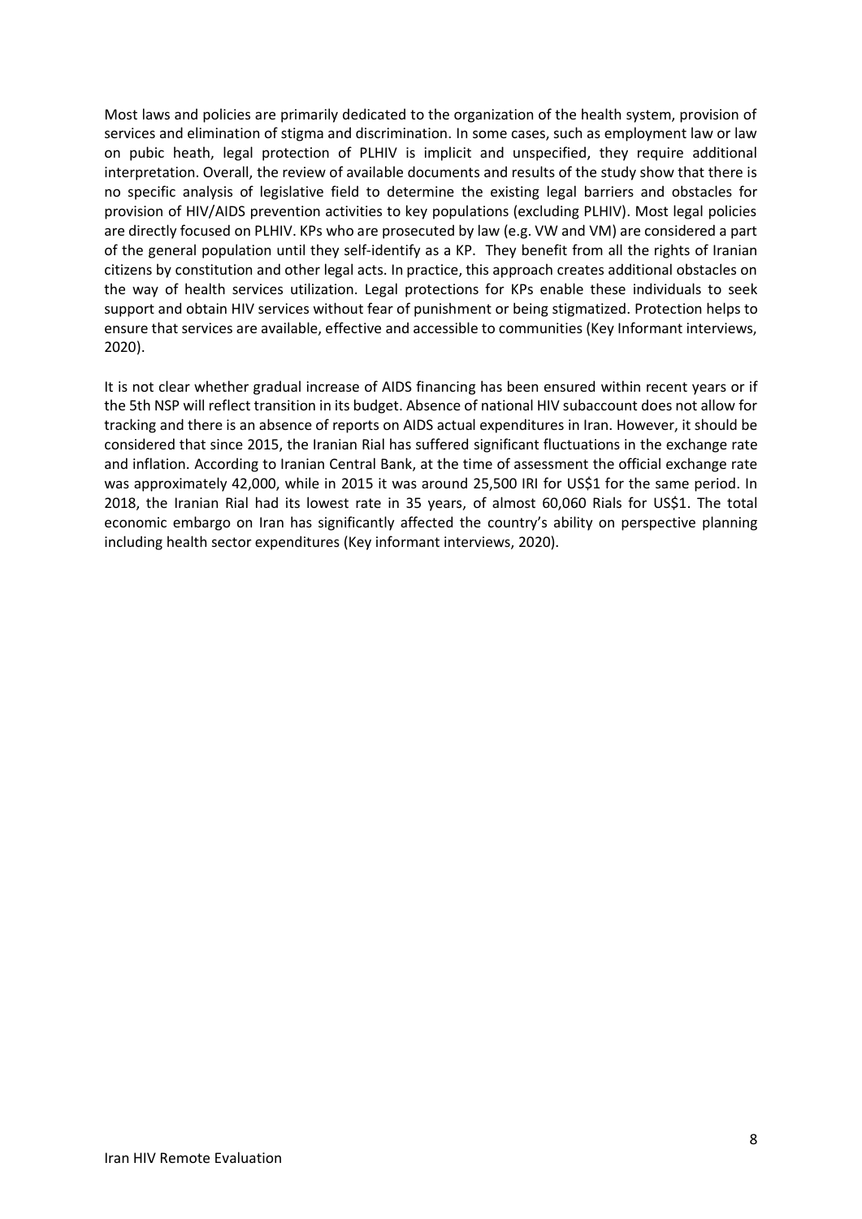Most laws and policies are primarily dedicated to the organization of the health system, provision of services and elimination of stigma and discrimination. In some cases, such as employment law or law on pubic heath, legal protection of PLHIV is implicit and unspecified, they require additional interpretation. Overall, the review of available documents and results of the study show that there is no specific analysis of legislative field to determine the existing legal barriers and obstacles for provision of HIV/AIDS prevention activities to key populations (excluding PLHIV). Most legal policies are directly focused on PLHIV. KPs who are prosecuted by law (e.g. VW and VM) are considered a part of the general population until they self-identify as a KP. They benefit from all the rights of Iranian citizens by constitution and other legal acts. In practice, this approach creates additional obstacles on the way of health services utilization. Legal protections for KPs enable these individuals to seek support and obtain HIV services without fear of punishment or being stigmatized. Protection helps to ensure that services are available, effective and accessible to communities (Key Informant interviews, 2020).

It is not clear whether gradual increase of AIDS financing has been ensured within recent years or if the 5th NSP will reflect transition in its budget. Absence of national HIV subaccount does not allow for tracking and there is an absence of reports on AIDS actual expenditures in Iran. However, it should be considered that since 2015, the Iranian Rial has suffered significant fluctuations in the exchange rate and inflation. According to Iranian Central Bank, at the time of assessment the official exchange rate was approximately 42,000, while in 2015 it was around 25,500 IRI for US$1 for the same period. In 2018, the Iranian Rial had its lowest rate in 35 years, of almost 60,060 Rials for US$1. The total economic embargo on Iran has significantly affected the country's ability on perspective planning including health sector expenditures (Key informant interviews, 2020).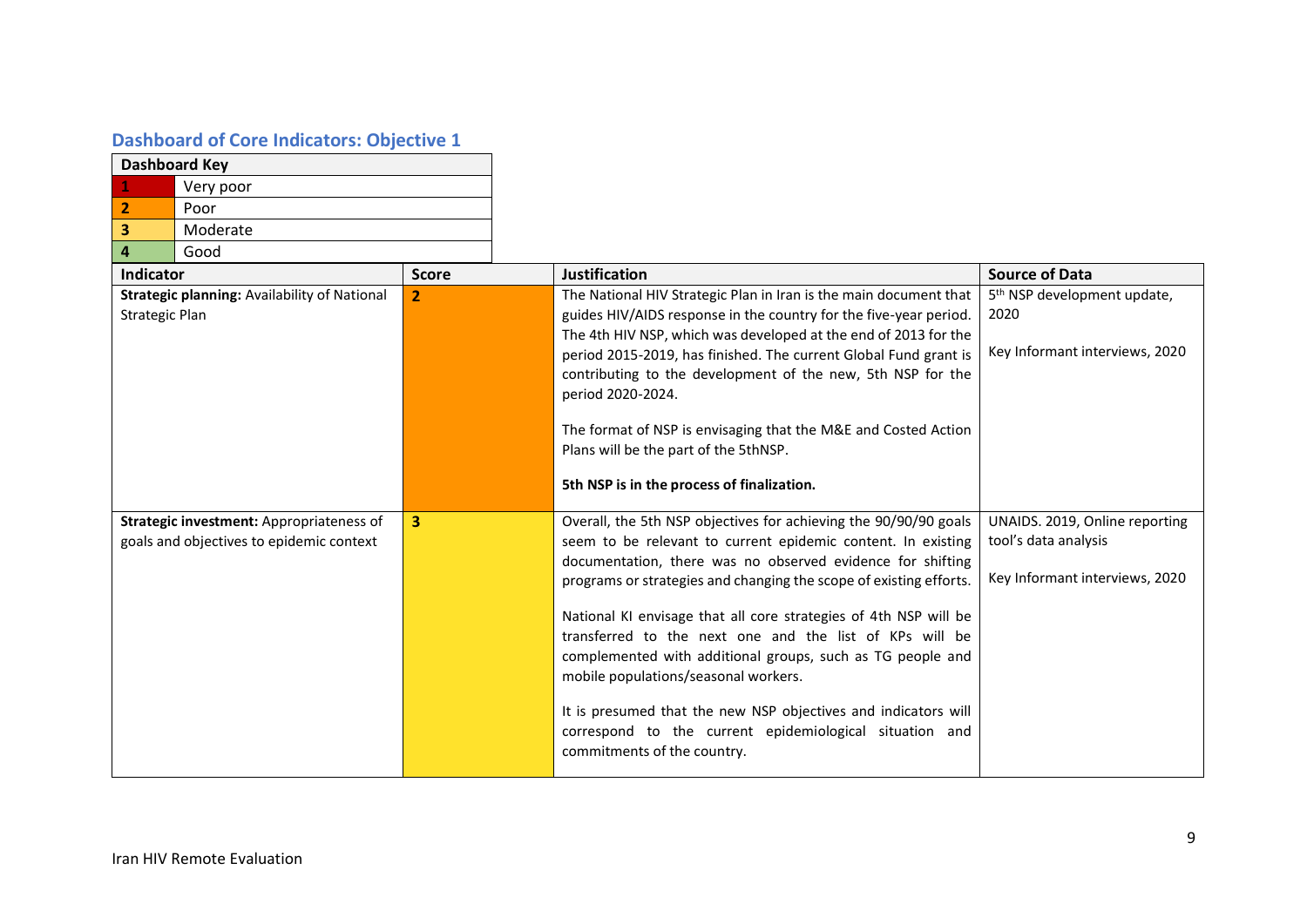## Dashboard of Core Indicators: Objective 1

| Dashboard Key | |
|---|---|
| 1 | Very poor |
| 2 | Poor |
| 3 | Moderate |
| 4 | Good |

| Indicator | Score | Justification | Source of Data |
|---|---|---|---|
| **Strategic planning:** Availability of National Strategic Plan | **2** | The National HIV Strategic Plan in Iran is the main document that guides HIV/AIDS response in the country for the five-year period. The 4th HIV NSP, which was developed at the end of 2013 for the period 2015-2019, has finished. The current Global Fund grant is contributing to the development of the new, 5th NSP for the period 2020-2024.<br><br>The format of NSP is envisaging that the M&E and Costed Action Plans will be the part of the 5thNSP.<br><br>**5th NSP is in the process of finalization.** | 5th NSP development update, 2020<br><br>Key Informant interviews, 2020 |
| **Strategic investment:** Appropriateness of goals and objectives to epidemic context | **3** | Overall, the 5th NSP objectives for achieving the 90/90/90 goals seem to be relevant to current epidemic content. In existing documentation, there was no observed evidence for shifting programs or strategies and changing the scope of existing efforts.<br><br>National KI envisage that all core strategies of 4th NSP will be transferred to the next one and the list of KPs will be complemented with additional groups, such as TG people and mobile populations/seasonal workers.<br><br>It is presumed that the new NSP objectives and indicators will correspond to the current epidemiological situation and commitments of the country. | UNAIDS. 2019, Online reporting tool's data analysis<br><br>Key Informant interviews, 2020 |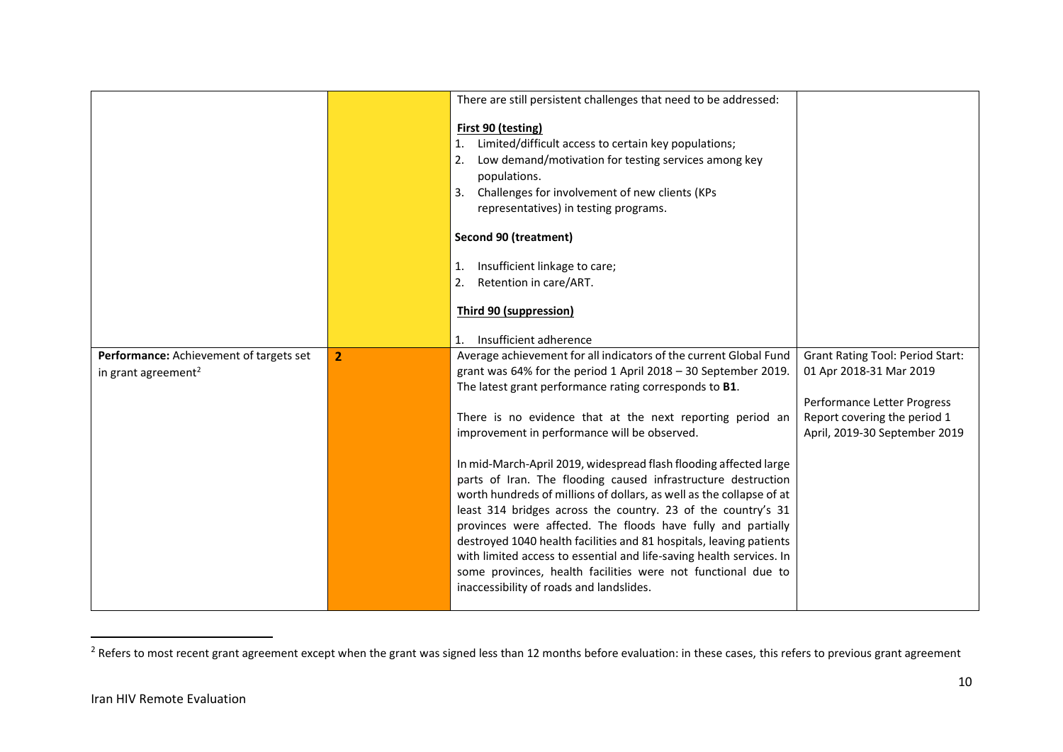| | | | |
|---|---|---|---|
| | | There are still persistent challenges that need to be addressed:<br><br>**First 90 (testing)**<br>1. Limited/difficult access to certain key populations;<br>2. Low demand/motivation for testing services among key populations.<br>3. Challenges for involvement of new clients (KPs representatives) in testing programs.<br><br>**Second 90 (treatment)**<br><br>1. Insufficient linkage to care;<br>2. Retention in care/ART.<br><br>**Third 90 (suppression)**<br><br>1. Insufficient adherence | |
| **Performance:** Achievement of targets set in grant agreement[2] | **2** | Average achievement for all indicators of the current Global Fund grant was 64% for the period 1 April 2018 – 30 September 2019. The latest grant performance rating corresponds to **B1**.<br><br>There is no evidence that at the next reporting period an improvement in performance will be observed.<br><br>In mid-March-April 2019, widespread flash flooding affected large parts of Iran. The flooding caused infrastructure destruction worth hundreds of millions of dollars, as well as the collapse of at least 314 bridges across the country. 23 of the country's 31 provinces were affected. The floods have fully and partially destroyed 1040 health facilities and 81 hospitals, leaving patients with limited access to essential and life-saving health services. In some provinces, health facilities were not functional due to inaccessibility of roads and landslides. | Grant Rating Tool: Period Start: 01 Apr 2018-31 Mar 2019<br><br>Performance Letter Progress Report covering the period 1 April, 2019-30 September 2019 |

[2] Refers to most recent grant agreement except when the grant was signed less than 12 months before evaluation: in these cases, this refers to previous grant agreement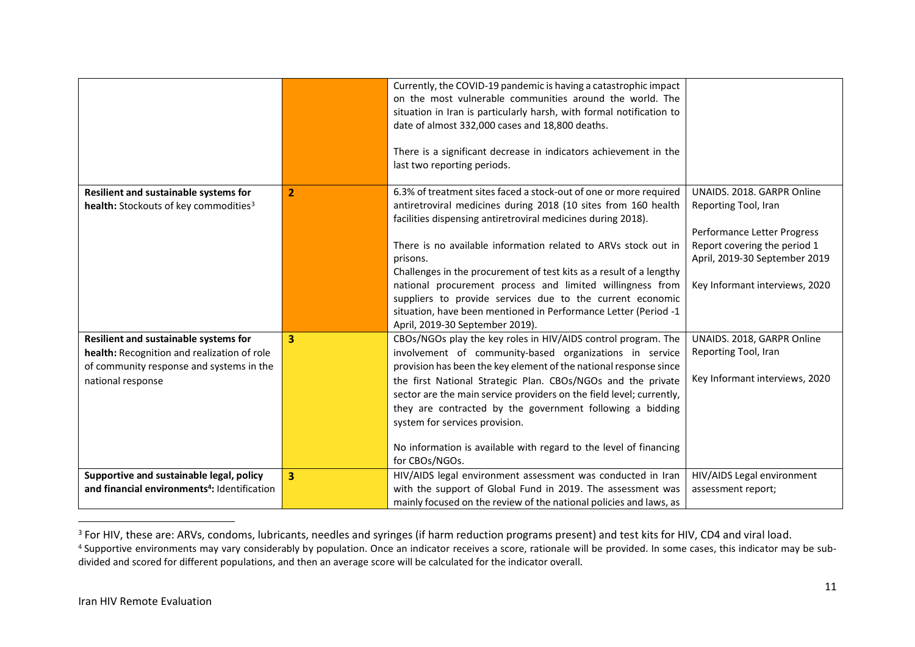| | | | |
|---|---|---|---|
| | | Currently, the COVID-19 pandemic is having a catastrophic impact on the most vulnerable communities around the world. The situation in Iran is particularly harsh, with formal notification to date of almost 332,000 cases and 18,800 deaths.<br><br>There is a significant decrease in indicators achievement in the last two reporting periods. | |
| **Resilient and sustainable systems for health:** Stockouts of key commodities[3] | **2** | 6.3% of treatment sites faced a stock-out of one or more required antiretroviral medicines during 2018 (10 sites from 160 health facilities dispensing antiretroviral medicines during 2018).<br><br>There is no available information related to ARVs stock out in prisons.<br>Challenges in the procurement of test kits as a result of a lengthy national procurement process and limited willingness from suppliers to provide services due to the current economic situation, have been mentioned in Performance Letter (Period -1 April, 2019-30 September 2019). | UNAIDS. 2018. GARPR Online Reporting Tool, Iran<br><br>Performance Letter Progress Report covering the period 1 April, 2019-30 September 2019<br><br>Key Informant interviews, 2020 |
| **Resilient and sustainable systems for health:** Recognition and realization of role of community response and systems in the national response | **3** | CBOs/NGOs play the key roles in HIV/AIDS control program. The involvement of community-based organizations in service provision has been the key element of the national response since the first National Strategic Plan. CBOs/NGOs and the private sector are the main service providers on the field level; currently, they are contracted by the government following a bidding system for services provision.<br><br>No information is available with regard to the level of financing for CBOs/NGOs. | UNAIDS. 2018, GARPR Online Reporting Tool, Iran<br><br>Key Informant interviews, 2020 |
| **Supportive and sustainable legal, policy and financial environments[4]:** Identification | **3** | HIV/AIDS legal environment assessment was conducted in Iran with the support of Global Fund in 2019. The assessment was mainly focused on the review of the national policies and laws, as | HIV/AIDS Legal environment assessment report; |

[3] For HIV, these are: ARVs, condoms, lubricants, needles and syringes (if harm reduction programs present) and test kits for HIV, CD4 and viral load.

[4] Supportive environments may vary considerably by population. Once an indicator receives a score, rationale will be provided. In some cases, this indicator may be sub-divided and scored for different populations, and then an average score will be calculated for the indicator overall.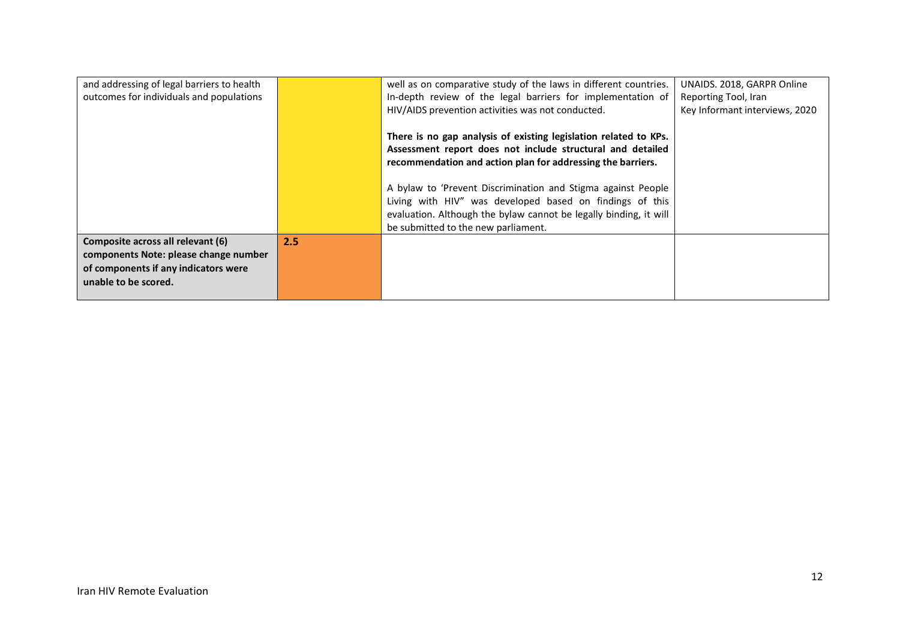| | | | |
|---|---|---|---|
| and addressing of legal barriers to health outcomes for individuals and populations | | well as on comparative study of the laws in different countries. In-depth review of the legal barriers for implementation of HIV/AIDS prevention activities was not conducted.<br><br>**There is no gap analysis of existing legislation related to KPs. Assessment report does not include structural and detailed recommendation and action plan for addressing the barriers.**<br><br>A bylaw to 'Prevent Discrimination and Stigma against People Living with HIV" was developed based on findings of this evaluation. Although the bylaw cannot be legally binding, it will be submitted to the new parliament. | UNAIDS. 2018, GARPR Online Reporting Tool, Iran<br>Key Informant interviews, 2020 |
| **Composite across all relevant (6) components Note: please change number of components if any indicators were unable to be scored.** | **2.5** | | |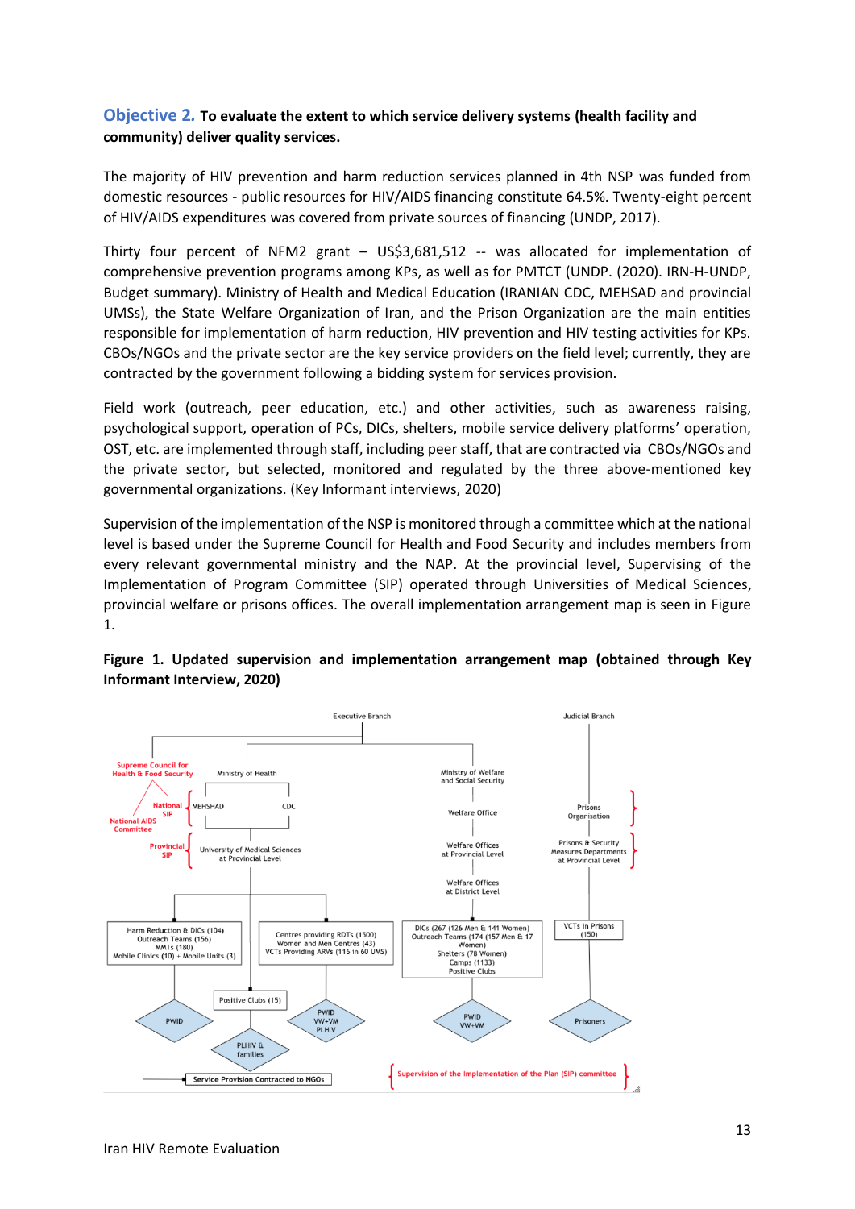**Objective 2.** **To evaluate the extent to which service delivery systems (health facility and community) deliver quality services.**

The majority of HIV prevention and harm reduction services planned in 4th NSP was funded from domestic resources - public resources for HIV/AIDS financing constitute 64.5%. Twenty-eight percent of HIV/AIDS expenditures was covered from private sources of financing (UNDP, 2017).

Thirty four percent of NFM2 grant – US$3,681,512 -- was allocated for implementation of comprehensive prevention programs among KPs, as well as for PMTCT (UNDP. (2020). IRN-H-UNDP, Budget summary). Ministry of Health and Medical Education (IRANIAN CDC, MEHSAD and provincial UMSs), the State Welfare Organization of Iran, and the Prison Organization are the main entities responsible for implementation of harm reduction, HIV prevention and HIV testing activities for KPs. CBOs/NGOs and the private sector are the key service providers on the field level; currently, they are contracted by the government following a bidding system for services provision.

Field work (outreach, peer education, etc.) and other activities, such as awareness raising, psychological support, operation of PCs, DICs, shelters, mobile service delivery platforms' operation, OST, etc. are implemented through staff, including peer staff, that are contracted via CBOs/NGOs and the private sector, but selected, monitored and regulated by the three above-mentioned key governmental organizations. (Key Informant interviews, 2020)

Supervision of the implementation of the NSP is monitored through a committee which at the national level is based under the Supreme Council for Health and Food Security and includes members from every relevant governmental ministry and the NAP. At the provincial level, Supervising of the Implementation of Program Committee (SIP) operated through Universities of Medical Sciences, provincial welfare or prisons offices. The overall implementation arrangement map is seen in Figure 1.

**Figure 1. Updated supervision and implementation arrangement map (obtained through Key Informant Interview, 2020)**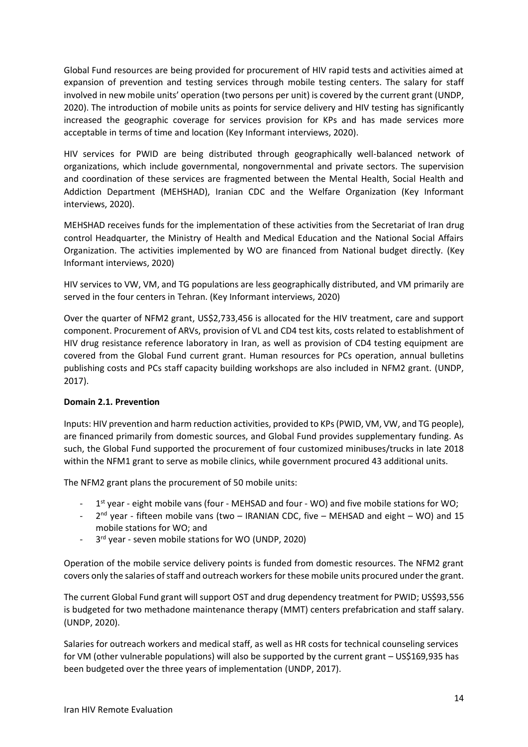Global Fund resources are being provided for procurement of HIV rapid tests and activities aimed at expansion of prevention and testing services through mobile testing centers. The salary for staff involved in new mobile units' operation (two persons per unit) is covered by the current grant (UNDP, 2020). The introduction of mobile units as points for service delivery and HIV testing has significantly increased the geographic coverage for services provision for KPs and has made services more acceptable in terms of time and location (Key Informant interviews, 2020).

HIV services for PWID are being distributed through geographically well-balanced network of organizations, which include governmental, nongovernmental and private sectors. The supervision and coordination of these services are fragmented between the Mental Health, Social Health and Addiction Department (MEHSHAD), Iranian CDC and the Welfare Organization (Key Informant interviews, 2020).

MEHSHAD receives funds for the implementation of these activities from the Secretariat of Iran drug control Headquarter, the Ministry of Health and Medical Education and the National Social Affairs Organization. The activities implemented by WO are financed from National budget directly. (Key Informant interviews, 2020)

HIV services to VW, VM, and TG populations are less geographically distributed, and VM primarily are served in the four centers in Tehran. (Key Informant interviews, 2020)

Over the quarter of NFM2 grant, US$2,733,456 is allocated for the HIV treatment, care and support component. Procurement of ARVs, provision of VL and CD4 test kits, costs related to establishment of HIV drug resistance reference laboratory in Iran, as well as provision of CD4 testing equipment are covered from the Global Fund current grant. Human resources for PCs operation, annual bulletins publishing costs and PCs staff capacity building workshops are also included in NFM2 grant. (UNDP, 2017).

**Domain 2.1. Prevention**

Inputs: HIV prevention and harm reduction activities, provided to KPs (PWID, VM, VW, and TG people), are financed primarily from domestic sources, and Global Fund provides supplementary funding. As such, the Global Fund supported the procurement of four customized minibuses/trucks in late 2018 within the NFM1 grant to serve as mobile clinics, while government procured 43 additional units.

The NFM2 grant plans the procurement of 50 mobile units:

- 1st year - eight mobile vans (four - MEHSAD and four - WO) and five mobile stations for WO;
- 2nd year - fifteen mobile vans (two – IRANIAN CDC, five – MEHSAD and eight – WO) and 15 mobile stations for WO; and
- 3rd year - seven mobile stations for WO (UNDP, 2020)

Operation of the mobile service delivery points is funded from domestic resources. The NFM2 grant covers only the salaries of staff and outreach workers for these mobile units procured under the grant.

The current Global Fund grant will support OST and drug dependency treatment for PWID; US$93,556 is budgeted for two methadone maintenance therapy (MMT) centers prefabrication and staff salary. (UNDP, 2020).

Salaries for outreach workers and medical staff, as well as HR costs for technical counseling services for VM (other vulnerable populations) will also be supported by the current grant – US$169,935 has been budgeted over the three years of implementation (UNDP, 2017).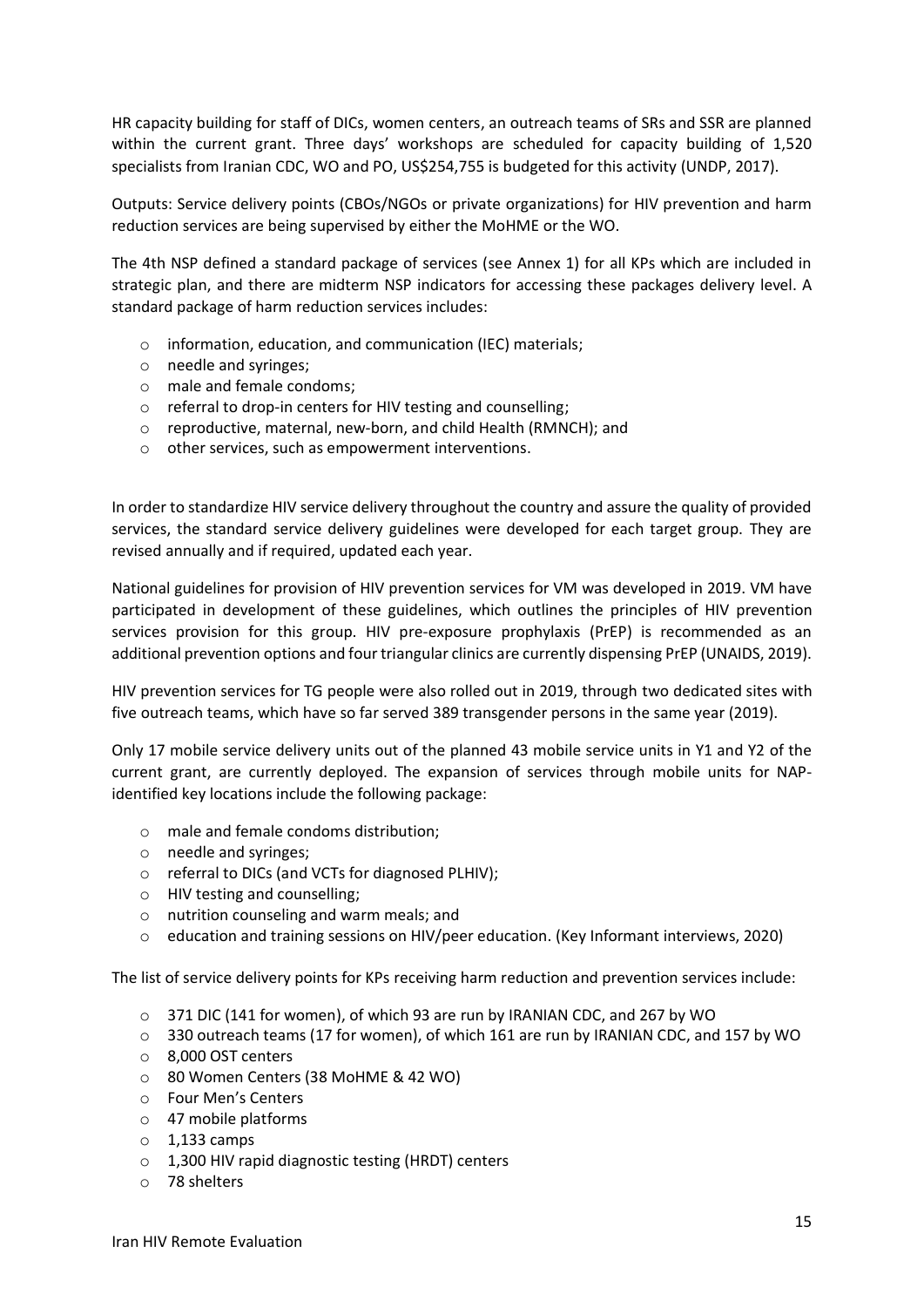HR capacity building for staff of DICs, women centers, an outreach teams of SRs and SSR are planned within the current grant. Three days' workshops are scheduled for capacity building of 1,520 specialists from Iranian CDC, WO and PO, US$254,755 is budgeted for this activity (UNDP, 2017).

Outputs: Service delivery points (CBOs/NGOs or private organizations) for HIV prevention and harm reduction services are being supervised by either the MoHME or the WO.

The 4th NSP defined a standard package of services (see Annex 1) for all KPs which are included in strategic plan, and there are midterm NSP indicators for accessing these packages delivery level. A standard package of harm reduction services includes:

- information, education, and communication (IEC) materials;
- needle and syringes;
- male and female condoms;
- referral to drop-in centers for HIV testing and counselling;
- reproductive, maternal, new-born, and child Health (RMNCH); and
- other services, such as empowerment interventions.

In order to standardize HIV service delivery throughout the country and assure the quality of provided services, the standard service delivery guidelines were developed for each target group. They are revised annually and if required, updated each year.

National guidelines for provision of HIV prevention services for VM was developed in 2019. VM have participated in development of these guidelines, which outlines the principles of HIV prevention services provision for this group. HIV pre-exposure prophylaxis (PrEP) is recommended as an additional prevention options and four triangular clinics are currently dispensing PrEP (UNAIDS, 2019).

HIV prevention services for TG people were also rolled out in 2019, through two dedicated sites with five outreach teams, which have so far served 389 transgender persons in the same year (2019).

Only 17 mobile service delivery units out of the planned 43 mobile service units in Y1 and Y2 of the current grant, are currently deployed. The expansion of services through mobile units for NAP-identified key locations include the following package:

- male and female condoms distribution;
- needle and syringes;
- referral to DICs (and VCTs for diagnosed PLHIV);
- HIV testing and counselling;
- nutrition counseling and warm meals; and
- education and training sessions on HIV/peer education. (Key Informant interviews, 2020)

The list of service delivery points for KPs receiving harm reduction and prevention services include:

- 371 DIC (141 for women), of which 93 are run by IRANIAN CDC, and 267 by WO
- 330 outreach teams (17 for women), of which 161 are run by IRANIAN CDC, and 157 by WO
- 8,000 OST centers
- 80 Women Centers (38 MoHME & 42 WO)
- Four Men's Centers
- 47 mobile platforms
- 1,133 camps
- 1,300 HIV rapid diagnostic testing (HRDT) centers
- 78 shelters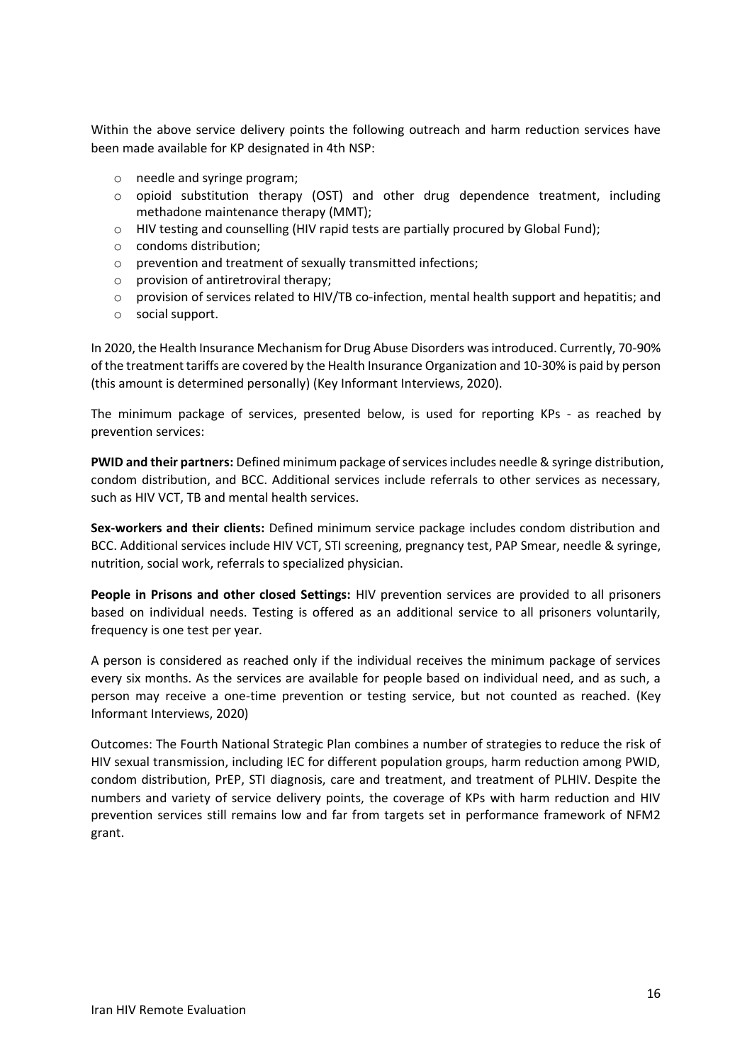Within the above service delivery points the following outreach and harm reduction services have been made available for KP designated in 4th NSP:

- needle and syringe program;
- opioid substitution therapy (OST) and other drug dependence treatment, including methadone maintenance therapy (MMT);
- HIV testing and counselling (HIV rapid tests are partially procured by Global Fund);
- condoms distribution;
- prevention and treatment of sexually transmitted infections;
- provision of antiretroviral therapy;
- provision of services related to HIV/TB co-infection, mental health support and hepatitis; and
- social support.

In 2020, the Health Insurance Mechanism for Drug Abuse Disorders was introduced. Currently, 70-90% of the treatment tariffs are covered by the Health Insurance Organization and 10-30% is paid by person (this amount is determined personally) (Key Informant Interviews, 2020).

The minimum package of services, presented below, is used for reporting KPs - as reached by prevention services:

**PWID and their partners:** Defined minimum package of services includes needle & syringe distribution, condom distribution, and BCC. Additional services include referrals to other services as necessary, such as HIV VCT, TB and mental health services.

**Sex-workers and their clients:** Defined minimum service package includes condom distribution and BCC. Additional services include HIV VCT, STI screening, pregnancy test, PAP Smear, needle & syringe, nutrition, social work, referrals to specialized physician.

**People in Prisons and other closed Settings:** HIV prevention services are provided to all prisoners based on individual needs. Testing is offered as an additional service to all prisoners voluntarily, frequency is one test per year.

A person is considered as reached only if the individual receives the minimum package of services every six months. As the services are available for people based on individual need, and as such, a person may receive a one-time prevention or testing service, but not counted as reached. (Key Informant Interviews, 2020)

Outcomes: The Fourth National Strategic Plan combines a number of strategies to reduce the risk of HIV sexual transmission, including IEC for different population groups, harm reduction among PWID, condom distribution, PrEP, STI diagnosis, care and treatment, and treatment of PLHIV. Despite the numbers and variety of service delivery points, the coverage of KPs with harm reduction and HIV prevention services still remains low and far from targets set in performance framework of NFM2 grant.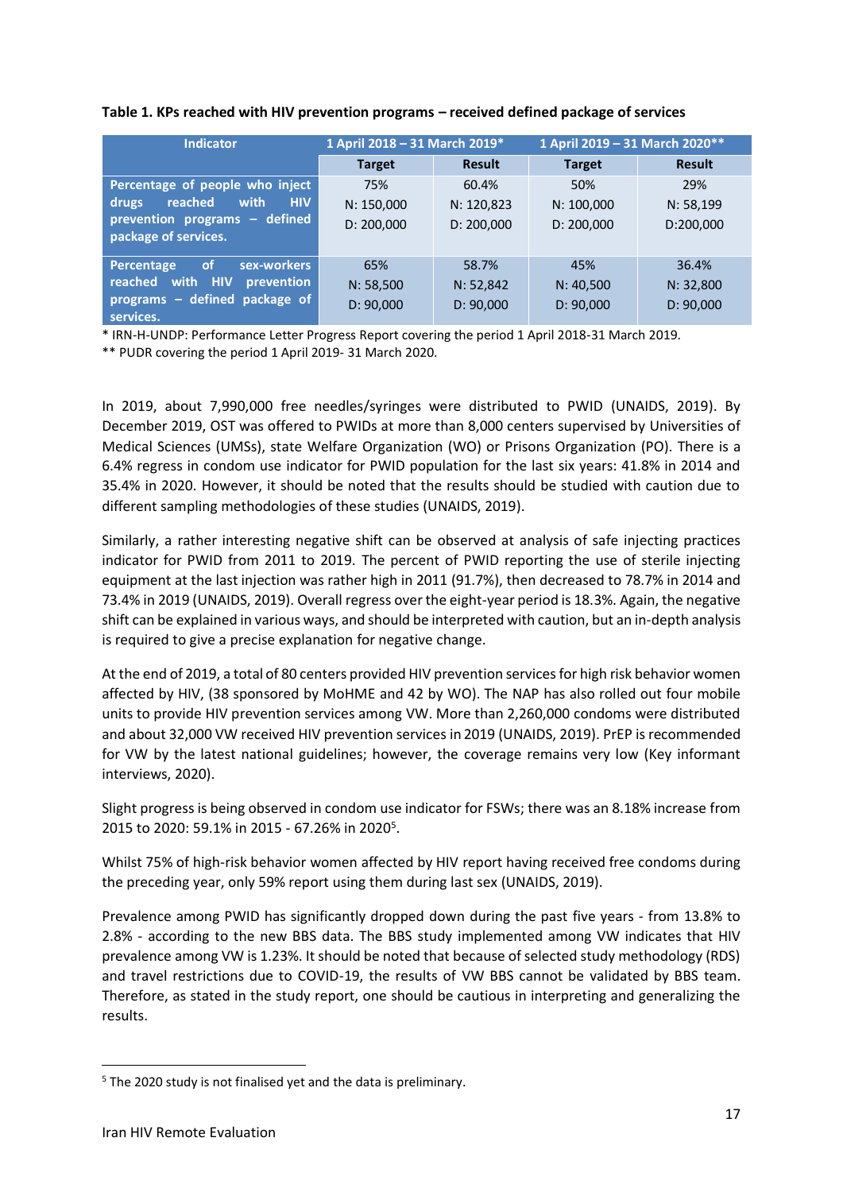**Table 1. KPs reached with HIV prevention programs – received defined package of services**

| Indicator | 1 April 2018 – 31 March 2019* | | 1 April 2019 – 31 March 2020** | |
|---|---|---|---|---|
| | Target | Result | Target | Result |
| Percentage of people who inject drugs reached with HIV prevention programs – defined package of services. | 75%<br>N: 150,000<br>D: 200,000 | 60.4%<br>N: 120,823<br>D: 200,000 | 50%<br>N: 100,000<br>D: 200,000 | 29%<br>N: 58,199<br>D:200,000 |
| Percentage of sex-workers reached with HIV prevention programs – defined package of services. | 65%<br>N: 58,500<br>D: 90,000 | 58.7%<br>N: 52,842<br>D: 90,000 | 45%<br>N: 40,500<br>D: 90,000 | 36.4%<br>N: 32,800<br>D: 90,000 |

\* IRN-H-UNDP: Performance Letter Progress Report covering the period 1 April 2018-31 March 2019.
** PUDR covering the period 1 April 2019- 31 March 2020.

In 2019, about 7,990,000 free needles/syringes were distributed to PWID (UNAIDS, 2019). By December 2019, OST was offered to PWIDs at more than 8,000 centers supervised by Universities of Medical Sciences (UMSs), state Welfare Organization (WO) or Prisons Organization (PO). There is a 6.4% regress in condom use indicator for PWID population for the last six years: 41.8% in 2014 and 35.4% in 2020. However, it should be noted that the results should be studied with caution due to different sampling methodologies of these studies (UNAIDS, 2019).

Similarly, a rather interesting negative shift can be observed at analysis of safe injecting practices indicator for PWID from 2011 to 2019. The percent of PWID reporting the use of sterile injecting equipment at the last injection was rather high in 2011 (91.7%), then decreased to 78.7% in 2014 and 73.4% in 2019 (UNAIDS, 2019). Overall regress over the eight-year period is 18.3%. Again, the negative shift can be explained in various ways, and should be interpreted with caution, but an in-depth analysis is required to give a precise explanation for negative change.

At the end of 2019, a total of 80 centers provided HIV prevention services for high risk behavior women affected by HIV, (38 sponsored by MoHME and 42 by WO). The NAP has also rolled out four mobile units to provide HIV prevention services among VW. More than 2,260,000 condoms were distributed and about 32,000 VW received HIV prevention services in 2019 (UNAIDS, 2019). PrEP is recommended for VW by the latest national guidelines; however, the coverage remains very low (Key informant interviews, 2020).

Slight progress is being observed in condom use indicator for FSWs; there was an 8.18% increase from 2015 to 2020: 59.1% in 2015 - 67.26% in 2020[5].

Whilst 75% of high-risk behavior women affected by HIV report having received free condoms during the preceding year, only 59% report using them during last sex (UNAIDS, 2019).

Prevalence among PWID has significantly dropped down during the past five years - from 13.8% to 2.8% - according to the new BBS data. The BBS study implemented among VW indicates that HIV prevalence among VW is 1.23%. It should be noted that because of selected study methodology (RDS) and travel restrictions due to COVID-19, the results of VW BBS cannot be validated by BBS team. Therefore, as stated in the study report, one should be cautious in interpreting and generalizing the results.

[5] The 2020 study is not finalised yet and the data is preliminary.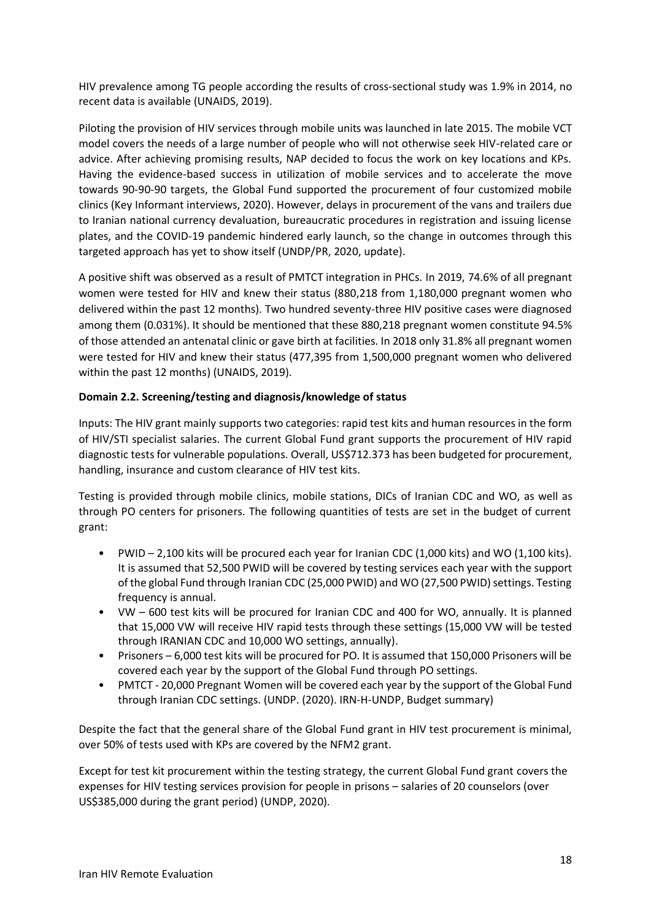HIV prevalence among TG people according the results of cross-sectional study was 1.9% in 2014, no recent data is available (UNAIDS, 2019).

Piloting the provision of HIV services through mobile units was launched in late 2015. The mobile VCT model covers the needs of a large number of people who will not otherwise seek HIV-related care or advice. After achieving promising results, NAP decided to focus the work on key locations and KPs. Having the evidence-based success in utilization of mobile services and to accelerate the move towards 90-90-90 targets, the Global Fund supported the procurement of four customized mobile clinics (Key Informant interviews, 2020). However, delays in procurement of the vans and trailers due to Iranian national currency devaluation, bureaucratic procedures in registration and issuing license plates, and the COVID-19 pandemic hindered early launch, so the change in outcomes through this targeted approach has yet to show itself (UNDP/PR, 2020, update).

A positive shift was observed as a result of PMTCT integration in PHCs. In 2019, 74.6% of all pregnant women were tested for HIV and knew their status (880,218 from 1,180,000 pregnant women who delivered within the past 12 months). Two hundred seventy-three HIV positive cases were diagnosed among them (0.031%). It should be mentioned that these 880,218 pregnant women constitute 94.5% of those attended an antenatal clinic or gave birth at facilities. In 2018 only 31.8% all pregnant women were tested for HIV and knew their status (477,395 from 1,500,000 pregnant women who delivered within the past 12 months) (UNAIDS, 2019).

**Domain 2.2. Screening/testing and diagnosis/knowledge of status**

Inputs: The HIV grant mainly supports two categories: rapid test kits and human resources in the form of HIV/STI specialist salaries. The current Global Fund grant supports the procurement of HIV rapid diagnostic tests for vulnerable populations. Overall, US$712.373 has been budgeted for procurement, handling, insurance and custom clearance of HIV test kits.

Testing is provided through mobile clinics, mobile stations, DICs of Iranian CDC and WO, as well as through PO centers for prisoners. The following quantities of tests are set in the budget of current grant:

- PWID – 2,100 kits will be procured each year for Iranian CDC (1,000 kits) and WO (1,100 kits). It is assumed that 52,500 PWID will be covered by testing services each year with the support of the global Fund through Iranian CDC (25,000 PWID) and WO (27,500 PWID) settings. Testing frequency is annual.
- VW – 600 test kits will be procured for Iranian CDC and 400 for WO, annually. It is planned that 15,000 VW will receive HIV rapid tests through these settings (15,000 VW will be tested through IRANIAN CDC and 10,000 WO settings, annually).
- Prisoners – 6,000 test kits will be procured for PO. It is assumed that 150,000 Prisoners will be covered each year by the support of the Global Fund through PO settings.
- PMTCT - 20,000 Pregnant Women will be covered each year by the support of the Global Fund through Iranian CDC settings. (UNDP. (2020). IRN-H-UNDP, Budget summary)

Despite the fact that the general share of the Global Fund grant in HIV test procurement is minimal, over 50% of tests used with KPs are covered by the NFM2 grant.

Except for test kit procurement within the testing strategy, the current Global Fund grant covers the expenses for HIV testing services provision for people in prisons – salaries of 20 counselors (over US$385,000 during the grant period) (UNDP, 2020).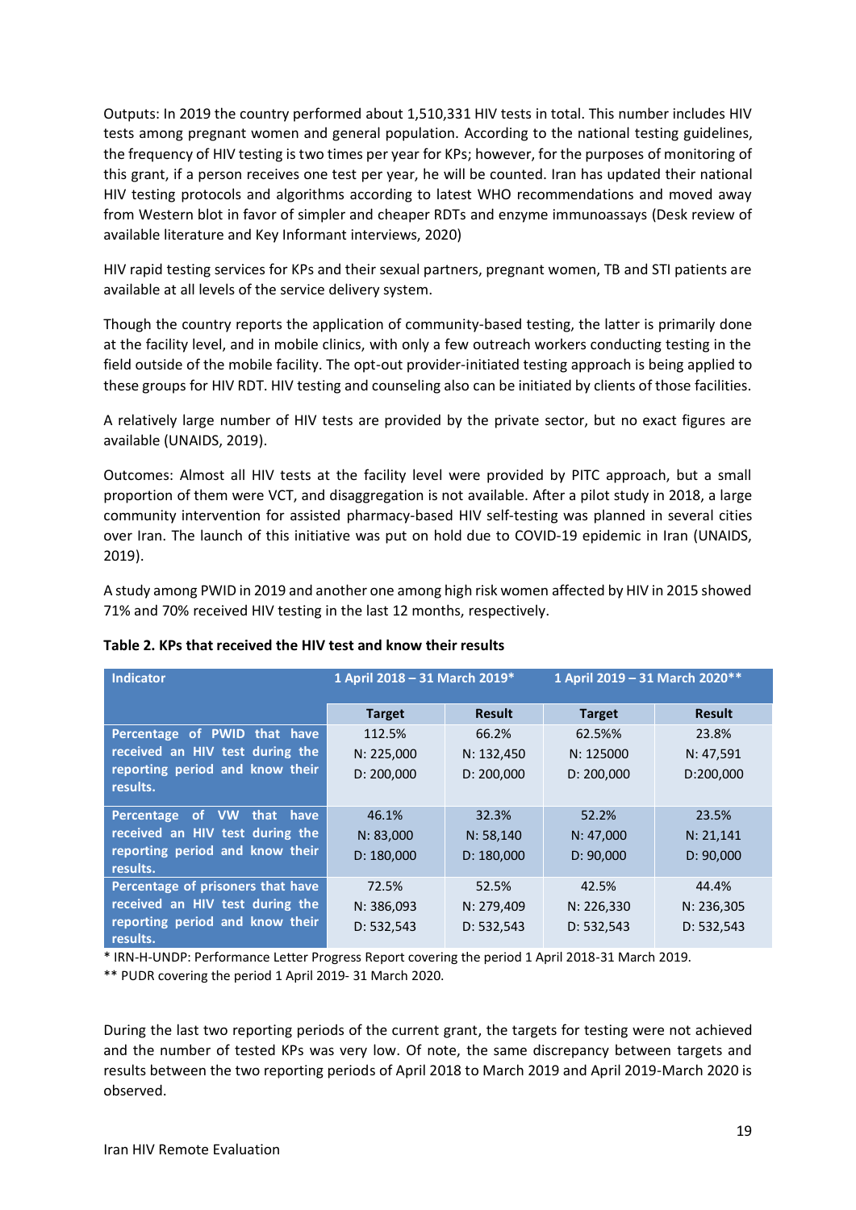Outputs: In 2019 the country performed about 1,510,331 HIV tests in total. This number includes HIV tests among pregnant women and general population. According to the national testing guidelines, the frequency of HIV testing is two times per year for KPs; however, for the purposes of monitoring of this grant, if a person receives one test per year, he will be counted. Iran has updated their national HIV testing protocols and algorithms according to latest WHO recommendations and moved away from Western blot in favor of simpler and cheaper RDTs and enzyme immunoassays (Desk review of available literature and Key Informant interviews, 2020)

HIV rapid testing services for KPs and their sexual partners, pregnant women, TB and STI patients are available at all levels of the service delivery system.

Though the country reports the application of community-based testing, the latter is primarily done at the facility level, and in mobile clinics, with only a few outreach workers conducting testing in the field outside of the mobile facility. The opt-out provider-initiated testing approach is being applied to these groups for HIV RDT. HIV testing and counseling also can be initiated by clients of those facilities.

A relatively large number of HIV tests are provided by the private sector, but no exact figures are available (UNAIDS, 2019).

Outcomes: Almost all HIV tests at the facility level were provided by PITC approach, but a small proportion of them were VCT, and disaggregation is not available. After a pilot study in 2018, a large community intervention for assisted pharmacy-based HIV self-testing was planned in several cities over Iran. The launch of this initiative was put on hold due to COVID-19 epidemic in Iran (UNAIDS, 2019).

A study among PWID in 2019 and another one among high risk women affected by HIV in 2015 showed 71% and 70% received HIV testing in the last 12 months, respectively.

**Table 2. KPs that received the HIV test and know their results**

| Indicator | 1 April 2018 – 31 March 2019* | | 1 April 2019 – 31 March 2020** | |
|---|---|---|---|---|
| | Target | Result | Target | Result |
| Percentage of PWID that have received an HIV test during the reporting period and know their results. | 112.5%<br>N: 225,000<br>D: 200,000 | 66.2%<br>N: 132,450<br>D: 200,000 | 62.5%%<br>N: 125000<br>D: 200,000 | 23.8%<br>N: 47,591<br>D:200,000 |
| Percentage of VW that have received an HIV test during the reporting period and know their results. | 46.1%<br>N: 83,000<br>D: 180,000 | 32.3%<br>N: 58,140<br>D: 180,000 | 52.2%<br>N: 47,000<br>D: 90,000 | 23.5%<br>N: 21,141<br>D: 90,000 |
| Percentage of prisoners that have received an HIV test during the reporting period and know their results. | 72.5%<br>N: 386,093<br>D: 532,543 | 52.5%<br>N: 279,409<br>D: 532,543 | 42.5%<br>N: 226,330<br>D: 532,543 | 44.4%<br>N: 236,305<br>D: 532,543 |

\* IRN-H-UNDP: Performance Letter Progress Report covering the period 1 April 2018-31 March 2019.

\*\* PUDR covering the period 1 April 2019- 31 March 2020.

During the last two reporting periods of the current grant, the targets for testing were not achieved and the number of tested KPs was very low. Of note, the same discrepancy between targets and results between the two reporting periods of April 2018 to March 2019 and April 2019-March 2020 is observed.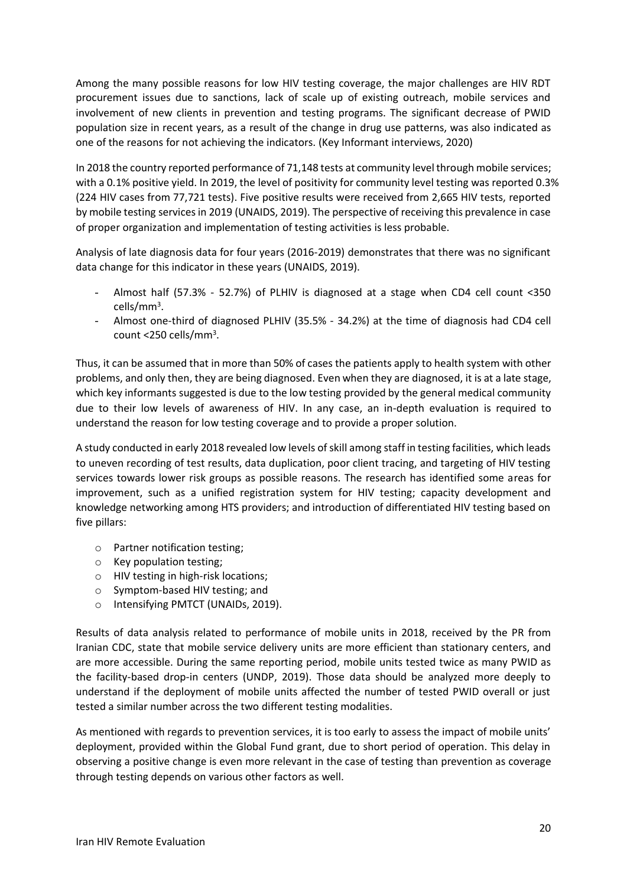Among the many possible reasons for low HIV testing coverage, the major challenges are HIV RDT procurement issues due to sanctions, lack of scale up of existing outreach, mobile services and involvement of new clients in prevention and testing programs. The significant decrease of PWID population size in recent years, as a result of the change in drug use patterns, was also indicated as one of the reasons for not achieving the indicators. (Key Informant interviews, 2020)

In 2018 the country reported performance of 71,148 tests at community level through mobile services; with a 0.1% positive yield. In 2019, the level of positivity for community level testing was reported 0.3% (224 HIV cases from 77,721 tests). Five positive results were received from 2,665 HIV tests, reported by mobile testing services in 2019 (UNAIDS, 2019). The perspective of receiving this prevalence in case of proper organization and implementation of testing activities is less probable.

Analysis of late diagnosis data for four years (2016-2019) demonstrates that there was no significant data change for this indicator in these years (UNAIDS, 2019).

- Almost half (57.3% - 52.7%) of PLHIV is diagnosed at a stage when CD4 cell count <350 cells/mm$^3$.
- Almost one-third of diagnosed PLHIV (35.5% - 34.2%) at the time of diagnosis had CD4 cell count <250 cells/mm$^3$.

Thus, it can be assumed that in more than 50% of cases the patients apply to health system with other problems, and only then, they are being diagnosed. Even when they are diagnosed, it is at a late stage, which key informants suggested is due to the low testing provided by the general medical community due to their low levels of awareness of HIV. In any case, an in-depth evaluation is required to understand the reason for low testing coverage and to provide a proper solution.

A study conducted in early 2018 revealed low levels of skill among staff in testing facilities, which leads to uneven recording of test results, data duplication, poor client tracing, and targeting of HIV testing services towards lower risk groups as possible reasons. The research has identified some areas for improvement, such as a unified registration system for HIV testing; capacity development and knowledge networking among HTS providers; and introduction of differentiated HIV testing based on five pillars:

- Partner notification testing;
- Key population testing;
- HIV testing in high-risk locations;
- Symptom-based HIV testing; and
- Intensifying PMTCT (UNAIDs, 2019).

Results of data analysis related to performance of mobile units in 2018, received by the PR from Iranian CDC, state that mobile service delivery units are more efficient than stationary centers, and are more accessible. During the same reporting period, mobile units tested twice as many PWID as the facility-based drop-in centers (UNDP, 2019). Those data should be analyzed more deeply to understand if the deployment of mobile units affected the number of tested PWID overall or just tested a similar number across the two different testing modalities.

As mentioned with regards to prevention services, it is too early to assess the impact of mobile units' deployment, provided within the Global Fund grant, due to short period of operation. This delay in observing a positive change is even more relevant in the case of testing than prevention as coverage through testing depends on various other factors as well.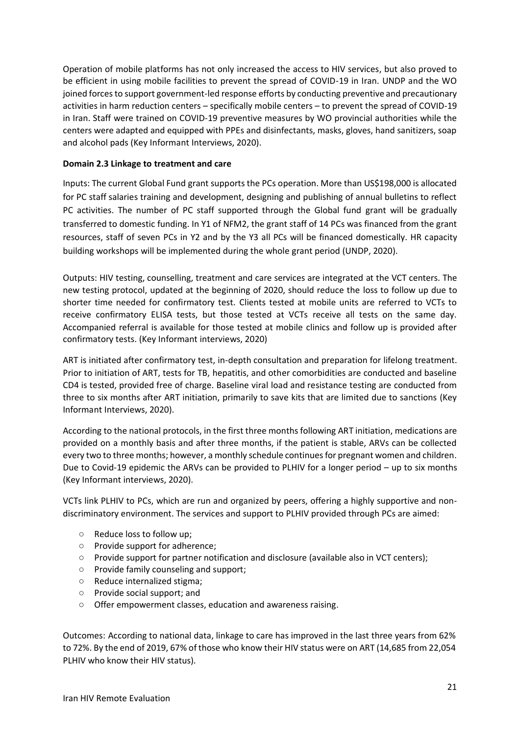Operation of mobile platforms has not only increased the access to HIV services, but also proved to be efficient in using mobile facilities to prevent the spread of COVID-19 in Iran. UNDP and the WO joined forces to support government-led response efforts by conducting preventive and precautionary activities in harm reduction centers – specifically mobile centers – to prevent the spread of COVID-19 in Iran. Staff were trained on COVID-19 preventive measures by WO provincial authorities while the centers were adapted and equipped with PPEs and disinfectants, masks, gloves, hand sanitizers, soap and alcohol pads (Key Informant Interviews, 2020).

**Domain 2.3 Linkage to treatment and care**

Inputs: The current Global Fund grant supports the PCs operation. More than US$198,000 is allocated for PC staff salaries training and development, designing and publishing of annual bulletins to reflect PC activities. The number of PC staff supported through the Global fund grant will be gradually transferred to domestic funding. In Y1 of NFM2, the grant staff of 14 PCs was financed from the grant resources, staff of seven PCs in Y2 and by the Y3 all PCs will be financed domestically. HR capacity building workshops will be implemented during the whole grant period (UNDP, 2020).

Outputs: HIV testing, counselling, treatment and care services are integrated at the VCT centers. The new testing protocol, updated at the beginning of 2020, should reduce the loss to follow up due to shorter time needed for confirmatory test. Clients tested at mobile units are referred to VCTs to receive confirmatory ELISA tests, but those tested at VCTs receive all tests on the same day. Accompanied referral is available for those tested at mobile clinics and follow up is provided after confirmatory tests. (Key Informant interviews, 2020)

ART is initiated after confirmatory test, in-depth consultation and preparation for lifelong treatment. Prior to initiation of ART, tests for TB, hepatitis, and other comorbidities are conducted and baseline CD4 is tested, provided free of charge. Baseline viral load and resistance testing are conducted from three to six months after ART initiation, primarily to save kits that are limited due to sanctions (Key Informant Interviews, 2020).

According to the national protocols, in the first three months following ART initiation, medications are provided on a monthly basis and after three months, if the patient is stable, ARVs can be collected every two to three months; however, a monthly schedule continues for pregnant women and children. Due to Covid-19 epidemic the ARVs can be provided to PLHIV for a longer period – up to six months (Key Informant interviews, 2020).

VCTs link PLHIV to PCs, which are run and organized by peers, offering a highly supportive and non-discriminatory environment. The services and support to PLHIV provided through PCs are aimed:

- Reduce loss to follow up;
- Provide support for adherence;
- Provide support for partner notification and disclosure (available also in VCT centers);
- Provide family counseling and support;
- Reduce internalized stigma;
- Provide social support; and
- Offer empowerment classes, education and awareness raising.

Outcomes: According to national data, linkage to care has improved in the last three years from 62% to 72%. By the end of 2019, 67% of those who know their HIV status were on ART (14,685 from 22,054 PLHIV who know their HIV status).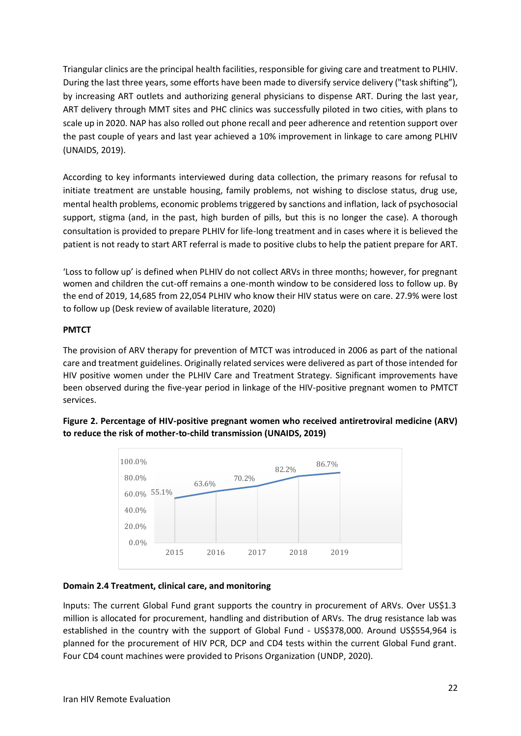Triangular clinics are the principal health facilities, responsible for giving care and treatment to PLHIV. During the last three years, some efforts have been made to diversify service delivery ("task shifting"), by increasing ART outlets and authorizing general physicians to dispense ART. During the last year, ART delivery through MMT sites and PHC clinics was successfully piloted in two cities, with plans to scale up in 2020. NAP has also rolled out phone recall and peer adherence and retention support over the past couple of years and last year achieved a 10% improvement in linkage to care among PLHIV (UNAIDS, 2019).

According to key informants interviewed during data collection, the primary reasons for refusal to initiate treatment are unstable housing, family problems, not wishing to disclose status, drug use, mental health problems, economic problems triggered by sanctions and inflation, lack of psychosocial support, stigma (and, in the past, high burden of pills, but this is no longer the case). A thorough consultation is provided to prepare PLHIV for life-long treatment and in cases where it is believed the patient is not ready to start ART referral is made to positive clubs to help the patient prepare for ART.

'Loss to follow up' is defined when PLHIV do not collect ARVs in three months; however, for pregnant women and children the cut-off remains a one-month window to be considered loss to follow up. By the end of 2019, 14,685 from 22,054 PLHIV who know their HIV status were on care. 27.9% were lost to follow up (Desk review of available literature, 2020)

**PMTCT**

The provision of ARV therapy for prevention of MTCT was introduced in 2006 as part of the national care and treatment guidelines. Originally related services were delivered as part of those intended for HIV positive women under the PLHIV Care and Treatment Strategy. Significant improvements have been observed during the five-year period in linkage of the HIV-positive pregnant women to PMTCT services.

**Figure 2. Percentage of HIV-positive pregnant women who received antiretroviral medicine (ARV) to reduce the risk of mother-to-child transmission (UNAIDS, 2019)**

| Year | Percentage |
|---|---|
| 2015 | 55.1% |
| 2016 | 63.6% |
| 2017 | 70.2% |
| 2018 | 82.2% |
| 2019 | 86.7% |

**Domain 2.4 Treatment, clinical care, and monitoring**

Inputs: The current Global Fund grant supports the country in procurement of ARVs. Over US$1.3 million is allocated for procurement, handling and distribution of ARVs. The drug resistance lab was established in the country with the support of Global Fund - US$378,000. Around US$554,964 is planned for the procurement of HIV PCR, DCP and CD4 tests within the current Global Fund grant. Four CD4 count machines were provided to Prisons Organization (UNDP, 2020).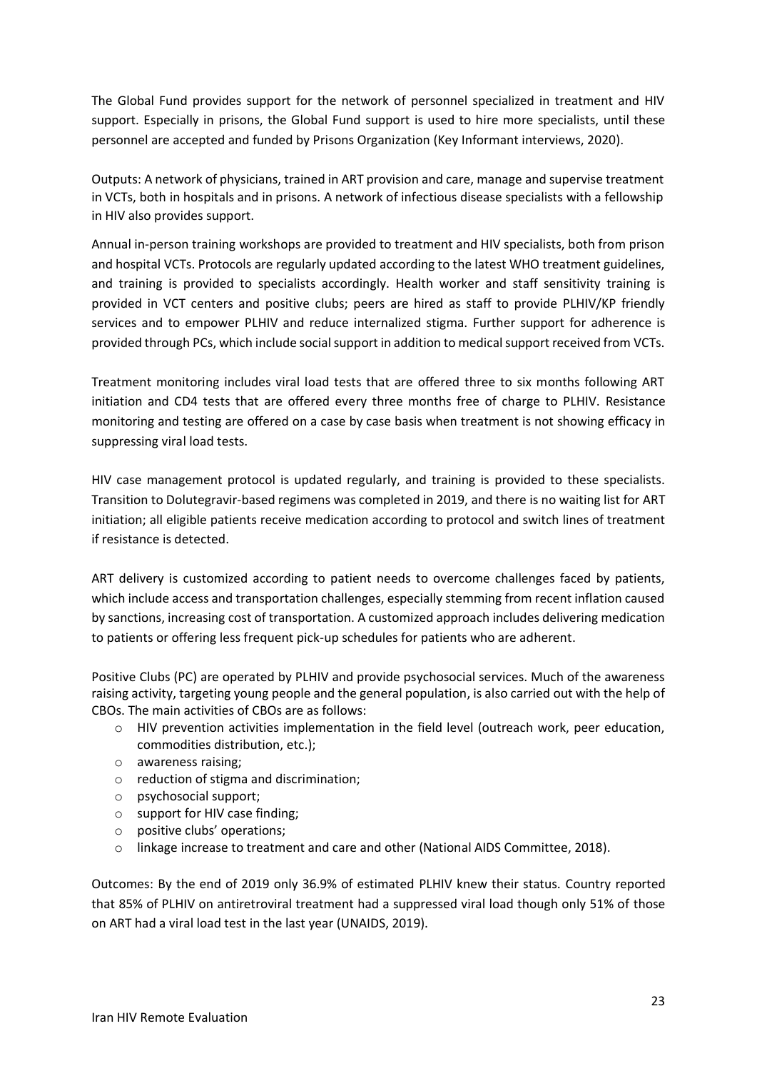The Global Fund provides support for the network of personnel specialized in treatment and HIV support. Especially in prisons, the Global Fund support is used to hire more specialists, until these personnel are accepted and funded by Prisons Organization (Key Informant interviews, 2020).

Outputs: A network of physicians, trained in ART provision and care, manage and supervise treatment in VCTs, both in hospitals and in prisons. A network of infectious disease specialists with a fellowship in HIV also provides support.

Annual in-person training workshops are provided to treatment and HIV specialists, both from prison and hospital VCTs. Protocols are regularly updated according to the latest WHO treatment guidelines, and training is provided to specialists accordingly. Health worker and staff sensitivity training is provided in VCT centers and positive clubs; peers are hired as staff to provide PLHIV/KP friendly services and to empower PLHIV and reduce internalized stigma. Further support for adherence is provided through PCs, which include social support in addition to medical support received from VCTs.

Treatment monitoring includes viral load tests that are offered three to six months following ART initiation and CD4 tests that are offered every three months free of charge to PLHIV. Resistance monitoring and testing are offered on a case by case basis when treatment is not showing efficacy in suppressing viral load tests.

HIV case management protocol is updated regularly, and training is provided to these specialists. Transition to Dolutegravir-based regimens was completed in 2019, and there is no waiting list for ART initiation; all eligible patients receive medication according to protocol and switch lines of treatment if resistance is detected.

ART delivery is customized according to patient needs to overcome challenges faced by patients, which include access and transportation challenges, especially stemming from recent inflation caused by sanctions, increasing cost of transportation. A customized approach includes delivering medication to patients or offering less frequent pick-up schedules for patients who are adherent.

Positive Clubs (PC) are operated by PLHIV and provide psychosocial services. Much of the awareness raising activity, targeting young people and the general population, is also carried out with the help of CBOs. The main activities of CBOs are as follows:

- HIV prevention activities implementation in the field level (outreach work, peer education, commodities distribution, etc.);
- awareness raising;
- reduction of stigma and discrimination;
- psychosocial support;
- support for HIV case finding;
- positive clubs' operations;
- linkage increase to treatment and care and other (National AIDS Committee, 2018).

Outcomes: By the end of 2019 only 36.9% of estimated PLHIV knew their status. Country reported that 85% of PLHIV on antiretroviral treatment had a suppressed viral load though only 51% of those on ART had a viral load test in the last year (UNAIDS, 2019).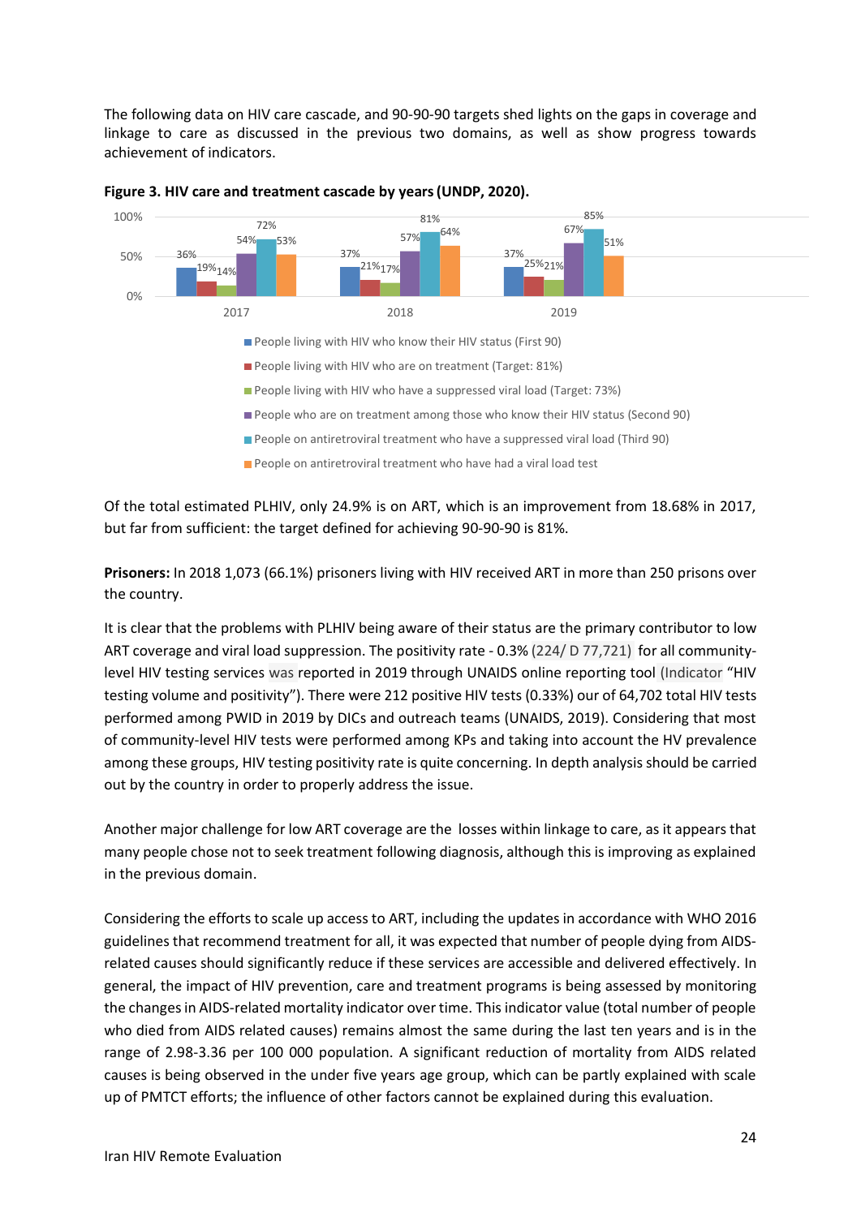The following data on HIV care cascade, and 90-90-90 targets shed lights on the gaps in coverage and linkage to care as discussed in the previous two domains, as well as show progress towards achievement of indicators.

**Figure 3. HIV care and treatment cascade by years (UNDP, 2020).**

| Indicator | 2017 | 2018 | 2019 |
|---|---|---|---|
| People living with HIV who know their HIV status (First 90) | 36% | 37% | 37% |
| People living with HIV who are on treatment (Target: 81%) | 19% | 21% | 25% |
| People living with HIV who have a suppressed viral load (Target: 73%) | 14% | 17% | 21% |
| People who are on treatment among those who know their HIV status (Second 90) | 54% | 57% | 67% |
| People on antiretroviral treatment who have a suppressed viral load (Third 90) | 72% | 81% | 85% |
| People on antiretroviral treatment who have had a viral load test | 53% | 64% | 51% |

Of the total estimated PLHIV, only 24.9% is on ART, which is an improvement from 18.68% in 2017, but far from sufficient: the target defined for achieving 90-90-90 is 81%.

**Prisoners:** In 2018 1,073 (66.1%) prisoners living with HIV received ART in more than 250 prisons over the country.

It is clear that the problems with PLHIV being aware of their status are the primary contributor to low ART coverage and viral load suppression. The positivity rate - 0.3% (224/ D 77,721) for all community-level HIV testing services was reported in 2019 through UNAIDS online reporting tool (Indicator "HIV testing volume and positivity"). There were 212 positive HIV tests (0.33%) our of 64,702 total HIV tests performed among PWID in 2019 by DICs and outreach teams (UNAIDS, 2019). Considering that most of community-level HIV tests were performed among KPs and taking into account the HV prevalence among these groups, HIV testing positivity rate is quite concerning. In depth analysis should be carried out by the country in order to properly address the issue.

Another major challenge for low ART coverage are the losses within linkage to care, as it appears that many people chose not to seek treatment following diagnosis, although this is improving as explained in the previous domain.

Considering the efforts to scale up access to ART, including the updates in accordance with WHO 2016 guidelines that recommend treatment for all, it was expected that number of people dying from AIDS-related causes should significantly reduce if these services are accessible and delivered effectively. In general, the impact of HIV prevention, care and treatment programs is being assessed by monitoring the changes in AIDS-related mortality indicator over time. This indicator value (total number of people who died from AIDS related causes) remains almost the same during the last ten years and is in the range of 2.98-3.36 per 100 000 population. A significant reduction of mortality from AIDS related causes is being observed in the under five years age group, which can be partly explained with scale up of PMTCT efforts; the influence of other factors cannot be explained during this evaluation.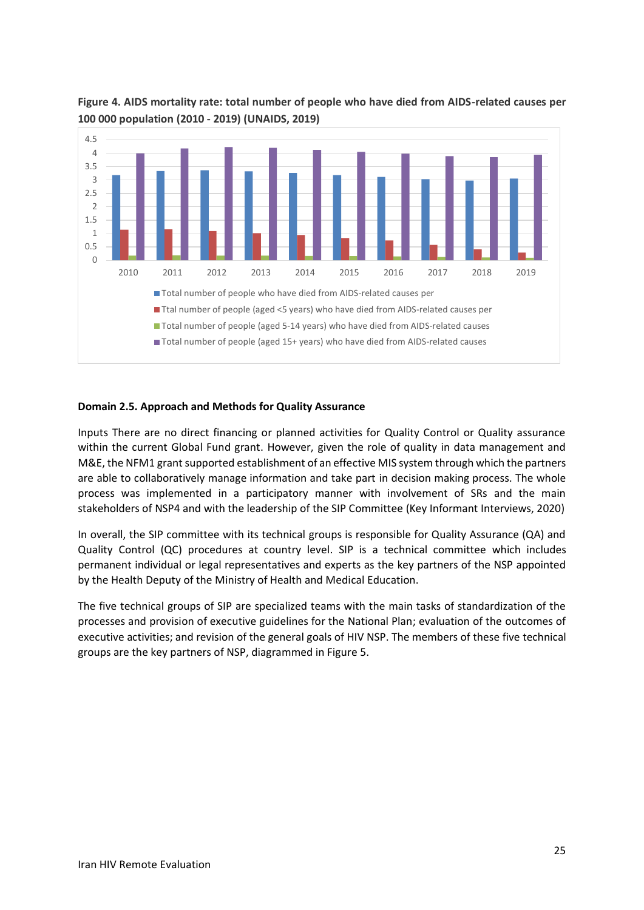**Figure 4. AIDS mortality rate: total number of people who have died from AIDS-related causes per 100 000 population (2010 - 2019) (UNAIDS, 2019)**

### Domain 2.5. Approach and Methods for Quality Assurance

Inputs There are no direct financing or planned activities for Quality Control or Quality assurance within the current Global Fund grant. However, given the role of quality in data management and M&E, the NFM1 grant supported establishment of an effective MIS system through which the partners are able to collaboratively manage information and take part in decision making process. The whole process was implemented in a participatory manner with involvement of SRs and the main stakeholders of NSP4 and with the leadership of the SIP Committee (Key Informant Interviews, 2020)

In overall, the SIP committee with its technical groups is responsible for Quality Assurance (QA) and Quality Control (QC) procedures at country level. SIP is a technical committee which includes permanent individual or legal representatives and experts as the key partners of the NSP appointed by the Health Deputy of the Ministry of Health and Medical Education.

The five technical groups of SIP are specialized teams with the main tasks of standardization of the processes and provision of executive guidelines for the National Plan; evaluation of the outcomes of executive activities; and revision of the general goals of HIV NSP. The members of these five technical groups are the key partners of NSP, diagrammed in Figure 5.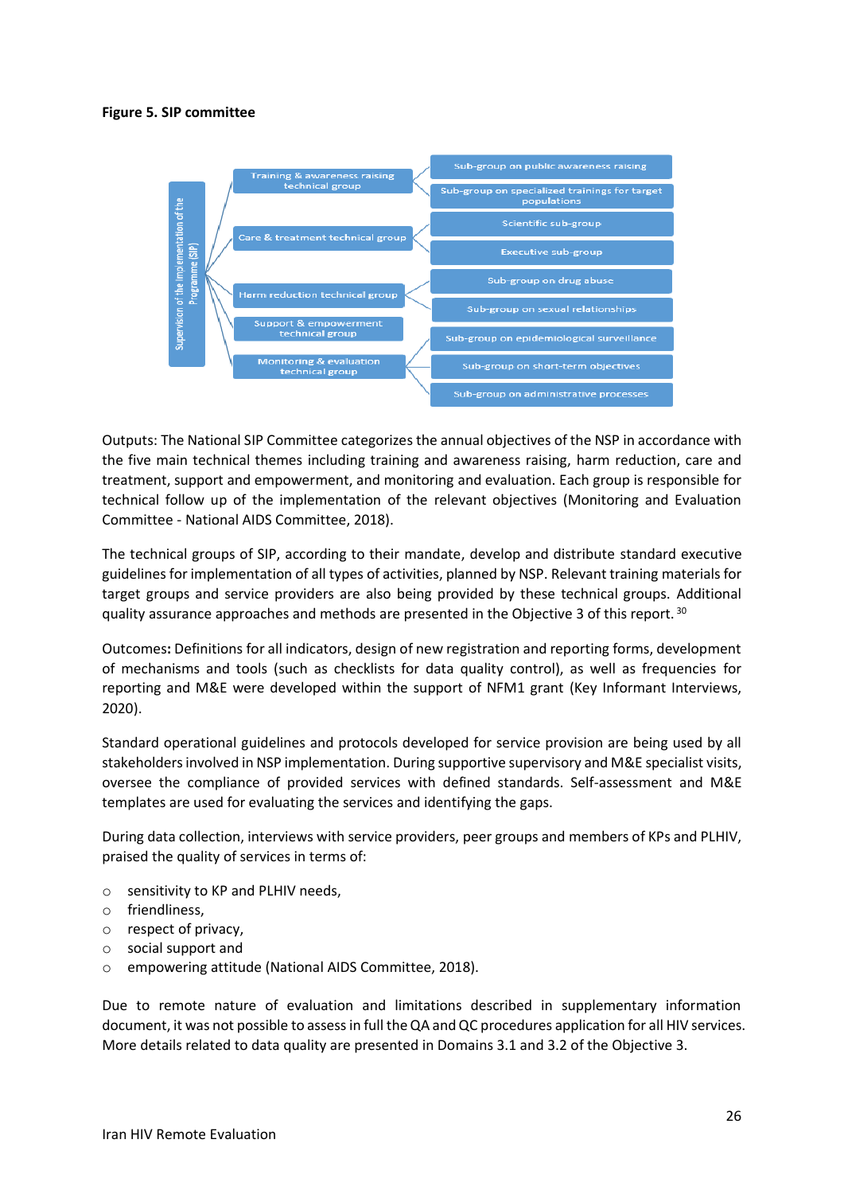**Figure 5. SIP committee**

- Supervision of the Implementation of the Programme (SIP)
  - Training & awareness raising technical group
    - Sub-group on public awareness raising
    - Sub-group on specialized trainings for target populations
  - Care & treatment technical group
    - Scientific sub-group
    - Executive sub-group
  - Harm reduction technical group
    - Sub-group on drug abuse
    - Sub-group on sexual relationships
  - Support & empowerment technical group
  - Monitoring & evaluation technical group
    - Sub-group on epidemiological surveillance
    - Sub-group on short-term objectives
    - Sub-group on administrative processes

Outputs: The National SIP Committee categorizes the annual objectives of the NSP in accordance with the five main technical themes including training and awareness raising, harm reduction, care and treatment, support and empowerment, and monitoring and evaluation. Each group is responsible for technical follow up of the implementation of the relevant objectives (Monitoring and Evaluation Committee - National AIDS Committee, 2018).

The technical groups of SIP, according to their mandate, develop and distribute standard executive guidelines for implementation of all types of activities, planned by NSP. Relevant training materials for target groups and service providers are also being provided by these technical groups. Additional quality assurance approaches and methods are presented in the Objective 3 of this report. [30]

Outcomes**:** Definitions for all indicators, design of new registration and reporting forms, development of mechanisms and tools (such as checklists for data quality control), as well as frequencies for reporting and M&E were developed within the support of NFM1 grant (Key Informant Interviews, 2020).

Standard operational guidelines and protocols developed for service provision are being used by all stakeholders involved in NSP implementation. During supportive supervisory and M&E specialist visits, oversee the compliance of provided services with defined standards. Self-assessment and M&E templates are used for evaluating the services and identifying the gaps.

During data collection, interviews with service providers, peer groups and members of KPs and PLHIV, praised the quality of services in terms of:

- sensitivity to KP and PLHIV needs,
- friendliness,
- respect of privacy,
- social support and
- empowering attitude (National AIDS Committee, 2018).

Due to remote nature of evaluation and limitations described in supplementary information document, it was not possible to assess in full the QA and QC procedures application for all HIV services. More details related to data quality are presented in Domains 3.1 and 3.2 of the Objective 3.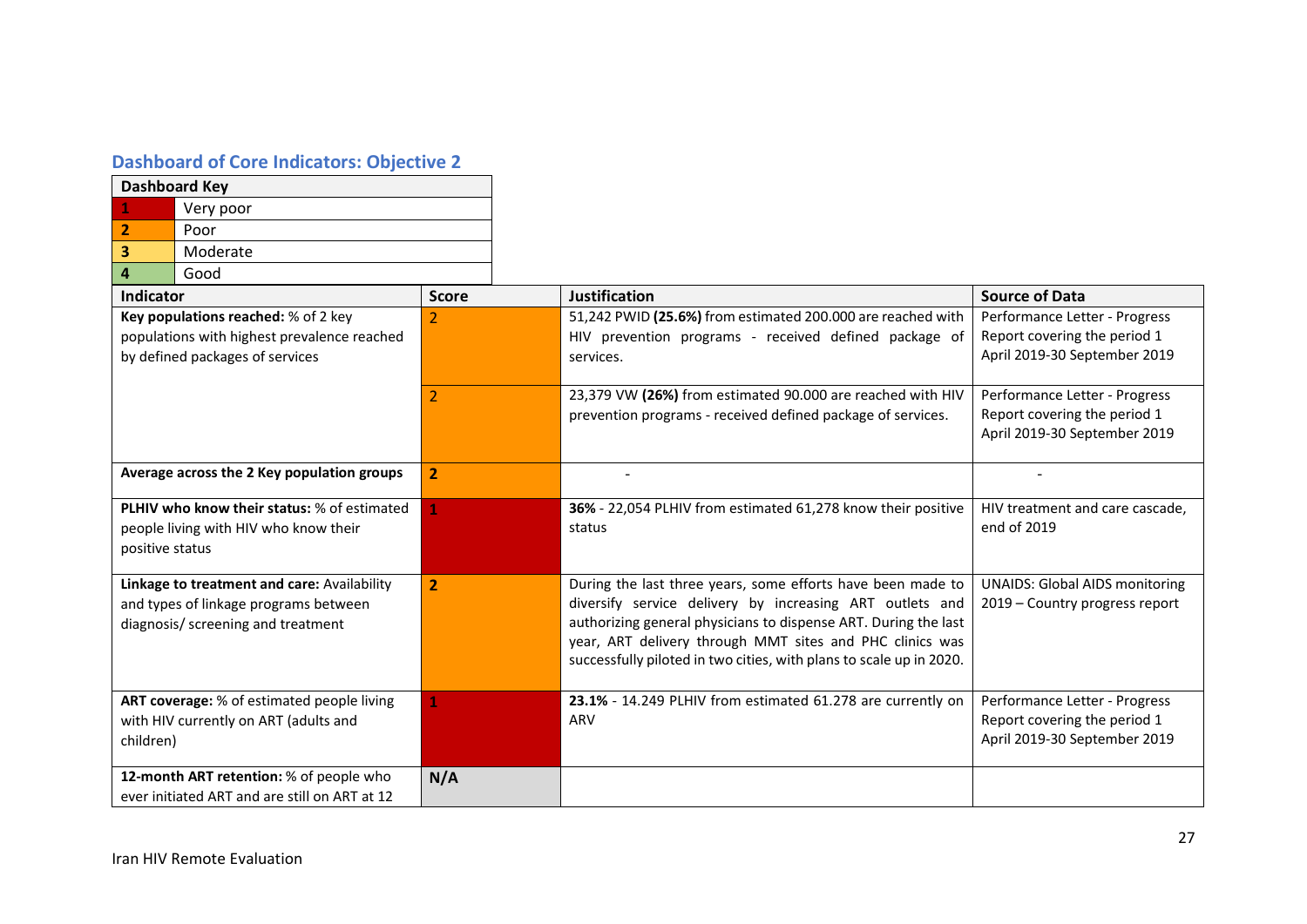### Dashboard of Core Indicators: Objective 2

| Dashboard Key | |
|---|---|
| 1 | Very poor |
| 2 | Poor |
| 3 | Moderate |
| 4 | Good |

| Indicator | Score | Justification | Source of Data |
|---|---|---|---|
| **Key populations reached:** % of 2 key populations with highest prevalence reached by defined packages of services | 2 | 51,242 PWID **(25.6%)** from estimated 200.000 are reached with HIV prevention programs - received defined package of services. | Performance Letter - Progress Report covering the period 1 April 2019-30 September 2019 |
| | 2 | 23,379 VW **(26%)** from estimated 90.000 are reached with HIV prevention programs - received defined package of services. | Performance Letter - Progress Report covering the period 1 April 2019-30 September 2019 |
| **Average across the 2 Key population groups** | **2** | - | - |
| **PLHIV who know their status:** % of estimated people living with HIV who know their positive status | 1 | **36%** - 22,054 PLHIV from estimated 61,278 know their positive status | HIV treatment and care cascade, end of 2019 |
| **Linkage to treatment and care:** Availability and types of linkage programs between diagnosis/ screening and treatment | **2** | During the last three years, some efforts have been made to diversify service delivery by increasing ART outlets and authorizing general physicians to dispense ART. During the last year, ART delivery through MMT sites and PHC clinics was successfully piloted in two cities, with plans to scale up in 2020. | UNAIDS: Global AIDS monitoring 2019 – Country progress report |
| **ART coverage:** % of estimated people living with HIV currently on ART (adults and children) | 1 | **23.1%** - 14.249 PLHIV from estimated 61.278 are currently on ARV | Performance Letter - Progress Report covering the period 1 April 2019-30 September 2019 |
| **12-month ART retention:** % of people who ever initiated ART and are still on ART at 12 | **N/A** | | |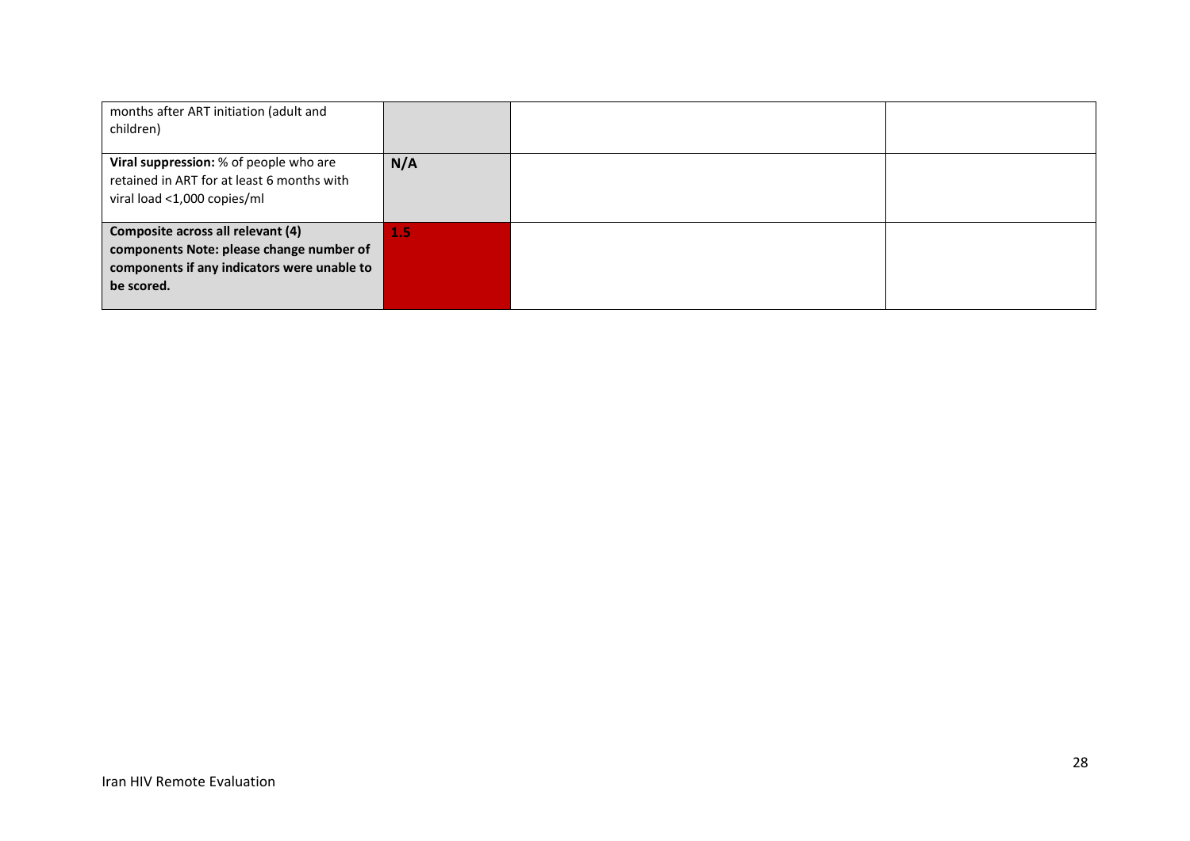| | | | |
|---|---|---|---|
| months after ART initiation (adult and children) | | | |
| **Viral suppression:** % of people who are retained in ART for at least 6 months with viral load <1,000 copies/ml | **N/A** | | |
| **Composite across all relevant (4) components Note: please change number of components if any indicators were unable to be scored.** | **1.5** | | |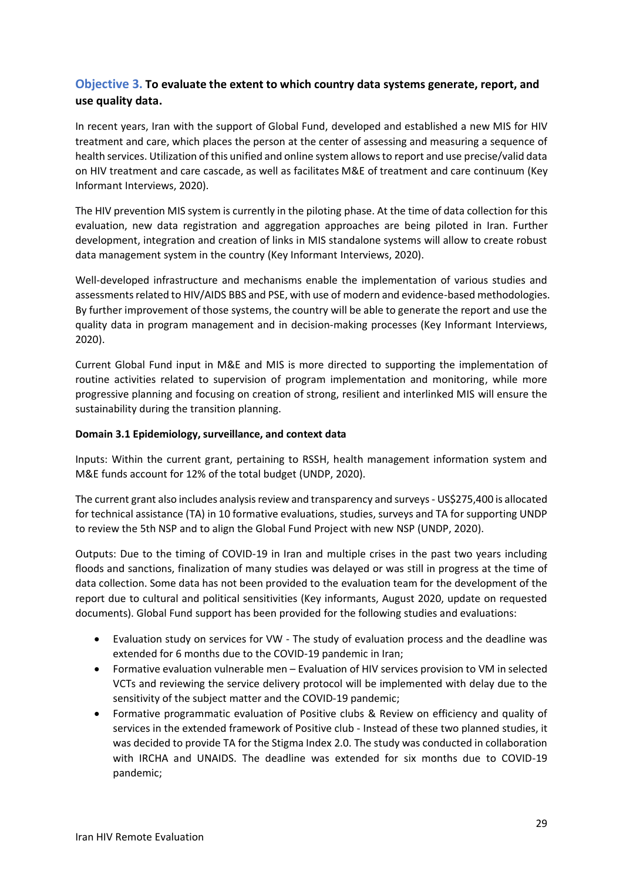### Objective 3. To evaluate the extent to which country data systems generate, report, and use quality data.

In recent years, Iran with the support of Global Fund, developed and established a new MIS for HIV treatment and care, which places the person at the center of assessing and measuring a sequence of health services. Utilization of this unified and online system allows to report and use precise/valid data on HIV treatment and care cascade, as well as facilitates M&E of treatment and care continuum (Key Informant Interviews, 2020).

The HIV prevention MIS system is currently in the piloting phase. At the time of data collection for this evaluation, new data registration and aggregation approaches are being piloted in Iran. Further development, integration and creation of links in MIS standalone systems will allow to create robust data management system in the country (Key Informant Interviews, 2020).

Well-developed infrastructure and mechanisms enable the implementation of various studies and assessments related to HIV/AIDS BBS and PSE, with use of modern and evidence-based methodologies. By further improvement of those systems, the country will be able to generate the report and use the quality data in program management and in decision-making processes (Key Informant Interviews, 2020).

Current Global Fund input in M&E and MIS is more directed to supporting the implementation of routine activities related to supervision of program implementation and monitoring, while more progressive planning and focusing on creation of strong, resilient and interlinked MIS will ensure the sustainability during the transition planning.

**Domain 3.1 Epidemiology, surveillance, and context data**

Inputs: Within the current grant, pertaining to RSSH, health management information system and M&E funds account for 12% of the total budget (UNDP, 2020).

The current grant also includes analysis review and transparency and surveys - US$275,400 is allocated for technical assistance (TA) in 10 formative evaluations, studies, surveys and TA for supporting UNDP to review the 5th NSP and to align the Global Fund Project with new NSP (UNDP, 2020).

Outputs: Due to the timing of COVID-19 in Iran and multiple crises in the past two years including floods and sanctions, finalization of many studies was delayed or was still in progress at the time of data collection. Some data has not been provided to the evaluation team for the development of the report due to cultural and political sensitivities (Key informants, August 2020, update on requested documents). Global Fund support has been provided for the following studies and evaluations:

- Evaluation study on services for VW - The study of evaluation process and the deadline was extended for 6 months due to the COVID-19 pandemic in Iran;
- Formative evaluation vulnerable men – Evaluation of HIV services provision to VM in selected VCTs and reviewing the service delivery protocol will be implemented with delay due to the sensitivity of the subject matter and the COVID-19 pandemic;
- Formative programmatic evaluation of Positive clubs & Review on efficiency and quality of services in the extended framework of Positive club - Instead of these two planned studies, it was decided to provide TA for the Stigma Index 2.0. The study was conducted in collaboration with IRCHA and UNAIDS. The deadline was extended for six months due to COVID-19 pandemic;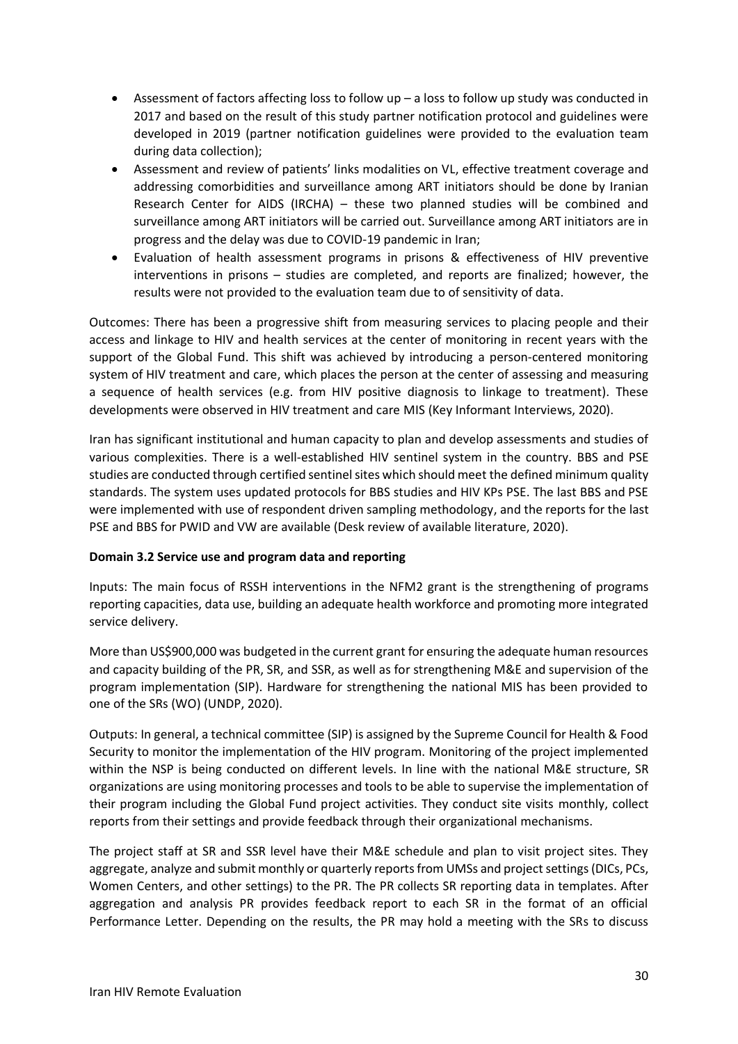- Assessment of factors affecting loss to follow up – a loss to follow up study was conducted in 2017 and based on the result of this study partner notification protocol and guidelines were developed in 2019 (partner notification guidelines were provided to the evaluation team during data collection);
- Assessment and review of patients' links modalities on VL, effective treatment coverage and addressing comorbidities and surveillance among ART initiators should be done by Iranian Research Center for AIDS (IRCHA) – these two planned studies will be combined and surveillance among ART initiators will be carried out. Surveillance among ART initiators are in progress and the delay was due to COVID-19 pandemic in Iran;
- Evaluation of health assessment programs in prisons & effectiveness of HIV preventive interventions in prisons – studies are completed, and reports are finalized; however, the results were not provided to the evaluation team due to of sensitivity of data.

Outcomes: There has been a progressive shift from measuring services to placing people and their access and linkage to HIV and health services at the center of monitoring in recent years with the support of the Global Fund. This shift was achieved by introducing a person-centered monitoring system of HIV treatment and care, which places the person at the center of assessing and measuring a sequence of health services (e.g. from HIV positive diagnosis to linkage to treatment). These developments were observed in HIV treatment and care MIS (Key Informant Interviews, 2020).

Iran has significant institutional and human capacity to plan and develop assessments and studies of various complexities. There is a well-established HIV sentinel system in the country. BBS and PSE studies are conducted through certified sentinel sites which should meet the defined minimum quality standards. The system uses updated protocols for BBS studies and HIV KPs PSE. The last BBS and PSE were implemented with use of respondent driven sampling methodology, and the reports for the last PSE and BBS for PWID and VW are available (Desk review of available literature, 2020).

**Domain 3.2 Service use and program data and reporting**

Inputs: The main focus of RSSH interventions in the NFM2 grant is the strengthening of programs reporting capacities, data use, building an adequate health workforce and promoting more integrated service delivery.

More than US$900,000 was budgeted in the current grant for ensuring the adequate human resources and capacity building of the PR, SR, and SSR, as well as for strengthening M&E and supervision of the program implementation (SIP). Hardware for strengthening the national MIS has been provided to one of the SRs (WO) (UNDP, 2020).

Outputs: In general, a technical committee (SIP) is assigned by the Supreme Council for Health & Food Security to monitor the implementation of the HIV program. Monitoring of the project implemented within the NSP is being conducted on different levels. In line with the national M&E structure, SR organizations are using monitoring processes and tools to be able to supervise the implementation of their program including the Global Fund project activities. They conduct site visits monthly, collect reports from their settings and provide feedback through their organizational mechanisms.

The project staff at SR and SSR level have their M&E schedule and plan to visit project sites. They aggregate, analyze and submit monthly or quarterly reports from UMSs and project settings (DICs, PCs, Women Centers, and other settings) to the PR. The PR collects SR reporting data in templates. After aggregation and analysis PR provides feedback report to each SR in the format of an official Performance Letter. Depending on the results, the PR may hold a meeting with the SRs to discuss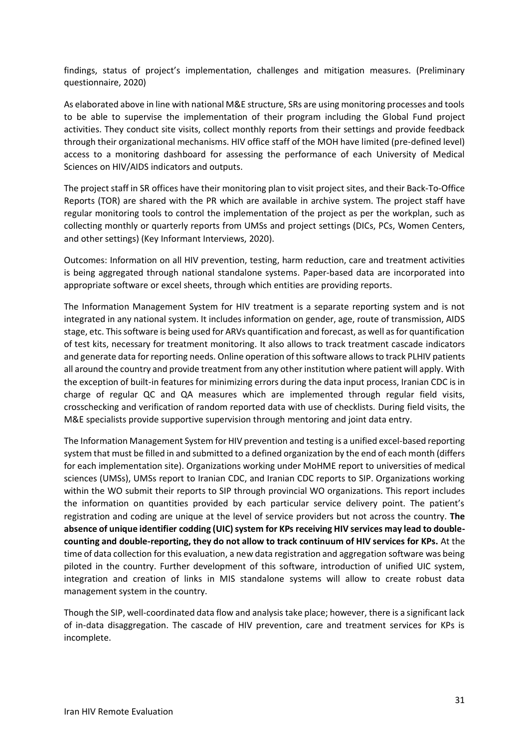findings, status of project's implementation, challenges and mitigation measures. (Preliminary questionnaire, 2020)

As elaborated above in line with national M&E structure, SRs are using monitoring processes and tools to be able to supervise the implementation of their program including the Global Fund project activities. They conduct site visits, collect monthly reports from their settings and provide feedback through their organizational mechanisms. HIV office staff of the MOH have limited (pre-defined level) access to a monitoring dashboard for assessing the performance of each University of Medical Sciences on HIV/AIDS indicators and outputs.

The project staff in SR offices have their monitoring plan to visit project sites, and their Back-To-Office Reports (TOR) are shared with the PR which are available in archive system. The project staff have regular monitoring tools to control the implementation of the project as per the workplan, such as collecting monthly or quarterly reports from UMSs and project settings (DICs, PCs, Women Centers, and other settings) (Key Informant Interviews, 2020).

Outcomes: Information on all HIV prevention, testing, harm reduction, care and treatment activities is being aggregated through national standalone systems. Paper-based data are incorporated into appropriate software or excel sheets, through which entities are providing reports.

The Information Management System for HIV treatment is a separate reporting system and is not integrated in any national system. It includes information on gender, age, route of transmission, AIDS stage, etc. This software is being used for ARVs quantification and forecast, as well as for quantification of test kits, necessary for treatment monitoring. It also allows to track treatment cascade indicators and generate data for reporting needs. Online operation of this software allows to track PLHIV patients all around the country and provide treatment from any other institution where patient will apply. With the exception of built-in features for minimizing errors during the data input process, Iranian CDC is in charge of regular QC and QA measures which are implemented through regular field visits, crosschecking and verification of random reported data with use of checklists. During field visits, the M&E specialists provide supportive supervision through mentoring and joint data entry.

The Information Management System for HIV prevention and testing is a unified excel-based reporting system that must be filled in and submitted to a defined organization by the end of each month (differs for each implementation site). Organizations working under MoHME report to universities of medical sciences (UMSs), UMSs report to Iranian CDC, and Iranian CDC reports to SIP. Organizations working within the WO submit their reports to SIP through provincial WO organizations. This report includes the information on quantities provided by each particular service delivery point. The patient's registration and coding are unique at the level of service providers but not across the country. **The absence of unique identifier codding (UIC) system for KPs receiving HIV services may lead to double-counting and double-reporting, they do not allow to track continuum of HIV services for KPs.** At the time of data collection for this evaluation, a new data registration and aggregation software was being piloted in the country. Further development of this software, introduction of unified UIC system, integration and creation of links in MIS standalone systems will allow to create robust data management system in the country.

Though the SIP, well-coordinated data flow and analysis take place; however, there is a significant lack of in-data disaggregation. The cascade of HIV prevention, care and treatment services for KPs is incomplete.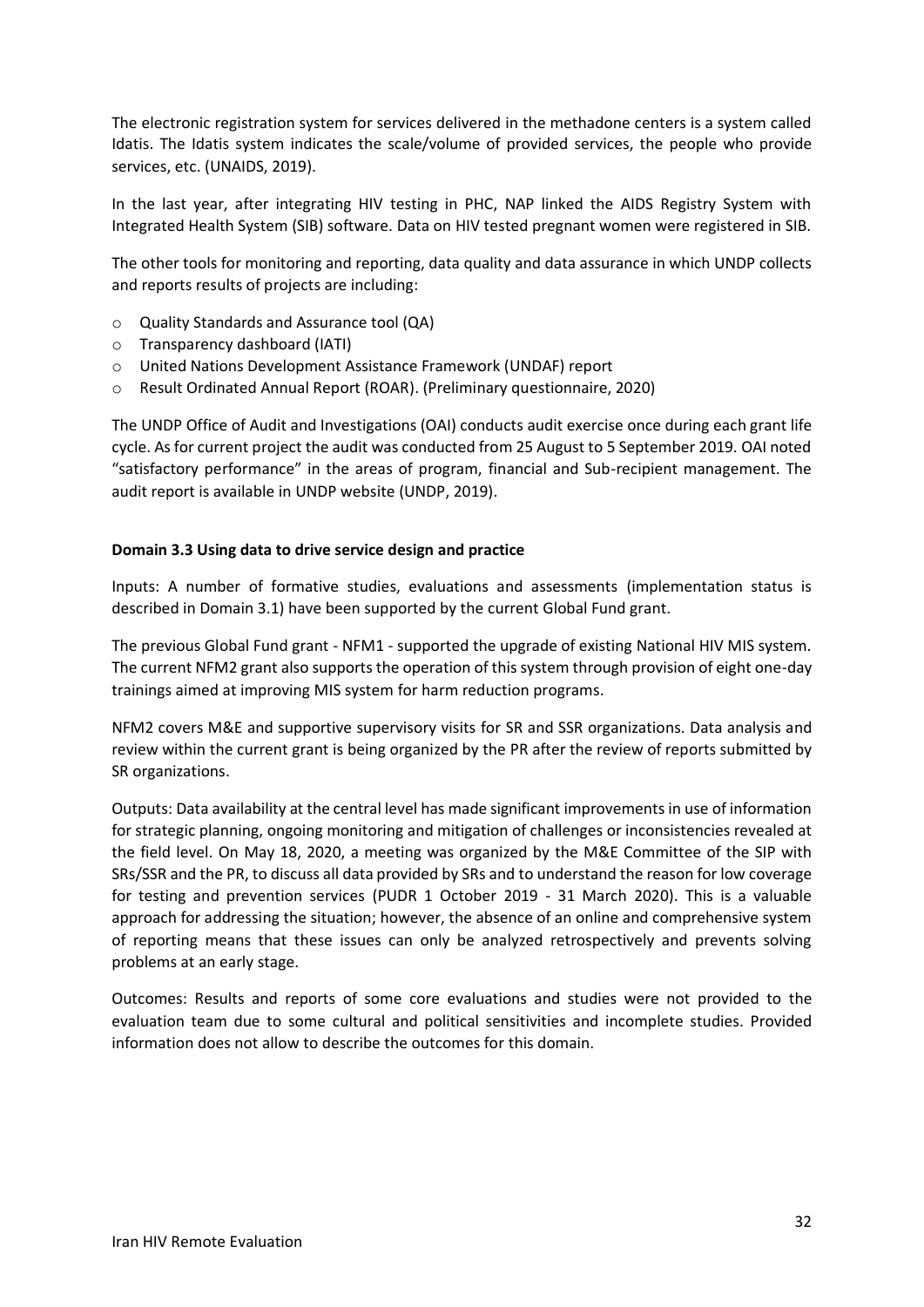The electronic registration system for services delivered in the methadone centers is a system called Idatis. The Idatis system indicates the scale/volume of provided services, the people who provide services, etc. (UNAIDS, 2019).

In the last year, after integrating HIV testing in PHC, NAP linked the AIDS Registry System with Integrated Health System (SIB) software. Data on HIV tested pregnant women were registered in SIB.

The other tools for monitoring and reporting, data quality and data assurance in which UNDP collects and reports results of projects are including:

- Quality Standards and Assurance tool (QA)
- Transparency dashboard (IATI)
- United Nations Development Assistance Framework (UNDAF) report
- Result Ordinated Annual Report (ROAR). (Preliminary questionnaire, 2020)

The UNDP Office of Audit and Investigations (OAI) conducts audit exercise once during each grant life cycle. As for current project the audit was conducted from 25 August to 5 September 2019. OAI noted "satisfactory performance" in the areas of program, financial and Sub-recipient management. The audit report is available in UNDP website (UNDP, 2019).

**Domain 3.3 Using data to drive service design and practice**

Inputs: A number of formative studies, evaluations and assessments (implementation status is described in Domain 3.1) have been supported by the current Global Fund grant.

The previous Global Fund grant - NFM1 - supported the upgrade of existing National HIV MIS system. The current NFM2 grant also supports the operation of this system through provision of eight one-day trainings aimed at improving MIS system for harm reduction programs.

NFM2 covers M&E and supportive supervisory visits for SR and SSR organizations. Data analysis and review within the current grant is being organized by the PR after the review of reports submitted by SR organizations.

Outputs: Data availability at the central level has made significant improvements in use of information for strategic planning, ongoing monitoring and mitigation of challenges or inconsistencies revealed at the field level. On May 18, 2020, a meeting was organized by the M&E Committee of the SIP with SRs/SSR and the PR, to discuss all data provided by SRs and to understand the reason for low coverage for testing and prevention services (PUDR 1 October 2019 - 31 March 2020). This is a valuable approach for addressing the situation; however, the absence of an online and comprehensive system of reporting means that these issues can only be analyzed retrospectively and prevents solving problems at an early stage.

Outcomes: Results and reports of some core evaluations and studies were not provided to the evaluation team due to some cultural and political sensitivities and incomplete studies. Provided information does not allow to describe the outcomes for this domain.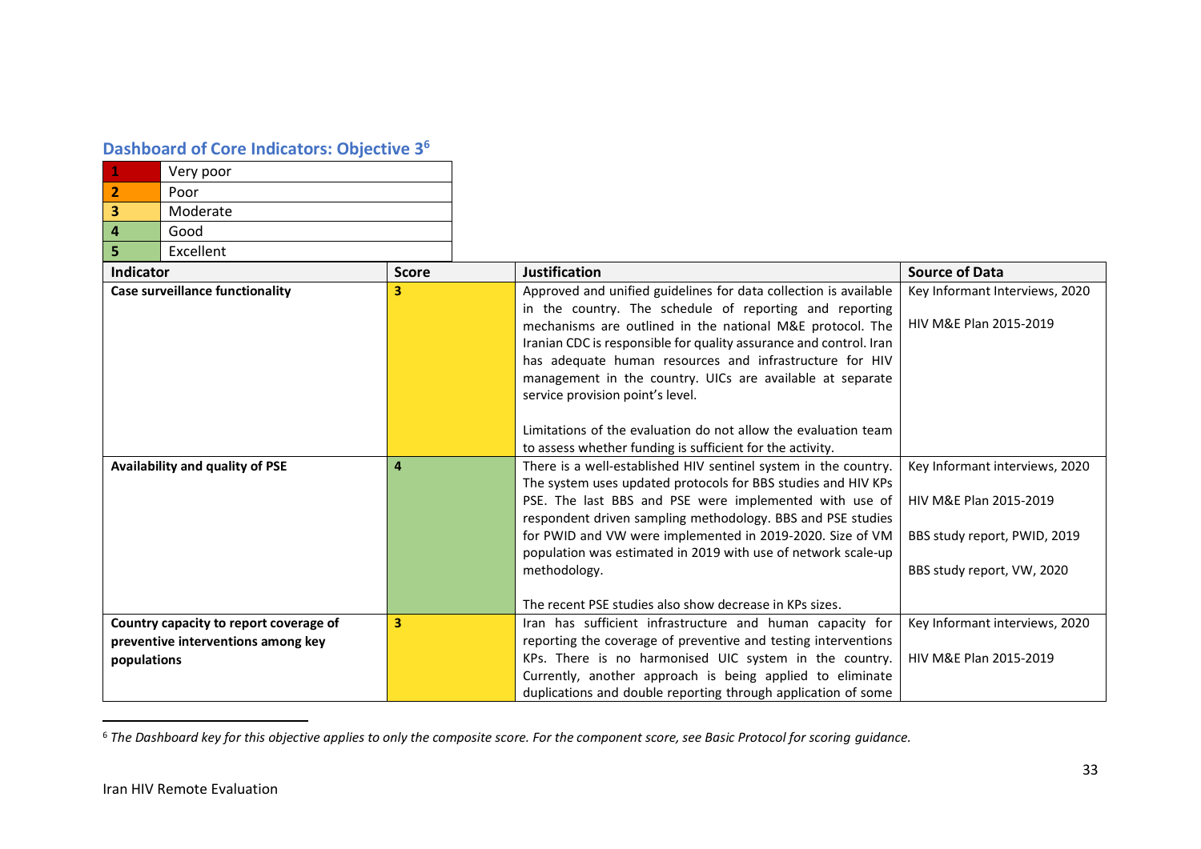## Dashboard of Core Indicators: Objective 3[6]

| | |
|---|---|
| 1 | Very poor |
| 2 | Poor |
| 3 | Moderate |
| 4 | Good |
| 5 | Excellent |

| Indicator | Score | Justification | Source of Data |
|---|---|---|---|
| **Case surveillance functionality** | **3** | Approved and unified guidelines for data collection is available in the country. The schedule of reporting and reporting mechanisms are outlined in the national M&E protocol. The Iranian CDC is responsible for quality assurance and control. Iran has adequate human resources and infrastructure for HIV management in the country. UICs are available at separate service provision point's level.<br><br>Limitations of the evaluation do not allow the evaluation team to assess whether funding is sufficient for the activity. | Key Informant Interviews, 2020<br><br>HIV M&E Plan 2015-2019 |
| **Availability and quality of PSE** | **4** | There is a well-established HIV sentinel system in the country. The system uses updated protocols for BBS studies and HIV KPs PSE. The last BBS and PSE were implemented with use of respondent driven sampling methodology. BBS and PSE studies for PWID and VW were implemented in 2019-2020. Size of VM population was estimated in 2019 with use of network scale-up methodology.<br><br>The recent PSE studies also show decrease in KPs sizes. | Key Informant interviews, 2020<br><br>HIV M&E Plan 2015-2019<br><br>BBS study report, PWID, 2019<br><br>BBS study report, VW, 2020 |
| **Country capacity to report coverage of preventive interventions among key populations** | **3** | Iran has sufficient infrastructure and human capacity for reporting the coverage of preventive and testing interventions KPs. There is no harmonised UIC system in the country. Currently, another approach is being applied to eliminate duplications and double reporting through application of some | Key Informant interviews, 2020<br><br>HIV M&E Plan 2015-2019 |

[6] *The Dashboard key for this objective applies to only the composite score. For the component score, see Basic Protocol for scoring guidance.*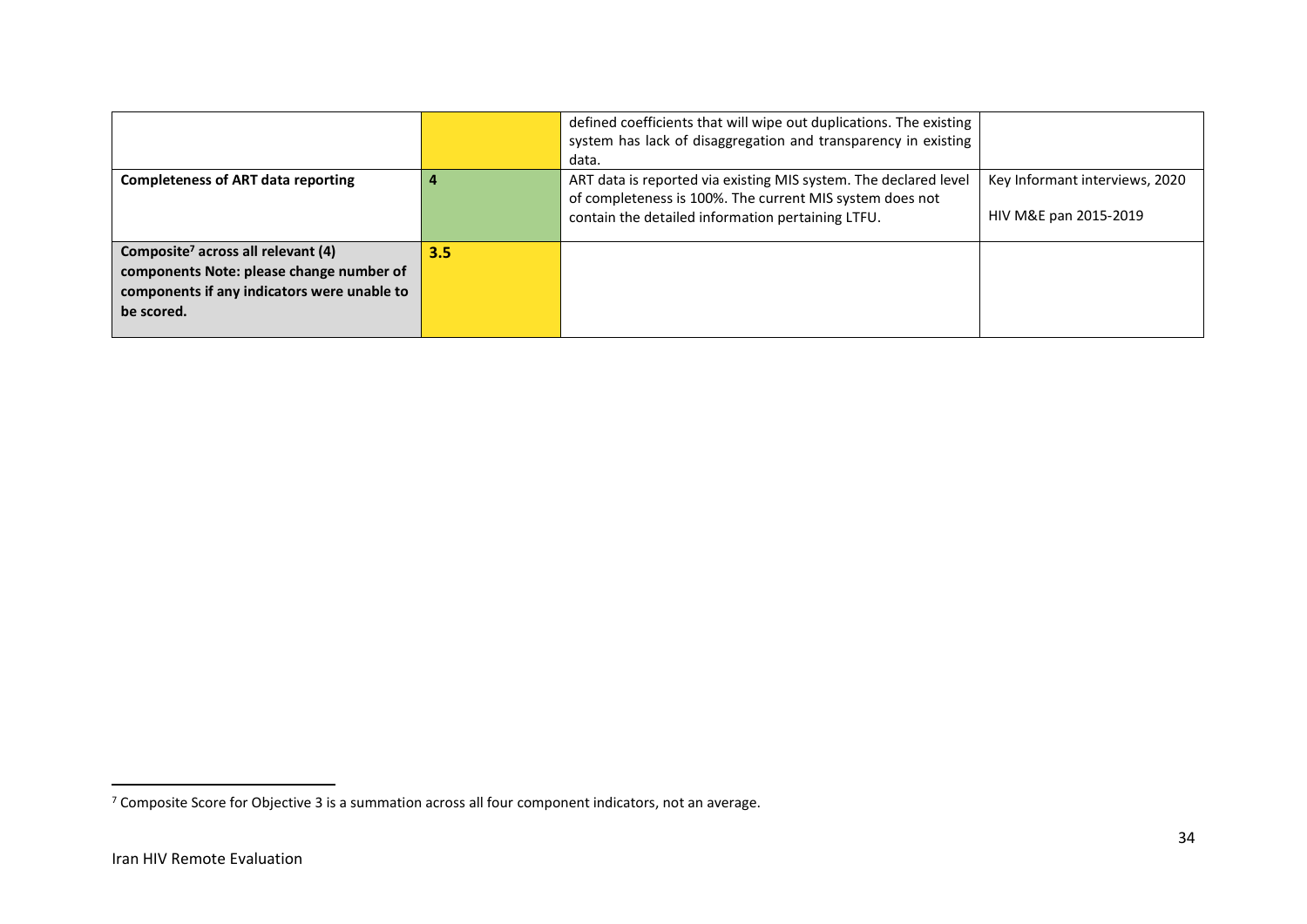| | | | |
|---|---|---|---|
| | | defined coefficients that will wipe out duplications. The existing system has lack of disaggregation and transparency in existing data. | |
| **Completeness of ART data reporting** | **4** | ART data is reported via existing MIS system. The declared level of completeness is 100%. The current MIS system does not contain the detailed information pertaining LTFU. | Key Informant interviews, 2020<br><br>HIV M&E pan 2015-2019 |
| **Composite[7] across all relevant (4) components Note: please change number of components if any indicators were unable to be scored.** | **3.5** | | |

[7] Composite Score for Objective 3 is a summation across all four component indicators, not an average.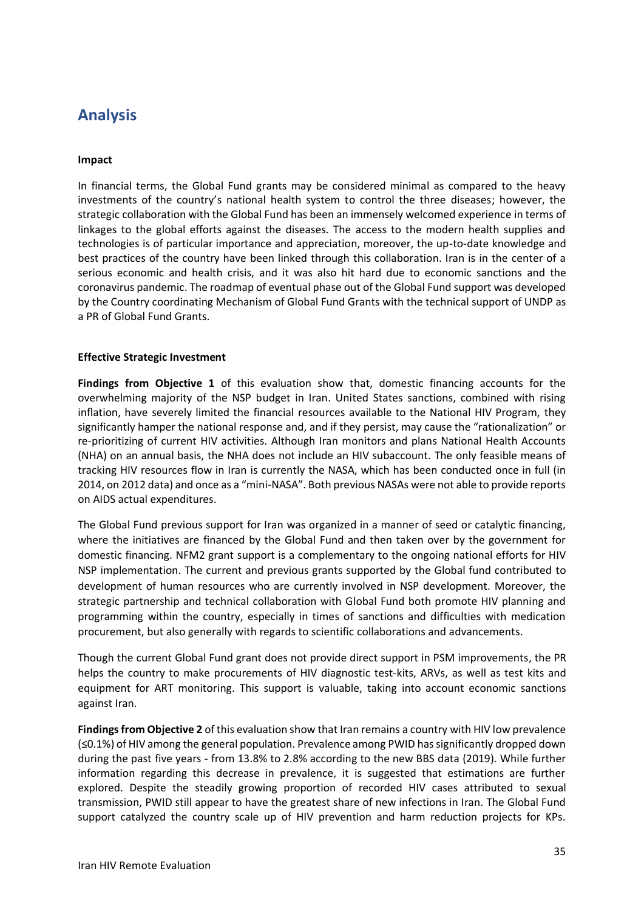# Analysis

**Impact**

In financial terms, the Global Fund grants may be considered minimal as compared to the heavy investments of the country's national health system to control the three diseases; however, the strategic collaboration with the Global Fund has been an immensely welcomed experience in terms of linkages to the global efforts against the diseases. The access to the modern health supplies and technologies is of particular importance and appreciation, moreover, the up-to-date knowledge and best practices of the country have been linked through this collaboration. Iran is in the center of a serious economic and health crisis, and it was also hit hard due to economic sanctions and the coronavirus pandemic. The roadmap of eventual phase out of the Global Fund support was developed by the Country coordinating Mechanism of Global Fund Grants with the technical support of UNDP as a PR of Global Fund Grants.

**Effective Strategic Investment**

**Findings from Objective 1** of this evaluation show that, domestic financing accounts for the overwhelming majority of the NSP budget in Iran. United States sanctions, combined with rising inflation, have severely limited the financial resources available to the National HIV Program, they significantly hamper the national response and, and if they persist, may cause the "rationalization" or re-prioritizing of current HIV activities. Although Iran monitors and plans National Health Accounts (NHA) on an annual basis, the NHA does not include an HIV subaccount. The only feasible means of tracking HIV resources flow in Iran is currently the NASA, which has been conducted once in full (in 2014, on 2012 data) and once as a "mini-NASA". Both previous NASAs were not able to provide reports on AIDS actual expenditures.

The Global Fund previous support for Iran was organized in a manner of seed or catalytic financing, where the initiatives are financed by the Global Fund and then taken over by the government for domestic financing. NFM2 grant support is a complementary to the ongoing national efforts for HIV NSP implementation. The current and previous grants supported by the Global fund contributed to development of human resources who are currently involved in NSP development. Moreover, the strategic partnership and technical collaboration with Global Fund both promote HIV planning and programming within the country, especially in times of sanctions and difficulties with medication procurement, but also generally with regards to scientific collaborations and advancements.

Though the current Global Fund grant does not provide direct support in PSM improvements, the PR helps the country to make procurements of HIV diagnostic test-kits, ARVs, as well as test kits and equipment for ART monitoring. This support is valuable, taking into account economic sanctions against Iran.

**Findings from Objective 2** of this evaluation show that Iran remains a country with HIV low prevalence (≤0.1%) of HIV among the general population. Prevalence among PWID has significantly dropped down during the past five years - from 13.8% to 2.8% according to the new BBS data (2019). While further information regarding this decrease in prevalence, it is suggested that estimations are further explored. Despite the steadily growing proportion of recorded HIV cases attributed to sexual transmission, PWID still appear to have the greatest share of new infections in Iran. The Global Fund support catalyzed the country scale up of HIV prevention and harm reduction projects for KPs.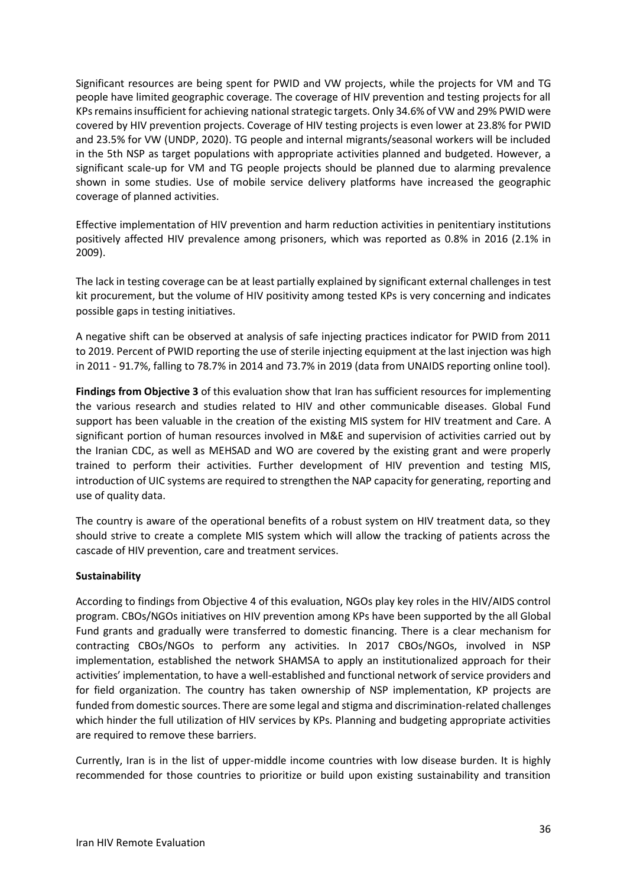Significant resources are being spent for PWID and VW projects, while the projects for VM and TG people have limited geographic coverage. The coverage of HIV prevention and testing projects for all KPs remains insufficient for achieving national strategic targets. Only 34.6% of VW and 29% PWID were covered by HIV prevention projects. Coverage of HIV testing projects is even lower at 23.8% for PWID and 23.5% for VW (UNDP, 2020). TG people and internal migrants/seasonal workers will be included in the 5th NSP as target populations with appropriate activities planned and budgeted. However, a significant scale-up for VM and TG people projects should be planned due to alarming prevalence shown in some studies. Use of mobile service delivery platforms have increased the geographic coverage of planned activities.

Effective implementation of HIV prevention and harm reduction activities in penitentiary institutions positively affected HIV prevalence among prisoners, which was reported as 0.8% in 2016 (2.1% in 2009).

The lack in testing coverage can be at least partially explained by significant external challenges in test kit procurement, but the volume of HIV positivity among tested KPs is very concerning and indicates possible gaps in testing initiatives.

A negative shift can be observed at analysis of safe injecting practices indicator for PWID from 2011 to 2019. Percent of PWID reporting the use of sterile injecting equipment at the last injection was high in 2011 - 91.7%, falling to 78.7% in 2014 and 73.7% in 2019 (data from UNAIDS reporting online tool).

**Findings from Objective 3** of this evaluation show that Iran has sufficient resources for implementing the various research and studies related to HIV and other communicable diseases. Global Fund support has been valuable in the creation of the existing MIS system for HIV treatment and Care. A significant portion of human resources involved in M&E and supervision of activities carried out by the Iranian CDC, as well as MEHSAD and WO are covered by the existing grant and were properly trained to perform their activities. Further development of HIV prevention and testing MIS, introduction of UIC systems are required to strengthen the NAP capacity for generating, reporting and use of quality data.

The country is aware of the operational benefits of a robust system on HIV treatment data, so they should strive to create a complete MIS system which will allow the tracking of patients across the cascade of HIV prevention, care and treatment services.

**Sustainability**

According to findings from Objective 4 of this evaluation, NGOs play key roles in the HIV/AIDS control program. CBOs/NGOs initiatives on HIV prevention among KPs have been supported by the all Global Fund grants and gradually were transferred to domestic financing. There is a clear mechanism for contracting CBOs/NGOs to perform any activities. In 2017 CBOs/NGOs, involved in NSP implementation, established the network SHAMSA to apply an institutionalized approach for their activities' implementation, to have a well-established and functional network of service providers and for field organization. The country has taken ownership of NSP implementation, KP projects are funded from domestic sources. There are some legal and stigma and discrimination-related challenges which hinder the full utilization of HIV services by KPs. Planning and budgeting appropriate activities are required to remove these barriers.

Currently, Iran is in the list of upper-middle income countries with low disease burden. It is highly recommended for those countries to prioritize or build upon existing sustainability and transition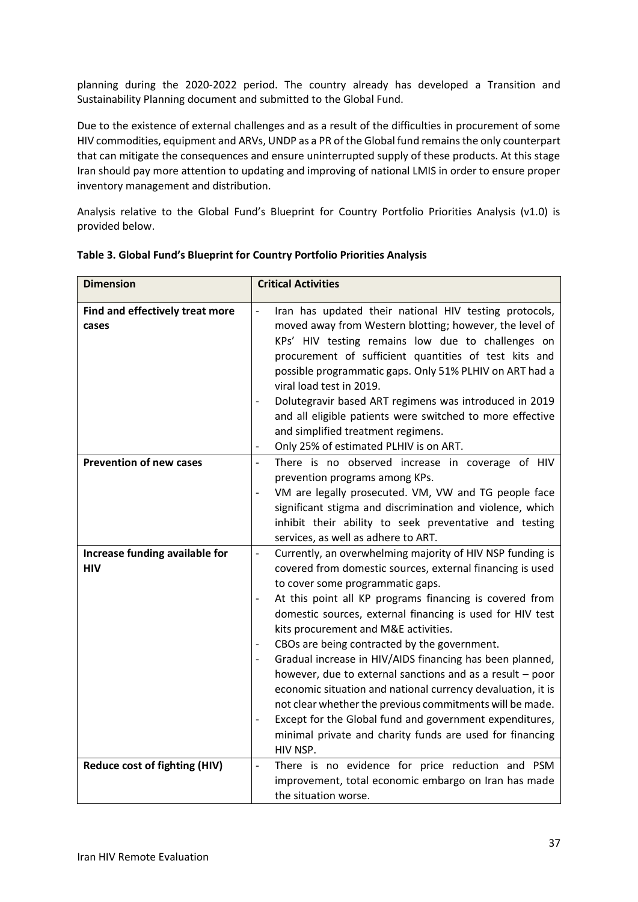planning during the 2020-2022 period. The country already has developed a Transition and Sustainability Planning document and submitted to the Global Fund.

Due to the existence of external challenges and as a result of the difficulties in procurement of some HIV commodities, equipment and ARVs, UNDP as a PR of the Global fund remains the only counterpart that can mitigate the consequences and ensure uninterrupted supply of these products. At this stage Iran should pay more attention to updating and improving of national LMIS in order to ensure proper inventory management and distribution.

Analysis relative to the Global Fund's Blueprint for Country Portfolio Priorities Analysis (v1.0) is provided below.

**Table 3. Global Fund's Blueprint for Country Portfolio Priorities Analysis**

| Dimension | Critical Activities |
|---|---|
| **Find and effectively treat more cases** | - Iran has updated their national HIV testing protocols, moved away from Western blotting; however, the level of KPs' HIV testing remains low due to challenges on procurement of sufficient quantities of test kits and possible programmatic gaps. Only 51% PLHIV on ART had a viral load test in 2019.<br>- Dolutegravir based ART regimens was introduced in 2019 and all eligible patients were switched to more effective and simplified treatment regimens.<br>- Only 25% of estimated PLHIV is on ART. |
| **Prevention of new cases** | - There is no observed increase in coverage of HIV prevention programs among KPs.<br>- VM are legally prosecuted. VM, VW and TG people face significant stigma and discrimination and violence, which inhibit their ability to seek preventative and testing services, as well as adhere to ART. |
| **Increase funding available for HIV** | - Currently, an overwhelming majority of HIV NSP funding is covered from domestic sources, external financing is used to cover some programmatic gaps.<br>- At this point all KP programs financing is covered from domestic sources, external financing is used for HIV test kits procurement and M&E activities.<br>- CBOs are being contracted by the government.<br>- Gradual increase in HIV/AIDS financing has been planned, however, due to external sanctions and as a result – poor economic situation and national currency devaluation, it is not clear whether the previous commitments will be made.<br>- Except for the Global fund and government expenditures, minimal private and charity funds are used for financing HIV NSP. |
| **Reduce cost of fighting (HIV)** | - There is no evidence for price reduction and PSM improvement, total economic embargo on Iran has made the situation worse. |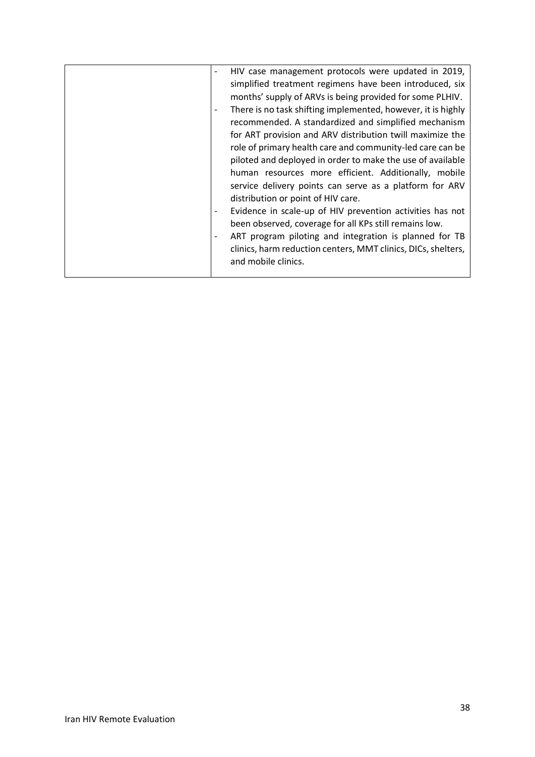| | |
|---|---|
| | - HIV case management protocols were updated in 2019, simplified treatment regimens have been introduced, six months' supply of ARVs is being provided for some PLHIV.<br>- There is no task shifting implemented, however, it is highly recommended. A standardized and simplified mechanism for ART provision and ARV distribution twill maximize the role of primary health care and community-led care can be piloted and deployed in order to make the use of available human resources more efficient. Additionally, mobile service delivery points can serve as a platform for ARV distribution or point of HIV care.<br>- Evidence in scale-up of HIV prevention activities has not been observed, coverage for all KPs still remains low.<br>- ART program piloting and integration is planned for TB clinics, harm reduction centers, MMT clinics, DICs, shelters, and mobile clinics. |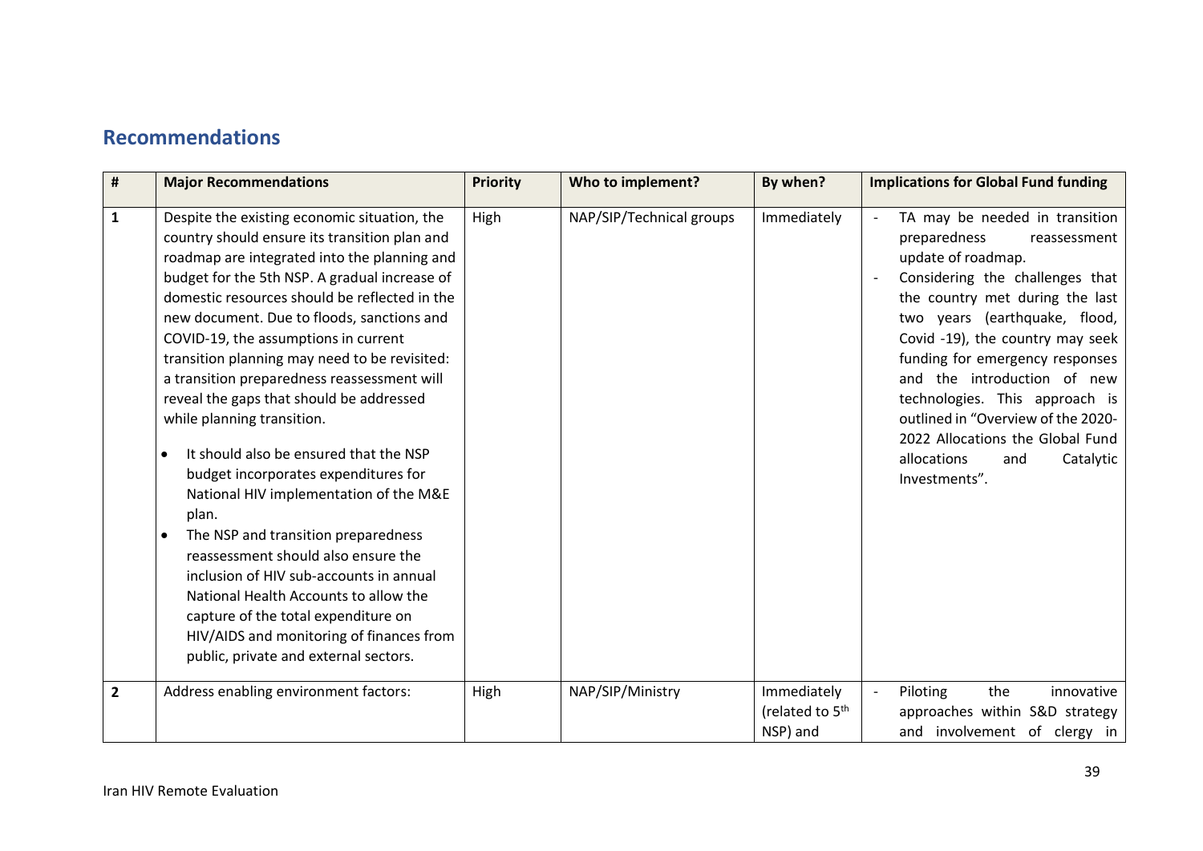## Recommendations

| # | Major Recommendations | Priority | Who to implement? | By when? | Implications for Global Fund funding |
|---|---|---|---|---|---|
| 1 | Despite the existing economic situation, the country should ensure its transition plan and roadmap are integrated into the planning and budget for the 5th NSP. A gradual increase of domestic resources should be reflected in the new document. Due to floods, sanctions and COVID-19, the assumptions in current transition planning may need to be revisited: a transition preparedness reassessment will reveal the gaps that should be addressed while planning transition.<br>• It should also be ensured that the NSP budget incorporates expenditures for National HIV implementation of the M&E plan.<br>• The NSP and transition preparedness reassessment should also ensure the inclusion of HIV sub-accounts in annual National Health Accounts to allow the capture of the total expenditure on HIV/AIDS and monitoring of finances from public, private and external sectors. | High | NAP/SIP/Technical groups | Immediately | - TA may be needed in transition preparedness reassessment update of roadmap.<br>- Considering the challenges that the country met during the last two years (earthquake, flood, Covid -19), the country may seek funding for emergency responses and the introduction of new technologies. This approach is outlined in "Overview of the 2020-2022 Allocations the Global Fund allocations and Catalytic Investments". |
| 2 | Address enabling environment factors: | High | NAP/SIP/Ministry | Immediately (related to 5th NSP) and | - Piloting the innovative approaches within S&D strategy and involvement of clergy in |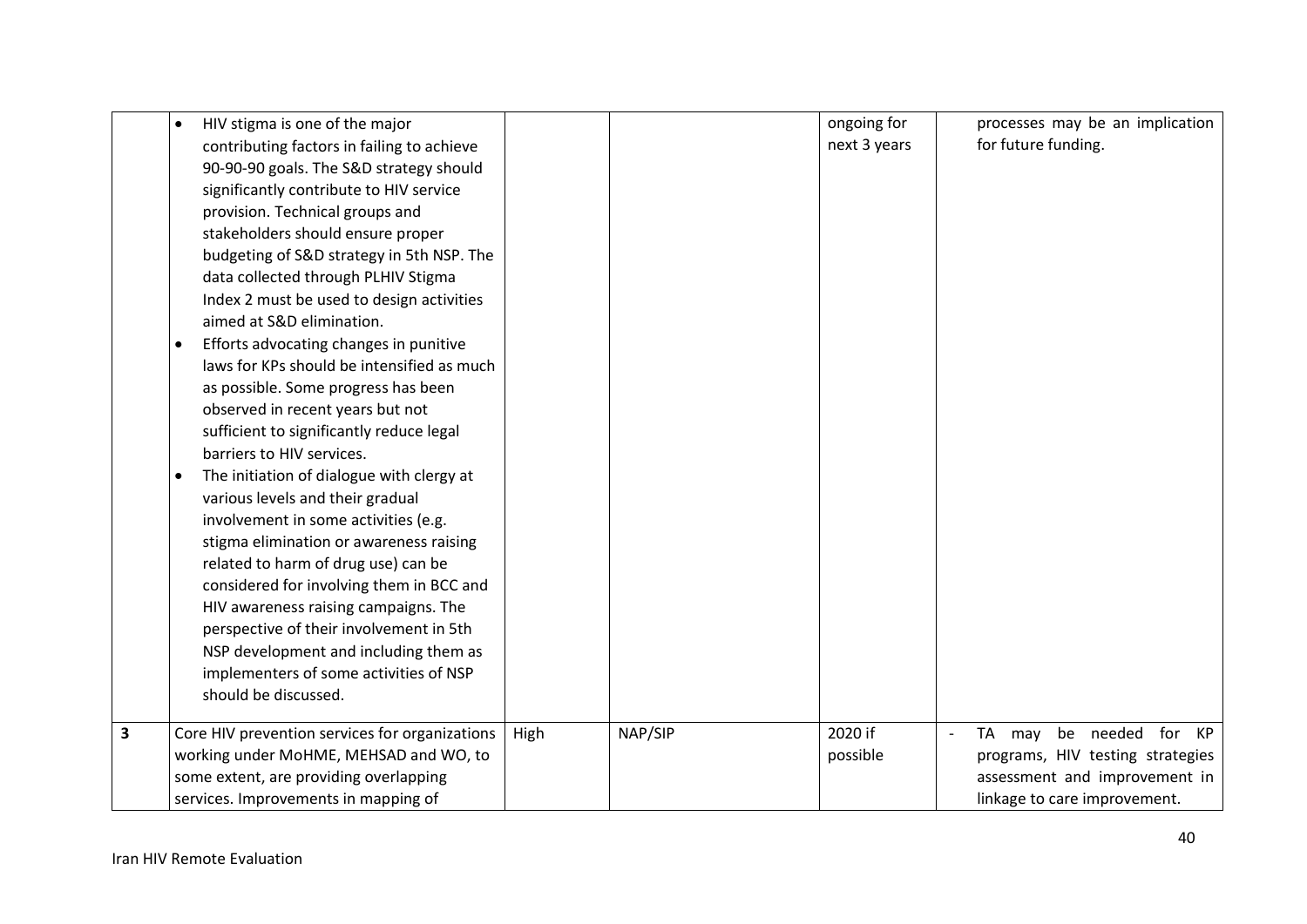| | | | | | |
|---|---|---|---|---|---|
| | • HIV stigma is one of the major contributing factors in failing to achieve 90-90-90 goals. The S&D strategy should significantly contribute to HIV service provision. Technical groups and stakeholders should ensure proper budgeting of S&D strategy in 5th NSP. The data collected through PLHIV Stigma Index 2 must be used to design activities aimed at S&D elimination.<br>• Efforts advocating changes in punitive laws for KPs should be intensified as much as possible. Some progress has been observed in recent years but not sufficient to significantly reduce legal barriers to HIV services.<br>• The initiation of dialogue with clergy at various levels and their gradual involvement in some activities (e.g. stigma elimination or awareness raising related to harm of drug use) can be considered for involving them in BCC and HIV awareness raising campaigns. The perspective of their involvement in 5th NSP development and including them as implementers of some activities of NSP should be discussed. | | | ongoing for next 3 years | processes may be an implication for future funding. |
| **3** | Core HIV prevention services for organizations working under MoHME, MEHSAD and WO, to some extent, are providing overlapping services. Improvements in mapping of | High | NAP/SIP | 2020 if possible | - TA may be needed for KP programs, HIV testing strategies assessment and improvement in linkage to care improvement. |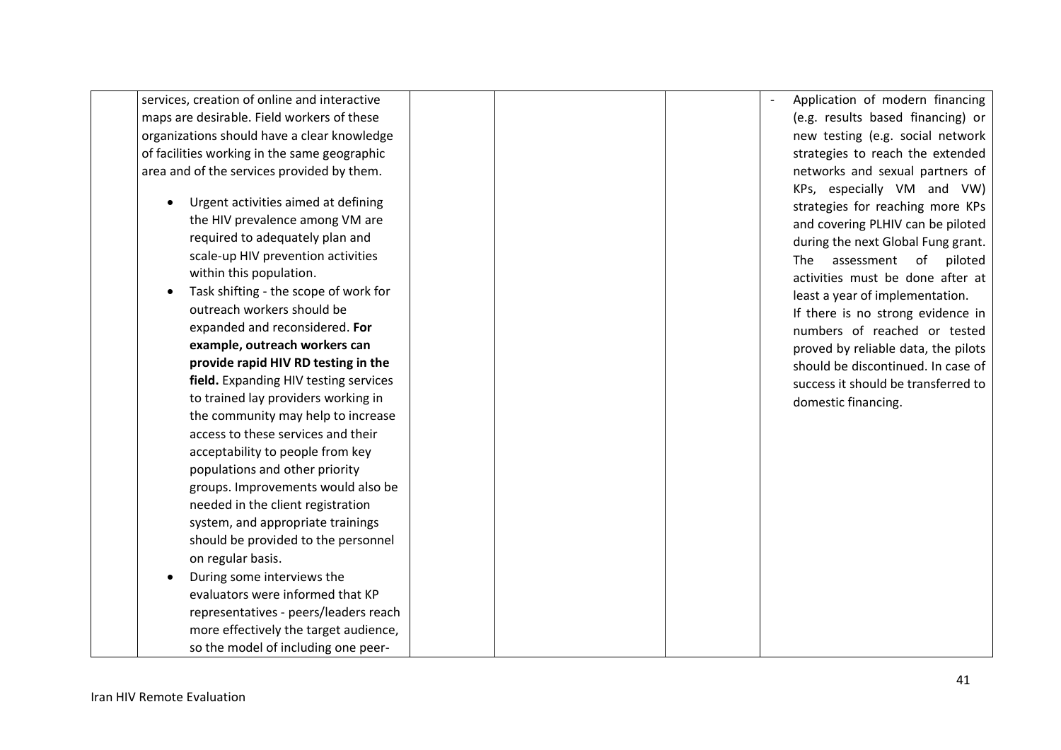| | | | | |
|---|---|---|---|---|
| | services, creation of online and interactive maps are desirable. Field workers of these organizations should have a clear knowledge of facilities working in the same geographic area and of the services provided by them.<br><br>• Urgent activities aimed at defining the HIV prevalence among VM are required to adequately plan and scale-up HIV prevention activities within this population.<br>• Task shifting - the scope of work for outreach workers should be expanded and reconsidered. **For example, outreach workers can provide rapid HIV RD testing in the field.** Expanding HIV testing services to trained lay providers working in the community may help to increase access to these services and their acceptability to people from key populations and other priority groups. Improvements would also be needed in the client registration system, and appropriate trainings should be provided to the personnel on regular basis.<br>• During some interviews the evaluators were informed that KP representatives - peers/leaders reach more effectively the target audience, so the model of including one peer- | | | - Application of modern financing (e.g. results based financing) or new testing (e.g. social network strategies to reach the extended networks and sexual partners of KPs, especially VM and VW) strategies for reaching more KPs and covering PLHIV can be piloted during the next Global Fung grant. The assessment of piloted activities must be done after at least a year of implementation.<br>If there is no strong evidence in numbers of reached or tested proved by reliable data, the pilots should be discontinued. In case of success it should be transferred to domestic financing. |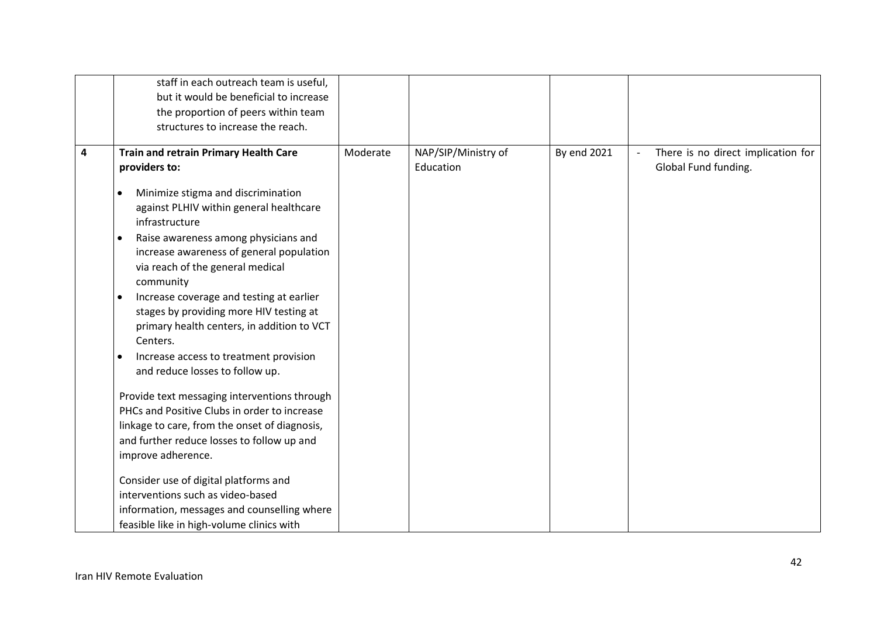|  |  |  |  |  |  |
|---|---|---|---|---|---|
|  | staff in each outreach team is useful, but it would be beneficial to increase the proportion of peers within team structures to increase the reach. |  |  |  |  |
| 4 | **Train and retrain Primary Health Care providers to:**<br><br>• Minimize stigma and discrimination against PLHIV within general healthcare infrastructure<br>• Raise awareness among physicians and increase awareness of general population via reach of the general medical community<br>• Increase coverage and testing at earlier stages by providing more HIV testing at primary health centers, in addition to VCT Centers.<br>• Increase access to treatment provision and reduce losses to follow up.<br><br>Provide text messaging interventions through PHCs and Positive Clubs in order to increase linkage to care, from the onset of diagnosis, and further reduce losses to follow up and improve adherence.<br><br>Consider use of digital platforms and interventions such as video-based information, messages and counselling where feasible like in high-volume clinics with | Moderate | NAP/SIP/Ministry of Education | By end 2021 | - There is no direct implication for Global Fund funding. |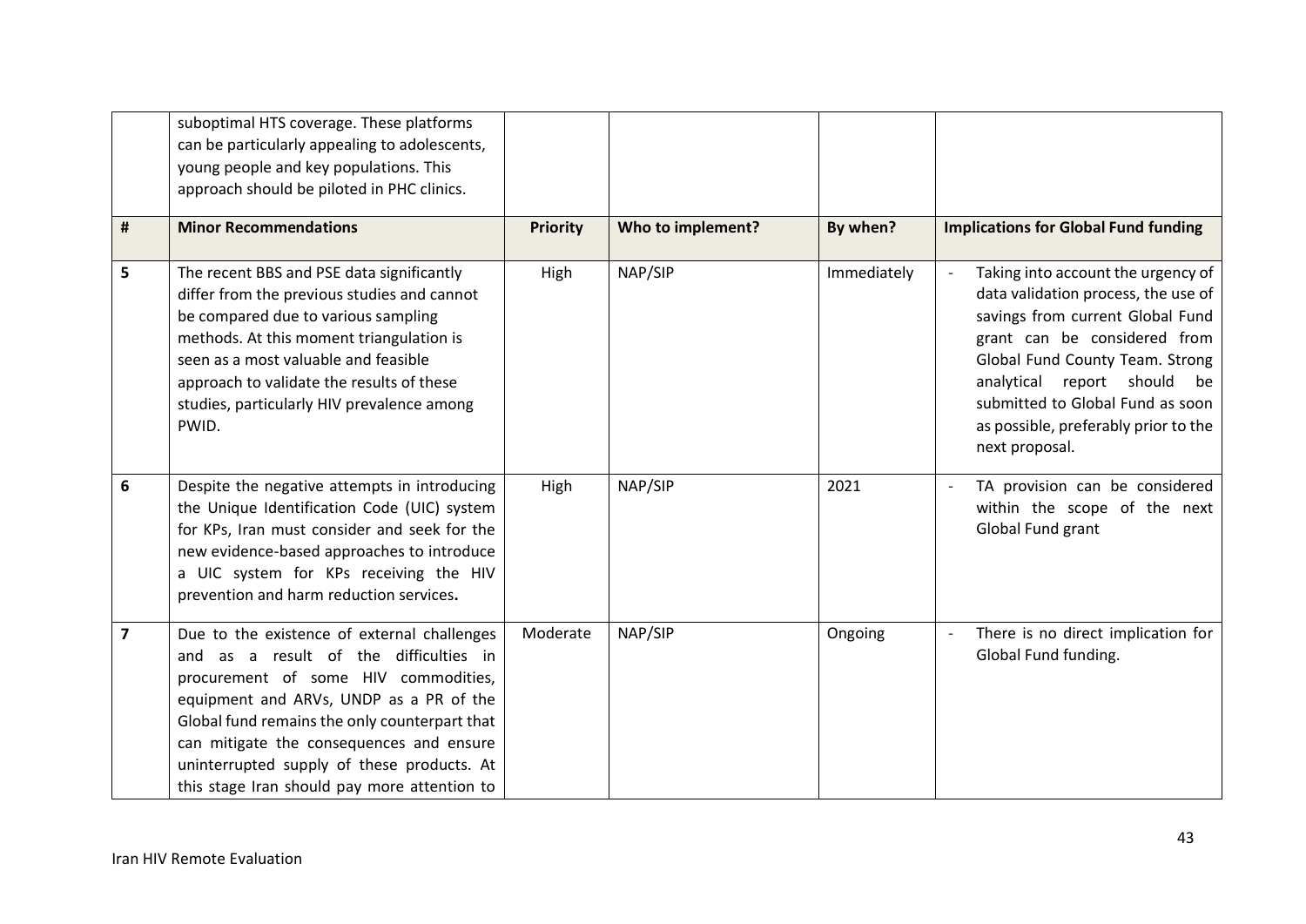| | suboptimal HTS coverage. These platforms can be particularly appealing to adolescents, young people and key populations. This approach should be piloted in PHC clinics. | | | | |
|---|---|---|---|---|---|
| **#** | **Minor Recommendations** | **Priority** | **Who to implement?** | **By when?** | **Implications for Global Fund funding** |
| **5** | The recent BBS and PSE data significantly differ from the previous studies and cannot be compared due to various sampling methods. At this moment triangulation is seen as a most valuable and feasible approach to validate the results of these studies, particularly HIV prevalence among PWID. | High | NAP/SIP | Immediately | - Taking into account the urgency of data validation process, the use of savings from current Global Fund grant can be considered from Global Fund County Team. Strong analytical report should be submitted to Global Fund as soon as possible, preferably prior to the next proposal. |
| **6** | Despite the negative attempts in introducing the Unique Identification Code (UIC) system for KPs, Iran must consider and seek for the new evidence-based approaches to introduce a UIC system for KPs receiving the HIV prevention and harm reduction services**.** | High | NAP/SIP | 2021 | - TA provision can be considered within the scope of the next Global Fund grant |
| **7** | Due to the existence of external challenges and as a result of the difficulties in procurement of some HIV commodities, equipment and ARVs, UNDP as a PR of the Global fund remains the only counterpart that can mitigate the consequences and ensure uninterrupted supply of these products. At this stage Iran should pay more attention to | Moderate | NAP/SIP | Ongoing | - There is no direct implication for Global Fund funding. |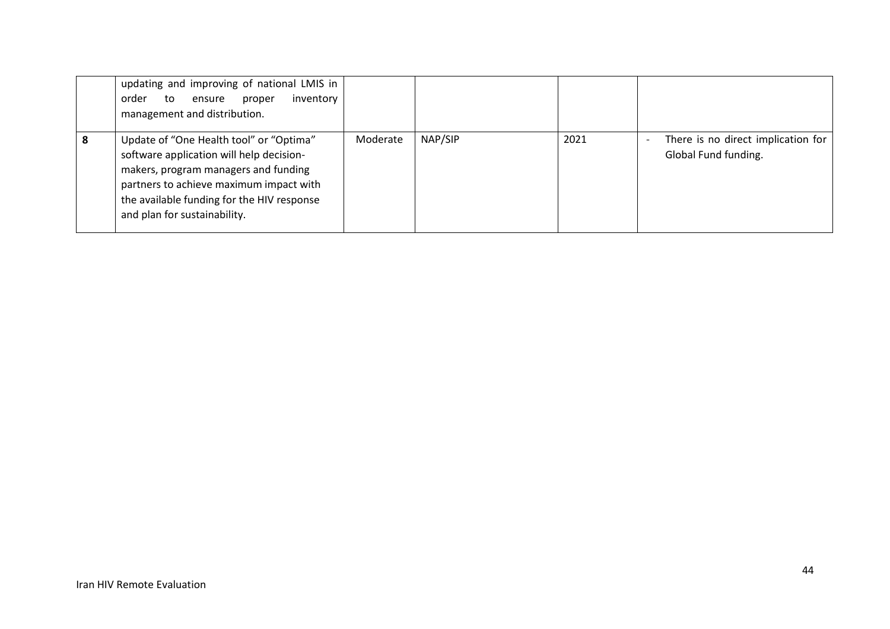|   |   |   |   |   |   |
|---|---|---|---|---|---|
|   | updating and improving of national LMIS in order to ensure proper inventory management and distribution. |   |   |   |   |
| 8 | Update of "One Health tool" or "Optima" software application will help decision-makers, program managers and funding partners to achieve maximum impact with the available funding for the HIV response and plan for sustainability. | Moderate | NAP/SIP | 2021 | - There is no direct implication for Global Fund funding. |

Iran HIV Remote Evaluation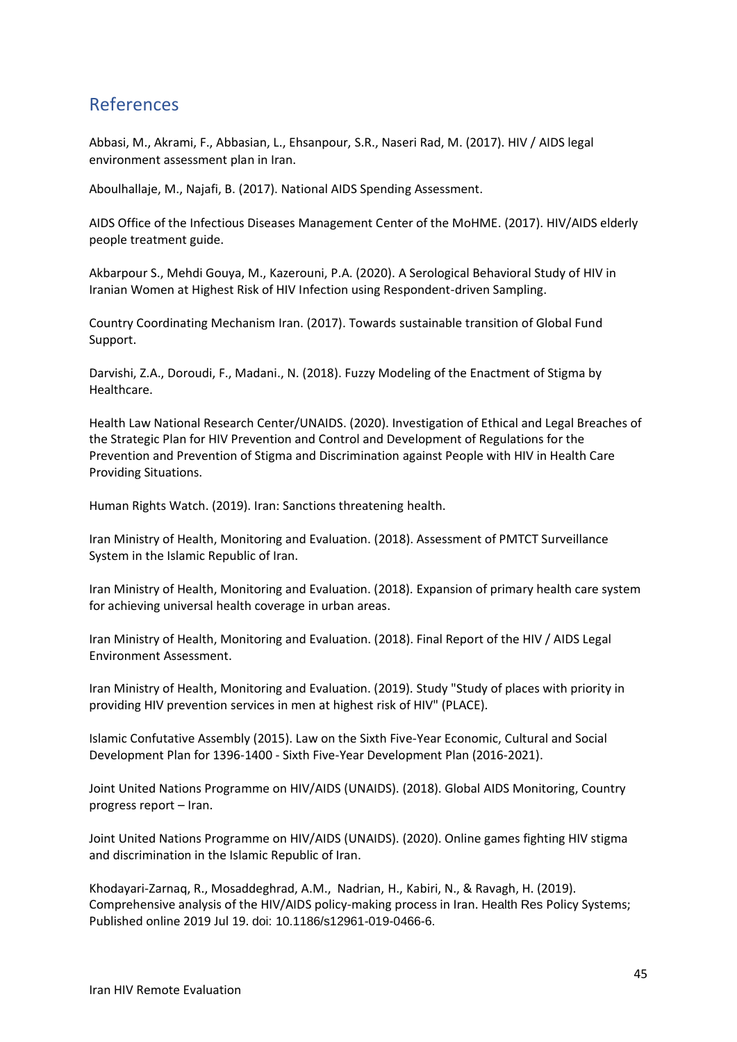## References

Abbasi, M., Akrami, F., Abbasian, L., Ehsanpour, S.R., Naseri Rad, M. (2017). HIV / AIDS legal environment assessment plan in Iran.

Aboulhallaje, M., Najafi, B. (2017). National AIDS Spending Assessment.

AIDS Office of the Infectious Diseases Management Center of the MoHME. (2017). HIV/AIDS elderly people treatment guide.

Akbarpour S., Mehdi Gouya, M., Kazerouni, P.A. (2020). A Serological Behavioral Study of HIV in Iranian Women at Highest Risk of HIV Infection using Respondent-driven Sampling.

Country Coordinating Mechanism Iran. (2017). Towards sustainable transition of Global Fund Support.

Darvishi, Z.A., Doroudi, F., Madani., N. (2018). Fuzzy Modeling of the Enactment of Stigma by Healthcare.

Health Law National Research Center/UNAIDS. (2020). Investigation of Ethical and Legal Breaches of the Strategic Plan for HIV Prevention and Control and Development of Regulations for the Prevention and Prevention of Stigma and Discrimination against People with HIV in Health Care Providing Situations.

Human Rights Watch. (2019). Iran: Sanctions threatening health.

Iran Ministry of Health, Monitoring and Evaluation. (2018). Assessment of PMTCT Surveillance System in the Islamic Republic of Iran.

Iran Ministry of Health, Monitoring and Evaluation. (2018). Expansion of primary health care system for achieving universal health coverage in urban areas.

Iran Ministry of Health, Monitoring and Evaluation. (2018). Final Report of the HIV / AIDS Legal Environment Assessment.

Iran Ministry of Health, Monitoring and Evaluation. (2019). Study "Study of places with priority in providing HIV prevention services in men at highest risk of HIV" (PLACE).

Islamic Confutative Assembly (2015). Law on the Sixth Five-Year Economic, Cultural and Social Development Plan for 1396-1400 - Sixth Five-Year Development Plan (2016-2021).

Joint United Nations Programme on HIV/AIDS (UNAIDS). (2018). Global AIDS Monitoring, Country progress report – Iran.

Joint United Nations Programme on HIV/AIDS (UNAIDS). (2020). Online games fighting HIV stigma and discrimination in the Islamic Republic of Iran.

Khodayari-Zarnaq, R., Mosaddeghrad, A.M., Nadrian, H., Kabiri, N., & Ravagh, H. (2019). Comprehensive analysis of the HIV/AIDS policy-making process in Iran. Health Res Policy Systems; Published online 2019 Jul 19. doi: 10.1186/s12961-019-0466-6.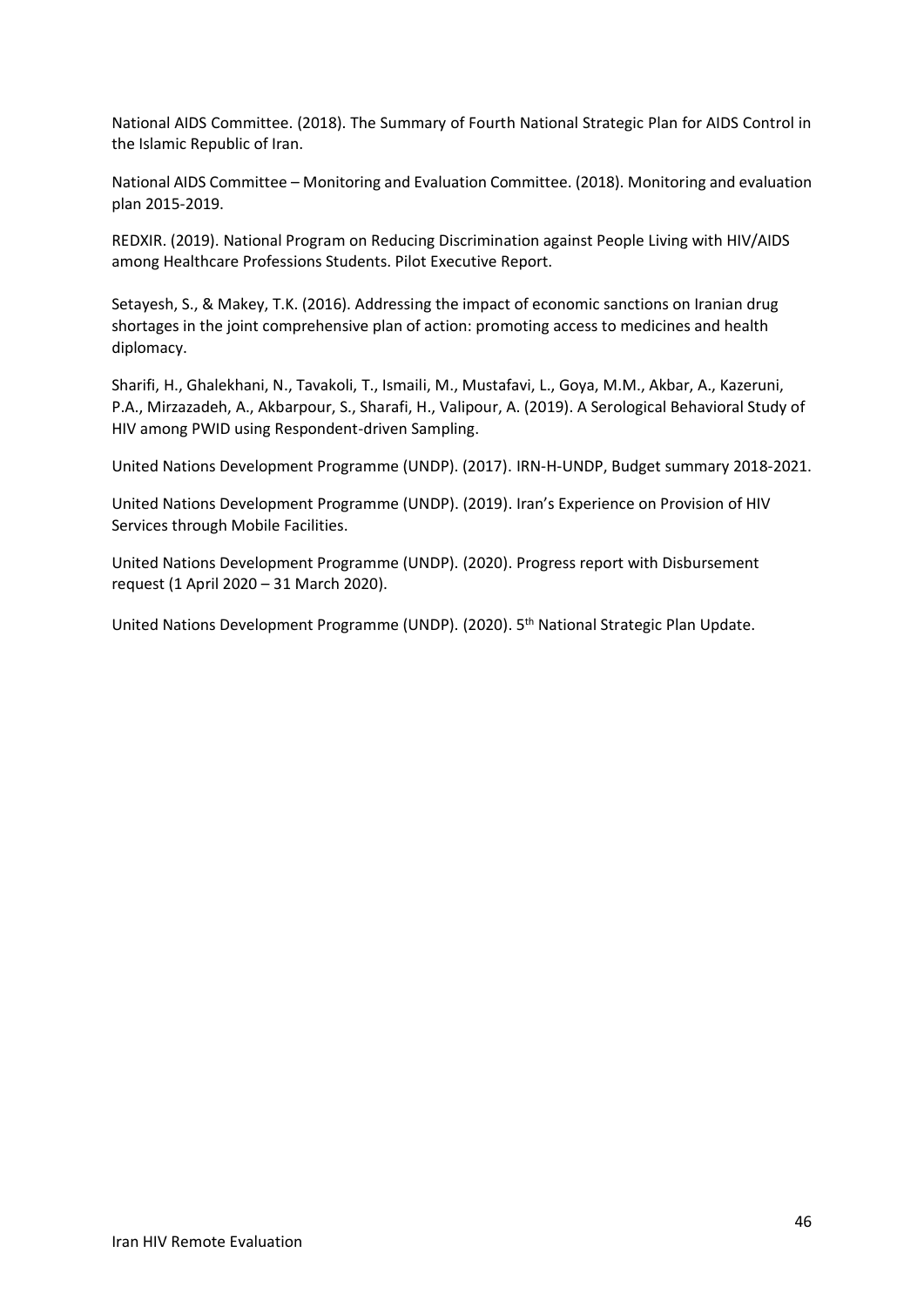National AIDS Committee. (2018). The Summary of Fourth National Strategic Plan for AIDS Control in the Islamic Republic of Iran.

National AIDS Committee – Monitoring and Evaluation Committee. (2018). Monitoring and evaluation plan 2015-2019.

REDXIR. (2019). National Program on Reducing Discrimination against People Living with HIV/AIDS among Healthcare Professions Students. Pilot Executive Report.

Setayesh, S., & Makey, T.K. (2016). Addressing the impact of economic sanctions on Iranian drug shortages in the joint comprehensive plan of action: promoting access to medicines and health diplomacy.

Sharifi, H., Ghalekhani, N., Tavakoli, T., Ismaili, M., Mustafavi, L., Goya, M.M., Akbar, A., Kazeruni, P.A., Mirzazadeh, A., Akbarpour, S., Sharafi, H., Valipour, A. (2019). A Serological Behavioral Study of HIV among PWID using Respondent-driven Sampling.

United Nations Development Programme (UNDP). (2017). IRN-H-UNDP, Budget summary 2018-2021.

United Nations Development Programme (UNDP). (2019). Iran's Experience on Provision of HIV Services through Mobile Facilities.

United Nations Development Programme (UNDP). (2020). Progress report with Disbursement request (1 April 2020 – 31 March 2020).

United Nations Development Programme (UNDP). (2020). 5th National Strategic Plan Update.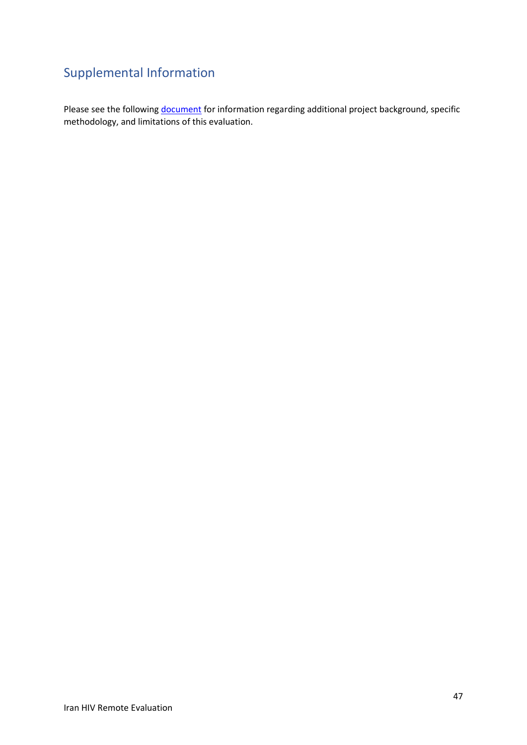## Supplemental Information

Please see the following document for information regarding additional project background, specific methodology, and limitations of this evaluation.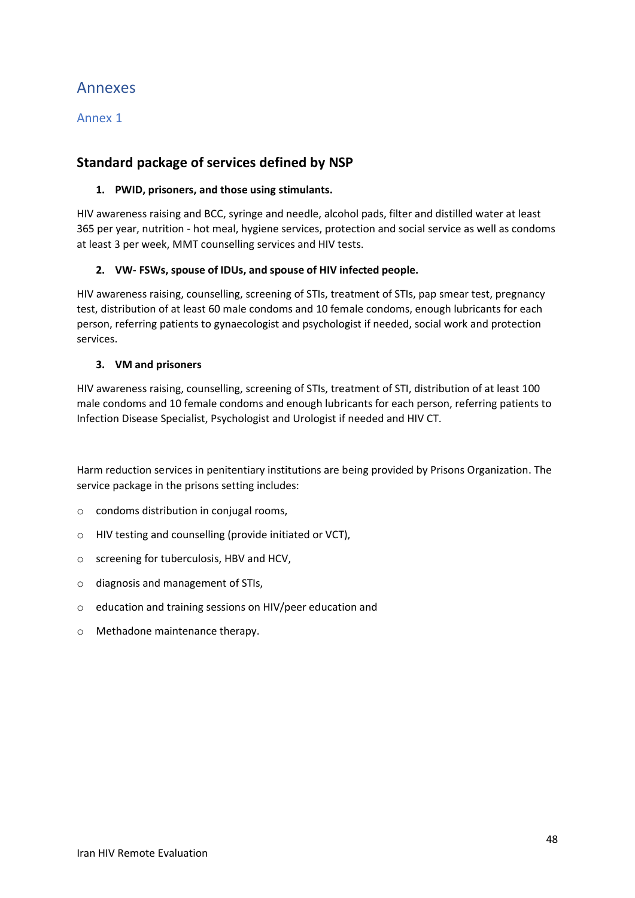# Annexes

## Annex 1

### Standard package of services defined by NSP

**1. PWID, prisoners, and those using stimulants.**

HIV awareness raising and BCC, syringe and needle, alcohol pads, filter and distilled water at least 365 per year, nutrition - hot meal, hygiene services, protection and social service as well as condoms at least 3 per week, MMT counselling services and HIV tests.

**2. VW- FSWs, spouse of IDUs, and spouse of HIV infected people.**

HIV awareness raising, counselling, screening of STIs, treatment of STIs, pap smear test, pregnancy test, distribution of at least 60 male condoms and 10 female condoms, enough lubricants for each person, referring patients to gynaecologist and psychologist if needed, social work and protection services.

**3. VM and prisoners**

HIV awareness raising, counselling, screening of STIs, treatment of STI, distribution of at least 100 male condoms and 10 female condoms and enough lubricants for each person, referring patients to Infection Disease Specialist, Psychologist and Urologist if needed and HIV CT.

Harm reduction services in penitentiary institutions are being provided by Prisons Organization. The service package in the prisons setting includes:

- condoms distribution in conjugal rooms,
- HIV testing and counselling (provide initiated or VCT),
- screening for tuberculosis, HBV and HCV,
- diagnosis and management of STIs,
- education and training sessions on HIV/peer education and
- Methadone maintenance therapy.